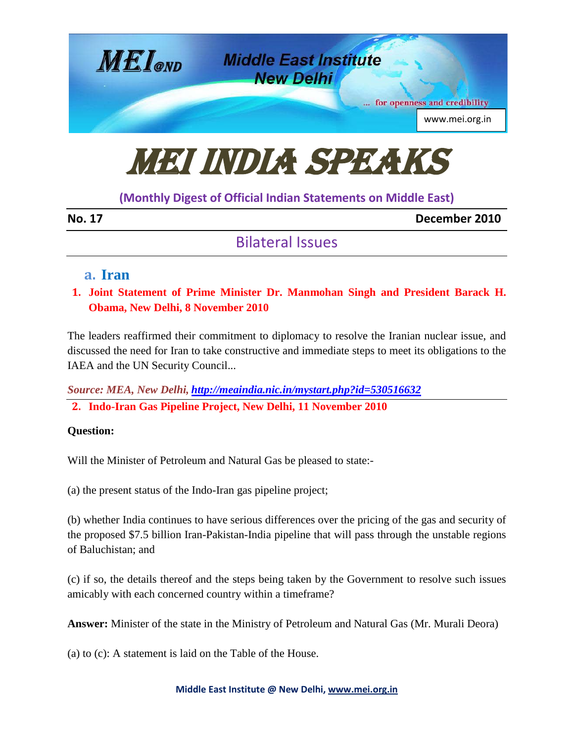MEI@ND Middle East Institute New Delhi

... for openness and credibility

www.mei.org.in

# MEI INDIA SPEAKS

**(Monthly Digest of Official Indian Statements on Middle East)**

**No. 17** **December 2010**

## Bilateral Issues

### a. Iran

**1. Joint Statement of Prime Minister Dr. Manmohan Singh and President Barack H. Obama, New Delhi, 8 November 2010**

The leaders reaffirmed their commitment to diplomacy to resolve the Iranian nuclear issue, and discussed the need for Iran to take constructive and immediate steps to meet its obligations to the IAEA and the UN Security Council...

*Source: MEA, New Delhi, http://meaindia.nic.in/mystart.php?id=530516632*

**2. Indo-Iran Gas Pipeline Project, New Delhi, 11 November 2010**

**Question:**

Will the Minister of Petroleum and Natural Gas be pleased to state:-

(a) the present status of the Indo-Iran gas pipeline project;

(b) whether India continues to have serious differences over the pricing of the gas and security of the proposed $7.5 billion Iran-Pakistan-India pipeline that will pass through the unstable regions of Baluchistan; and

(c) if so, the details thereof and the steps being taken by the Government to resolve such issues amicably with each concerned country within a timeframe?

**Answer:** Minister of the state in the Ministry of Petroleum and Natural Gas (Mr. Murali Deora)

(a) to (c): A statement is laid on the Table of the House.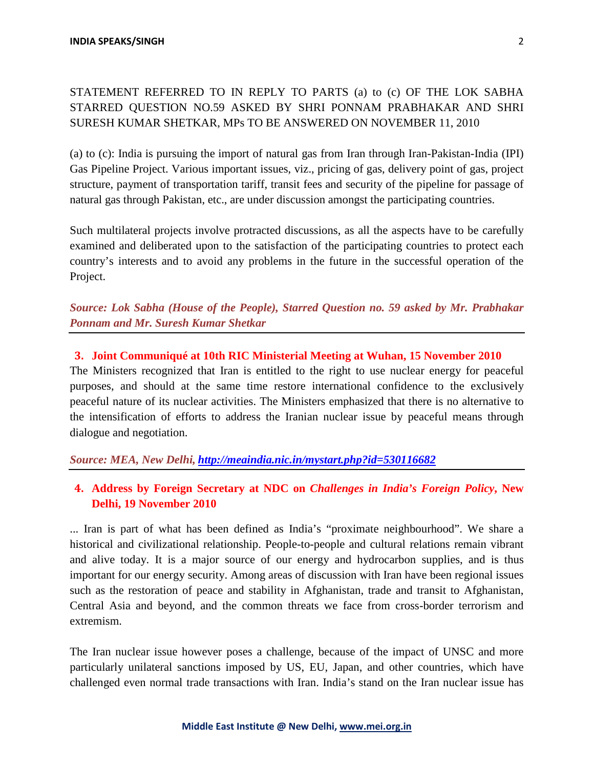STATEMENT REFERRED TO IN REPLY TO PARTS (a) to (c) OF THE LOK SABHA STARRED QUESTION NO.59 ASKED BY SHRI PONNAM PRABHAKAR AND SHRI SURESH KUMAR SHETKAR, MPs TO BE ANSWERED ON NOVEMBER 11, 2010

(a) to (c): India is pursuing the import of natural gas from Iran through Iran-Pakistan-India (IPI) Gas Pipeline Project. Various important issues, viz., pricing of gas, delivery point of gas, project structure, payment of transportation tariff, transit fees and security of the pipeline for passage of natural gas through Pakistan, etc., are under discussion amongst the participating countries.

Such multilateral projects involve protracted discussions, as all the aspects have to be carefully examined and deliberated upon to the satisfaction of the participating countries to protect each country's interests and to avoid any problems in the future in the successful operation of the Project.

***Source: Lok Sabha (House of the People), Starred Question no. 59 asked by Mr. Prabhakar Ponnam and Mr. Suresh Kumar Shetkar***

---

## 3. Joint Communiqué at 10th RIC Ministerial Meeting at Wuhan, 15 November 2010

The Ministers recognized that Iran is entitled to the right to use nuclear energy for peaceful purposes, and should at the same time restore international confidence to the exclusively peaceful nature of its nuclear activities. The Ministers emphasized that there is no alternative to the intensification of efforts to address the Iranian nuclear issue by peaceful means through dialogue and negotiation.

***Source: MEA, New Delhi, http://meaindia.nic.in/mystart.php?id=530116682***

---

## 4. Address by Foreign Secretary at NDC on *Challenges in India's Foreign Policy*, New Delhi, 19 November 2010

... Iran is part of what has been defined as India's "proximate neighbourhood". We share a historical and civilizational relationship. People-to-people and cultural relations remain vibrant and alive today. It is a major source of our energy and hydrocarbon supplies, and is thus important for our energy security. Among areas of discussion with Iran have been regional issues such as the restoration of peace and stability in Afghanistan, trade and transit to Afghanistan, Central Asia and beyond, and the common threats we face from cross-border terrorism and extremism.

The Iran nuclear issue however poses a challenge, because of the impact of UNSC and more particularly unilateral sanctions imposed by US, EU, Japan, and other countries, which have challenged even normal trade transactions with Iran. India's stand on the Iran nuclear issue has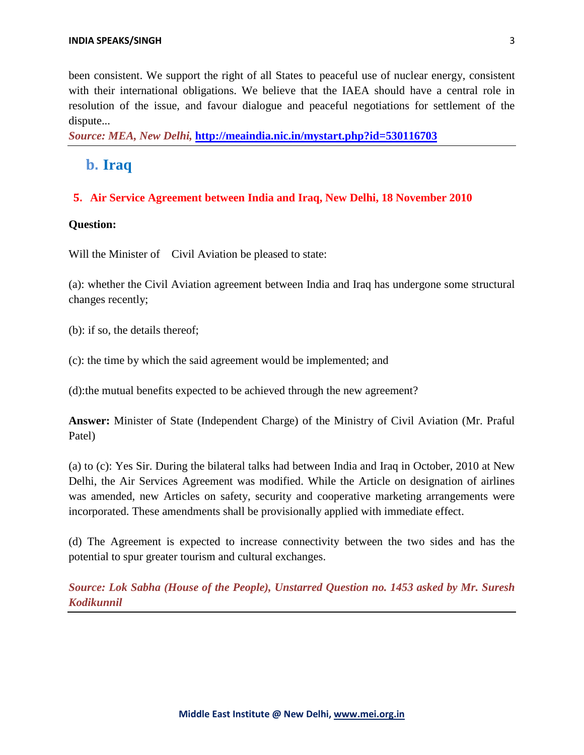been consistent. We support the right of all States to peaceful use of nuclear energy, consistent with their international obligations. We believe that the IAEA should have a central role in resolution of the issue, and favour dialogue and peaceful negotiations for settlement of the dispute...

***Source: MEA, New Delhi,* [http://meaindia.nic.in/mystart.php?id=530116703](http://meaindia.nic.in/mystart.php?id=530116703)**

---

## b. Iraq

### 5. Air Service Agreement between India and Iraq, New Delhi, 18 November 2010

**Question:**

Will the Minister of Civil Aviation be pleased to state:

(a): whether the Civil Aviation agreement between India and Iraq has undergone some structural changes recently;

(b): if so, the details thereof;

(c): the time by which the said agreement would be implemented; and

(d):the mutual benefits expected to be achieved through the new agreement?

**Answer:** Minister of State (Independent Charge) of the Ministry of Civil Aviation (Mr. Praful Patel)

(a) to (c): Yes Sir. During the bilateral talks had between India and Iraq in October, 2010 at New Delhi, the Air Services Agreement was modified. While the Article on designation of airlines was amended, new Articles on safety, security and cooperative marketing arrangements were incorporated. These amendments shall be provisionally applied with immediate effect.

(d) The Agreement is expected to increase connectivity between the two sides and has the potential to spur greater tourism and cultural exchanges.

***Source: Lok Sabha (House of the People), Unstarred Question no. 1453 asked by Mr. Suresh Kodikunnil***

---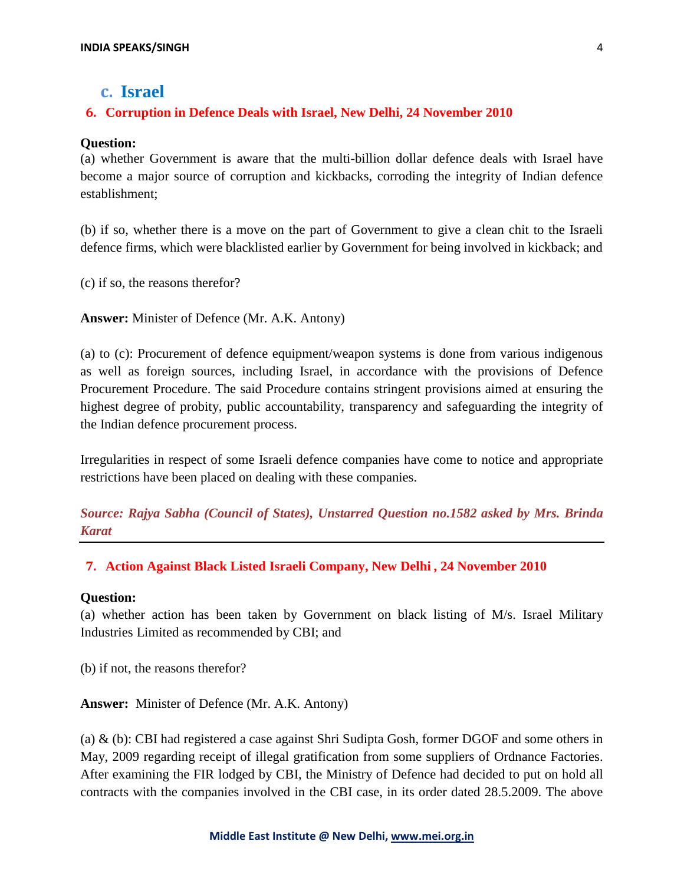## c. Israel

### 6. Corruption in Defence Deals with Israel, New Delhi, 24 November 2010

**Question:**
(a) whether Government is aware that the multi-billion dollar defence deals with Israel have become a major source of corruption and kickbacks, corroding the integrity of Indian defence establishment;

(b) if so, whether there is a move on the part of Government to give a clean chit to the Israeli defence firms, which were blacklisted earlier by Government for being involved in kickback; and

(c) if so, the reasons therefor?

**Answer:** Minister of Defence (Mr. A.K. Antony)

(a) to (c): Procurement of defence equipment/weapon systems is done from various indigenous as well as foreign sources, including Israel, in accordance with the provisions of Defence Procurement Procedure. The said Procedure contains stringent provisions aimed at ensuring the highest degree of probity, public accountability, transparency and safeguarding the integrity of the Indian defence procurement process.

Irregularities in respect of some Israeli defence companies have come to notice and appropriate restrictions have been placed on dealing with these companies.

***Source: Rajya Sabha (Council of States), Unstarred Question no.1582 asked by Mrs. Brinda Karat***

---

### 7. Action Against Black Listed Israeli Company, New Delhi , 24 November 2010

**Question:**
(a) whether action has been taken by Government on black listing of M/s. Israel Military Industries Limited as recommended by CBI; and

(b) if not, the reasons therefor?

**Answer:** Minister of Defence (Mr. A.K. Antony)

(a) & (b): CBI had registered a case against Shri Sudipta Gosh, former DGOF and some others in May, 2009 regarding receipt of illegal gratification from some suppliers of Ordnance Factories. After examining the FIR lodged by CBI, the Ministry of Defence had decided to put on hold all contracts with the companies involved in the CBI case, in its order dated 28.5.2009. The above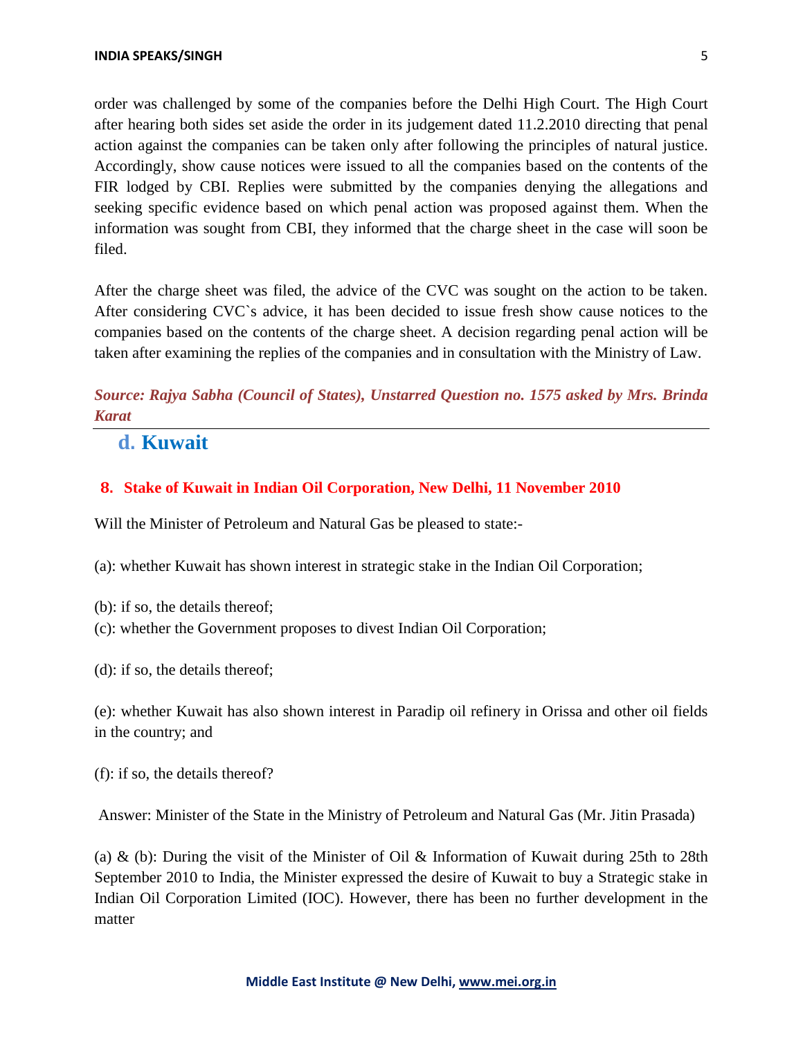order was challenged by some of the companies before the Delhi High Court. The High Court after hearing both sides set aside the order in its judgement dated 11.2.2010 directing that penal action against the companies can be taken only after following the principles of natural justice. Accordingly, show cause notices were issued to all the companies based on the contents of the FIR lodged by CBI. Replies were submitted by the companies denying the allegations and seeking specific evidence based on which penal action was proposed against them. When the information was sought from CBI, they informed that the charge sheet in the case will soon be filed.

After the charge sheet was filed, the advice of the CVC was sought on the action to be taken. After considering CVC`s advice, it has been decided to issue fresh show cause notices to the companies based on the contents of the charge sheet. A decision regarding penal action will be taken after examining the replies of the companies and in consultation with the Ministry of Law.

***Source: Rajya Sabha (Council of States), Unstarred Question no. 1575 asked by Mrs. Brinda Karat***

## d. Kuwait

### 8. Stake of Kuwait in Indian Oil Corporation, New Delhi, 11 November 2010

Will the Minister of Petroleum and Natural Gas be pleased to state:-

(a): whether Kuwait has shown interest in strategic stake in the Indian Oil Corporation;

(b): if so, the details thereof;

(c): whether the Government proposes to divest Indian Oil Corporation;

(d): if so, the details thereof;

(e): whether Kuwait has also shown interest in Paradip oil refinery in Orissa and other oil fields in the country; and

(f): if so, the details thereof?

Answer: Minister of the State in the Ministry of Petroleum and Natural Gas (Mr. Jitin Prasada)

(a) & (b): During the visit of the Minister of Oil & Information of Kuwait during 25th to 28th September 2010 to India, the Minister expressed the desire of Kuwait to buy a Strategic stake in Indian Oil Corporation Limited (IOC). However, there has been no further development in the matter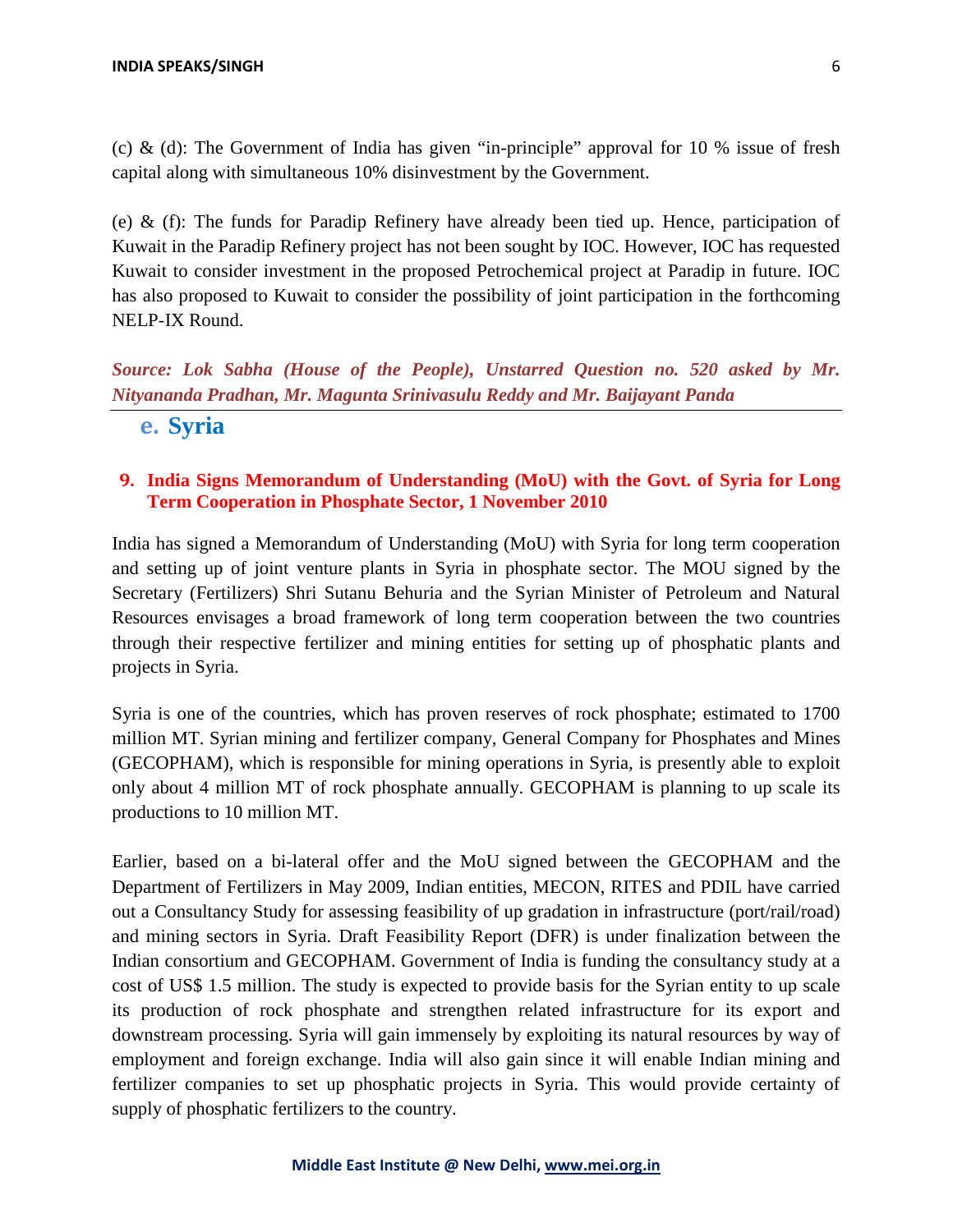(c) & (d): The Government of India has given "in-principle" approval for 10 % issue of fresh capital along with simultaneous 10% disinvestment by the Government.

(e) & (f): The funds for Paradip Refinery have already been tied up. Hence, participation of Kuwait in the Paradip Refinery project has not been sought by IOC. However, IOC has requested Kuwait to consider investment in the proposed Petrochemical project at Paradip in future. IOC has also proposed to Kuwait to consider the possibility of joint participation in the forthcoming NELP-IX Round.

***Source: Lok Sabha (House of the People), Unstarred Question no. 520 asked by Mr. Nityananda Pradhan, Mr. Magunta Srinivasulu Reddy and Mr. Baijayant Panda***

## e. Syria

### 9. India Signs Memorandum of Understanding (MoU) with the Govt. of Syria for Long Term Cooperation in Phosphate Sector, 1 November 2010

India has signed a Memorandum of Understanding (MoU) with Syria for long term cooperation and setting up of joint venture plants in Syria in phosphate sector. The MOU signed by the Secretary (Fertilizers) Shri Sutanu Behuria and the Syrian Minister of Petroleum and Natural Resources envisages a broad framework of long term cooperation between the two countries through their respective fertilizer and mining entities for setting up of phosphatic plants and projects in Syria.

Syria is one of the countries, which has proven reserves of rock phosphate; estimated to 1700 million MT. Syrian mining and fertilizer company, General Company for Phosphates and Mines (GECOPHAM), which is responsible for mining operations in Syria, is presently able to exploit only about 4 million MT of rock phosphate annually. GECOPHAM is planning to up scale its productions to 10 million MT.

Earlier, based on a bi-lateral offer and the MoU signed between the GECOPHAM and the Department of Fertilizers in May 2009, Indian entities, MECON, RITES and PDIL have carried out a Consultancy Study for assessing feasibility of up gradation in infrastructure (port/rail/road) and mining sectors in Syria. Draft Feasibility Report (DFR) is under finalization between the Indian consortium and GECOPHAM. Government of India is funding the consultancy study at a cost of US$ 1.5 million. The study is expected to provide basis for the Syrian entity to up scale its production of rock phosphate and strengthen related infrastructure for its export and downstream processing. Syria will gain immensely by exploiting its natural resources by way of employment and foreign exchange. India will also gain since it will enable Indian mining and fertilizer companies to set up phosphatic projects in Syria. This would provide certainty of supply of phosphatic fertilizers to the country.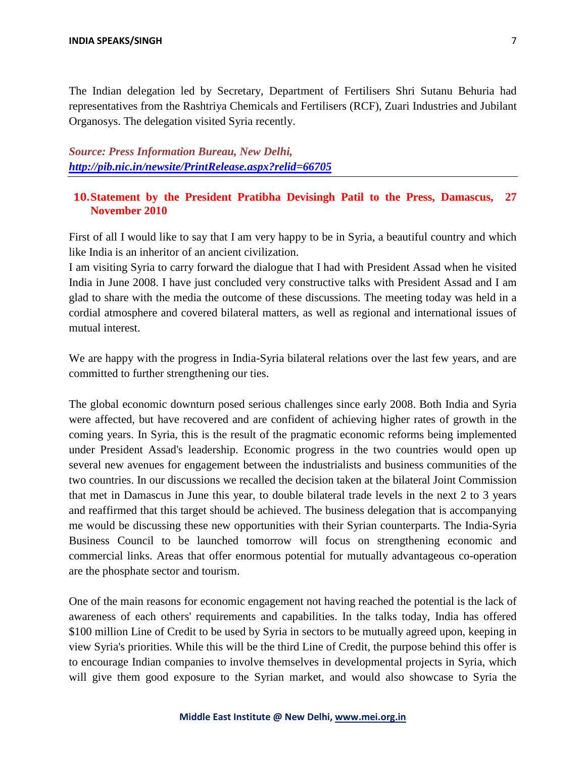The Indian delegation led by Secretary, Department of Fertilisers Shri Sutanu Behuria had representatives from the Rashtriya Chemicals and Fertilisers (RCF), Zuari Industries and Jubilant Organosys. The delegation visited Syria recently.

***Source: Press Information Bureau, New Delhi, http://pib.nic.in/newsite/PrintRelease.aspx?relid=66705***

---

## 10. Statement by the President Pratibha Devisingh Patil to the Press, Damascus, 27 November 2010

First of all I would like to say that I am very happy to be in Syria, a beautiful country and which like India is an inheritor of an ancient civilization.

I am visiting Syria to carry forward the dialogue that I had with President Assad when he visited India in June 2008. I have just concluded very constructive talks with President Assad and I am glad to share with the media the outcome of these discussions. The meeting today was held in a cordial atmosphere and covered bilateral matters, as well as regional and international issues of mutual interest.

We are happy with the progress in India-Syria bilateral relations over the last few years, and are committed to further strengthening our ties.

The global economic downturn posed serious challenges since early 2008. Both India and Syria were affected, but have recovered and are confident of achieving higher rates of growth in the coming years. In Syria, this is the result of the pragmatic economic reforms being implemented under President Assad's leadership. Economic progress in the two countries would open up several new avenues for engagement between the industrialists and business communities of the two countries. In our discussions we recalled the decision taken at the bilateral Joint Commission that met in Damascus in June this year, to double bilateral trade levels in the next 2 to 3 years and reaffirmed that this target should be achieved. The business delegation that is accompanying me would be discussing these new opportunities with their Syrian counterparts. The India-Syria Business Council to be launched tomorrow will focus on strengthening economic and commercial links. Areas that offer enormous potential for mutually advantageous co-operation are the phosphate sector and tourism.

One of the main reasons for economic engagement not having reached the potential is the lack of awareness of each others' requirements and capabilities. In the talks today, India has offered $100 million Line of Credit to be used by Syria in sectors to be mutually agreed upon, keeping in view Syria's priorities. While this will be the third Line of Credit, the purpose behind this offer is to encourage Indian companies to involve themselves in developmental projects in Syria, which will give them good exposure to the Syrian market, and would also showcase to Syria the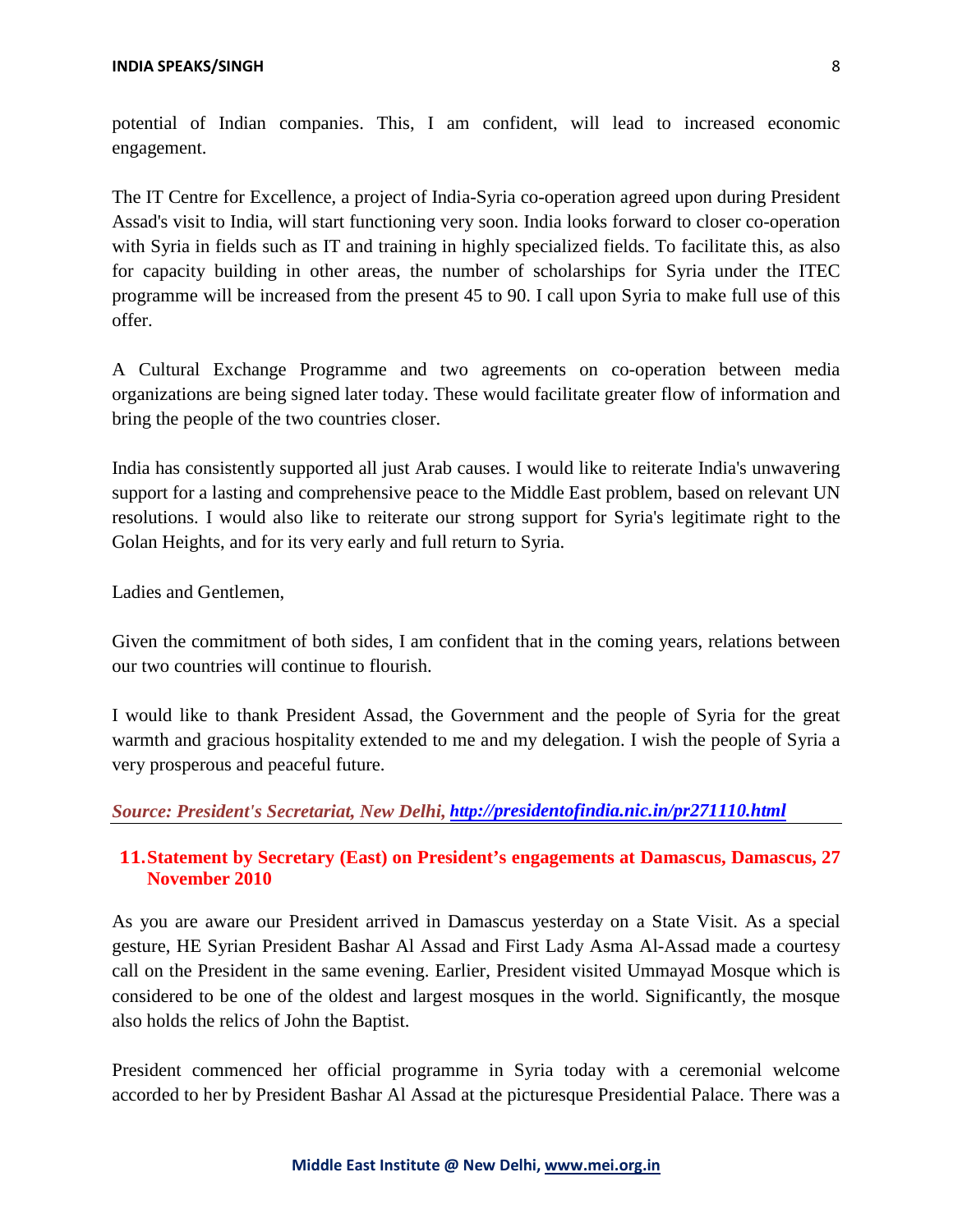potential of Indian companies. This, I am confident, will lead to increased economic engagement.

The IT Centre for Excellence, a project of India-Syria co-operation agreed upon during President Assad's visit to India, will start functioning very soon. India looks forward to closer co-operation with Syria in fields such as IT and training in highly specialized fields. To facilitate this, as also for capacity building in other areas, the number of scholarships for Syria under the ITEC programme will be increased from the present 45 to 90. I call upon Syria to make full use of this offer.

A Cultural Exchange Programme and two agreements on co-operation between media organizations are being signed later today. These would facilitate greater flow of information and bring the people of the two countries closer.

India has consistently supported all just Arab causes. I would like to reiterate India's unwavering support for a lasting and comprehensive peace to the Middle East problem, based on relevant UN resolutions. I would also like to reiterate our strong support for Syria's legitimate right to the Golan Heights, and for its very early and full return to Syria.

Ladies and Gentlemen,

Given the commitment of both sides, I am confident that in the coming years, relations between our two countries will continue to flourish.

I would like to thank President Assad, the Government and the people of Syria for the great warmth and gracious hospitality extended to me and my delegation. I wish the people of Syria a very prosperous and peaceful future.

***Source: President's Secretariat, New Delhi, [http://presidentofindia.nic.in/pr271110.html](http://presidentofindia.nic.in/pr271110.html)***

## 11. Statement by Secretary (East) on President's engagements at Damascus, Damascus, 27 November 2010

As you are aware our President arrived in Damascus yesterday on a State Visit. As a special gesture, HE Syrian President Bashar Al Assad and First Lady Asma Al-Assad made a courtesy call on the President in the same evening. Earlier, President visited Ummayad Mosque which is considered to be one of the oldest and largest mosques in the world. Significantly, the mosque also holds the relics of John the Baptist.

President commenced her official programme in Syria today with a ceremonial welcome accorded to her by President Bashar Al Assad at the picturesque Presidential Palace. There was a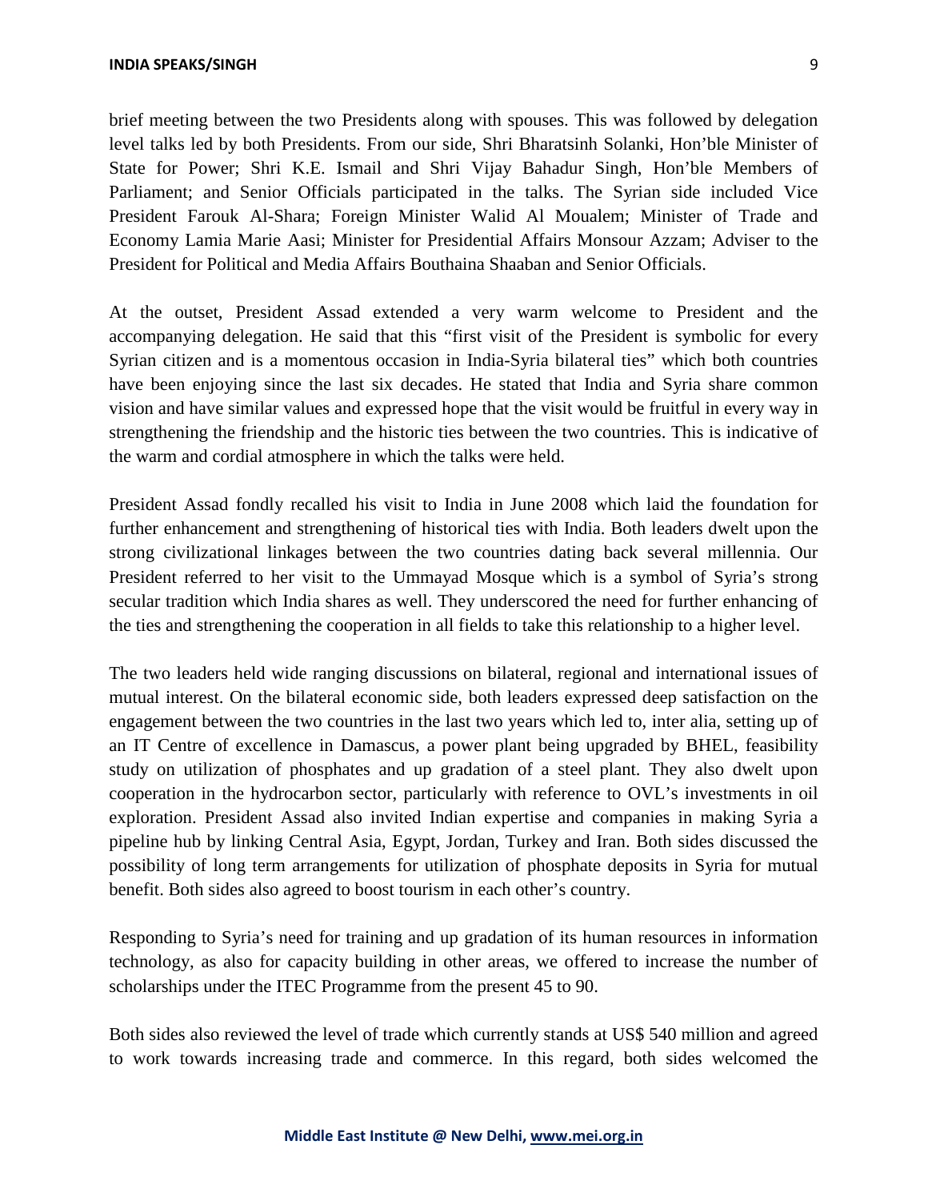brief meeting between the two Presidents along with spouses. This was followed by delegation level talks led by both Presidents. From our side, Shri Bharatsinh Solanki, Hon'ble Minister of State for Power; Shri K.E. Ismail and Shri Vijay Bahadur Singh, Hon'ble Members of Parliament; and Senior Officials participated in the talks. The Syrian side included Vice President Farouk Al-Shara; Foreign Minister Walid Al Moualem; Minister of Trade and Economy Lamia Marie Aasi; Minister for Presidential Affairs Monsour Azzam; Adviser to the President for Political and Media Affairs Bouthaina Shaaban and Senior Officials.

At the outset, President Assad extended a very warm welcome to President and the accompanying delegation. He said that this "first visit of the President is symbolic for every Syrian citizen and is a momentous occasion in India-Syria bilateral ties" which both countries have been enjoying since the last six decades. He stated that India and Syria share common vision and have similar values and expressed hope that the visit would be fruitful in every way in strengthening the friendship and the historic ties between the two countries. This is indicative of the warm and cordial atmosphere in which the talks were held.

President Assad fondly recalled his visit to India in June 2008 which laid the foundation for further enhancement and strengthening of historical ties with India. Both leaders dwelt upon the strong civilizational linkages between the two countries dating back several millennia. Our President referred to her visit to the Ummayad Mosque which is a symbol of Syria's strong secular tradition which India shares as well. They underscored the need for further enhancing of the ties and strengthening the cooperation in all fields to take this relationship to a higher level.

The two leaders held wide ranging discussions on bilateral, regional and international issues of mutual interest. On the bilateral economic side, both leaders expressed deep satisfaction on the engagement between the two countries in the last two years which led to, inter alia, setting up of an IT Centre of excellence in Damascus, a power plant being upgraded by BHEL, feasibility study on utilization of phosphates and up gradation of a steel plant. They also dwelt upon cooperation in the hydrocarbon sector, particularly with reference to OVL's investments in oil exploration. President Assad also invited Indian expertise and companies in making Syria a pipeline hub by linking Central Asia, Egypt, Jordan, Turkey and Iran. Both sides discussed the possibility of long term arrangements for utilization of phosphate deposits in Syria for mutual benefit. Both sides also agreed to boost tourism in each other's country.

Responding to Syria's need for training and up gradation of its human resources in information technology, as also for capacity building in other areas, we offered to increase the number of scholarships under the ITEC Programme from the present 45 to 90.

Both sides also reviewed the level of trade which currently stands at US$ 540 million and agreed to work towards increasing trade and commerce. In this regard, both sides welcomed the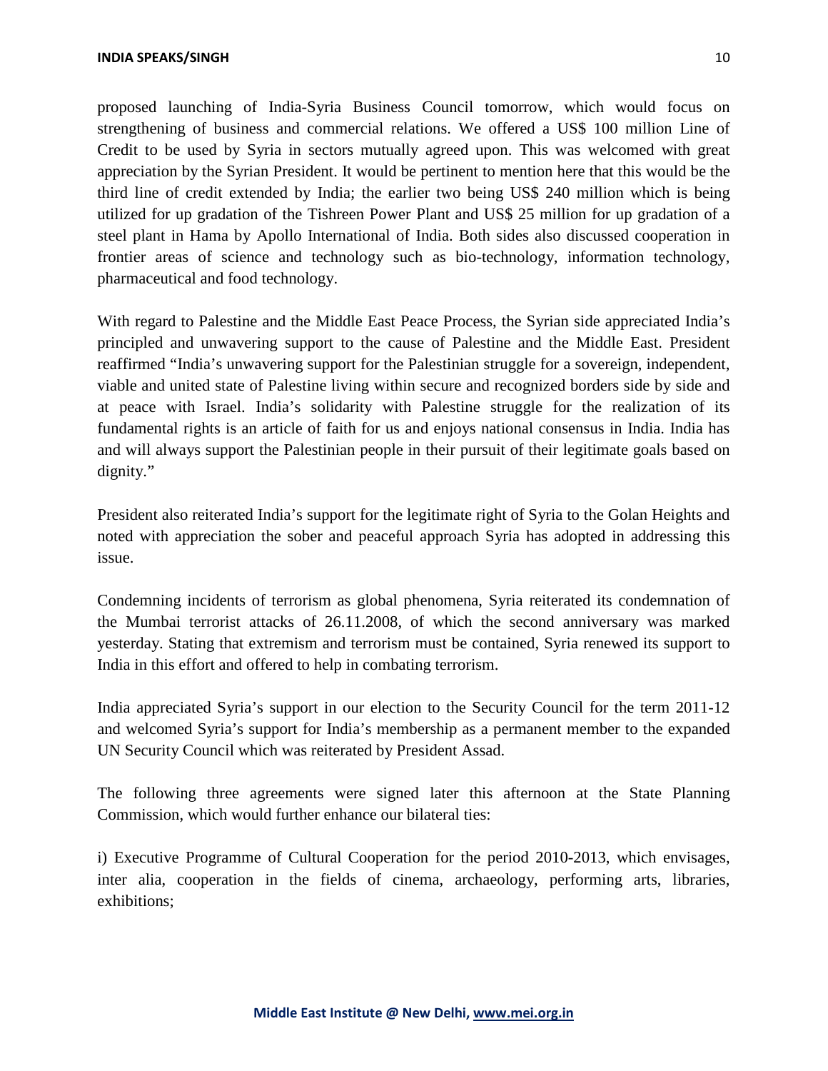proposed launching of India-Syria Business Council tomorrow, which would focus on strengthening of business and commercial relations. We offered a US$ 100 million Line of Credit to be used by Syria in sectors mutually agreed upon. This was welcomed with great appreciation by the Syrian President. It would be pertinent to mention here that this would be the third line of credit extended by India; the earlier two being US$ 240 million which is being utilized for up gradation of the Tishreen Power Plant and US$ 25 million for up gradation of a steel plant in Hama by Apollo International of India. Both sides also discussed cooperation in frontier areas of science and technology such as bio-technology, information technology, pharmaceutical and food technology.

With regard to Palestine and the Middle East Peace Process, the Syrian side appreciated India's principled and unwavering support to the cause of Palestine and the Middle East. President reaffirmed "India's unwavering support for the Palestinian struggle for a sovereign, independent, viable and united state of Palestine living within secure and recognized borders side by side and at peace with Israel. India's solidarity with Palestine struggle for the realization of its fundamental rights is an article of faith for us and enjoys national consensus in India. India has and will always support the Palestinian people in their pursuit of their legitimate goals based on dignity."

President also reiterated India's support for the legitimate right of Syria to the Golan Heights and noted with appreciation the sober and peaceful approach Syria has adopted in addressing this issue.

Condemning incidents of terrorism as global phenomena, Syria reiterated its condemnation of the Mumbai terrorist attacks of 26.11.2008, of which the second anniversary was marked yesterday. Stating that extremism and terrorism must be contained, Syria renewed its support to India in this effort and offered to help in combating terrorism.

India appreciated Syria's support in our election to the Security Council for the term 2011-12 and welcomed Syria's support for India's membership as a permanent member to the expanded UN Security Council which was reiterated by President Assad.

The following three agreements were signed later this afternoon at the State Planning Commission, which would further enhance our bilateral ties:

i) Executive Programme of Cultural Cooperation for the period 2010-2013, which envisages, inter alia, cooperation in the fields of cinema, archaeology, performing arts, libraries, exhibitions;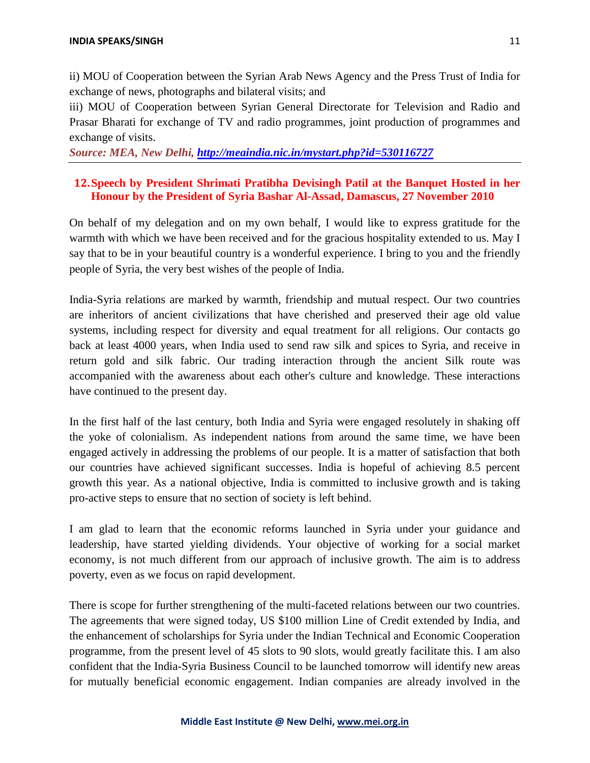ii) MOU of Cooperation between the Syrian Arab News Agency and the Press Trust of India for exchange of news, photographs and bilateral visits; and

iii) MOU of Cooperation between Syrian General Directorate for Television and Radio and Prasar Bharati for exchange of TV and radio programmes, joint production of programmes and exchange of visits.

***Source: MEA, New Delhi, [http://meaindia.nic.in/mystart.php?id=530116727](http://meaindia.nic.in/mystart.php?id=530116727)***

---

## 12. Speech by President Shrimati Pratibha Devisingh Patil at the Banquet Hosted in her Honour by the President of Syria Bashar Al-Assad, Damascus, 27 November 2010

On behalf of my delegation and on my own behalf, I would like to express gratitude for the warmth with which we have been received and for the gracious hospitality extended to us. May I say that to be in your beautiful country is a wonderful experience. I bring to you and the friendly people of Syria, the very best wishes of the people of India.

India-Syria relations are marked by warmth, friendship and mutual respect. Our two countries are inheritors of ancient civilizations that have cherished and preserved their age old value systems, including respect for diversity and equal treatment for all religions. Our contacts go back at least 4000 years, when India used to send raw silk and spices to Syria, and receive in return gold and silk fabric. Our trading interaction through the ancient Silk route was accompanied with the awareness about each other's culture and knowledge. These interactions have continued to the present day.

In the first half of the last century, both India and Syria were engaged resolutely in shaking off the yoke of colonialism. As independent nations from around the same time, we have been engaged actively in addressing the problems of our people. It is a matter of satisfaction that both our countries have achieved significant successes. India is hopeful of achieving 8.5 percent growth this year. As a national objective, India is committed to inclusive growth and is taking pro-active steps to ensure that no section of society is left behind.

I am glad to learn that the economic reforms launched in Syria under your guidance and leadership, have started yielding dividends. Your objective of working for a social market economy, is not much different from our approach of inclusive growth. The aim is to address poverty, even as we focus on rapid development.

There is scope for further strengthening of the multi-faceted relations between our two countries. The agreements that were signed today, US $100 million Line of Credit extended by India, and the enhancement of scholarships for Syria under the Indian Technical and Economic Cooperation programme, from the present level of 45 slots to 90 slots, would greatly facilitate this. I am also confident that the India-Syria Business Council to be launched tomorrow will identify new areas for mutually beneficial economic engagement. Indian companies are already involved in the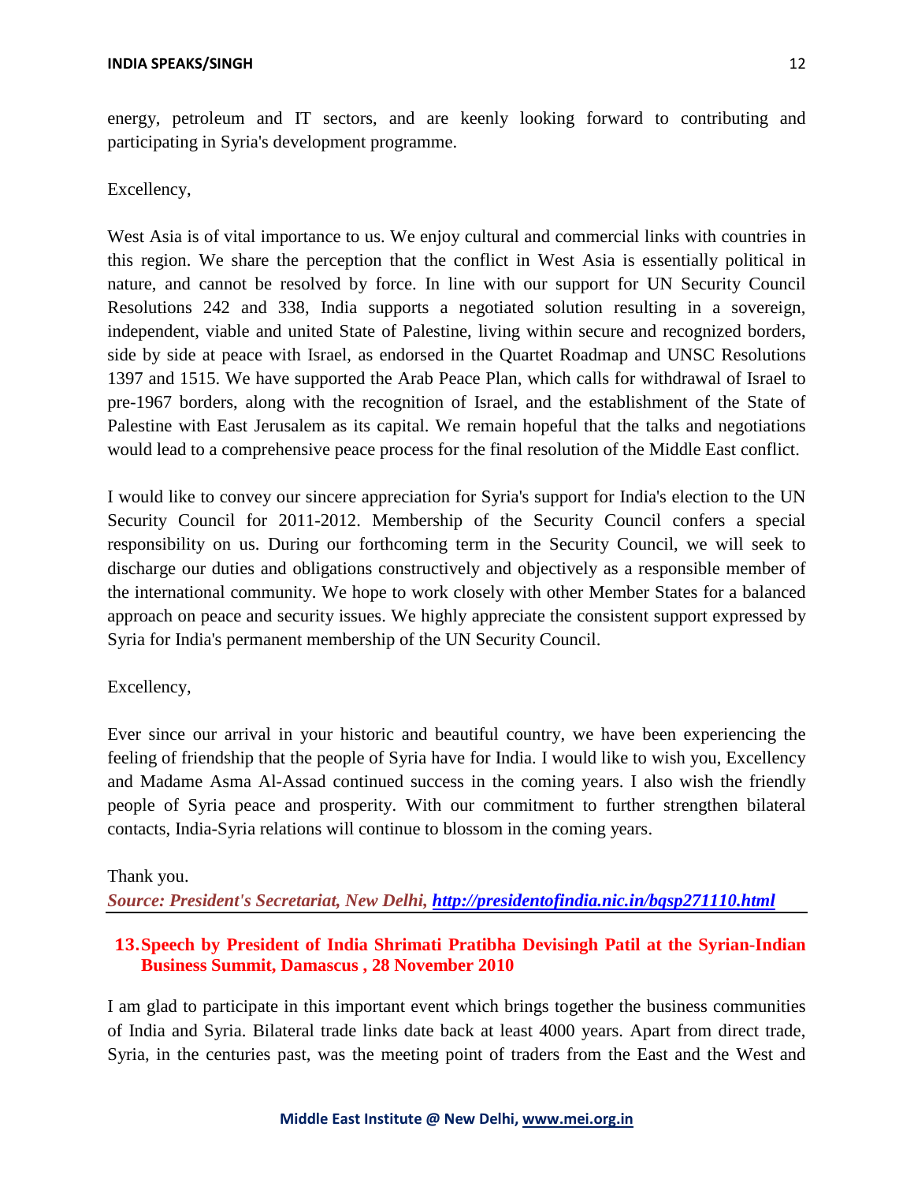energy, petroleum and IT sectors, and are keenly looking forward to contributing and participating in Syria's development programme.

Excellency,

West Asia is of vital importance to us. We enjoy cultural and commercial links with countries in this region. We share the perception that the conflict in West Asia is essentially political in nature, and cannot be resolved by force. In line with our support for UN Security Council Resolutions 242 and 338, India supports a negotiated solution resulting in a sovereign, independent, viable and united State of Palestine, living within secure and recognized borders, side by side at peace with Israel, as endorsed in the Quartet Roadmap and UNSC Resolutions 1397 and 1515. We have supported the Arab Peace Plan, which calls for withdrawal of Israel to pre-1967 borders, along with the recognition of Israel, and the establishment of the State of Palestine with East Jerusalem as its capital. We remain hopeful that the talks and negotiations would lead to a comprehensive peace process for the final resolution of the Middle East conflict.

I would like to convey our sincere appreciation for Syria's support for India's election to the UN Security Council for 2011-2012. Membership of the Security Council confers a special responsibility on us. During our forthcoming term in the Security Council, we will seek to discharge our duties and obligations constructively and objectively as a responsible member of the international community. We hope to work closely with other Member States for a balanced approach on peace and security issues. We highly appreciate the consistent support expressed by Syria for India's permanent membership of the UN Security Council.

Excellency,

Ever since our arrival in your historic and beautiful country, we have been experiencing the feeling of friendship that the people of Syria have for India. I would like to wish you, Excellency and Madame Asma Al-Assad continued success in the coming years. I also wish the friendly people of Syria peace and prosperity. With our commitment to further strengthen bilateral contacts, India-Syria relations will continue to blossom in the coming years.

Thank you.

***Source: President's Secretariat, New Delhi, [http://presidentofindia.nic.in/bqsp271110.html](http://presidentofindia.nic.in/bqsp271110.html)***

## 13. Speech by President of India Shrimati Pratibha Devisingh Patil at the Syrian-Indian Business Summit, Damascus , 28 November 2010

I am glad to participate in this important event which brings together the business communities of India and Syria. Bilateral trade links date back at least 4000 years. Apart from direct trade, Syria, in the centuries past, was the meeting point of traders from the East and the West and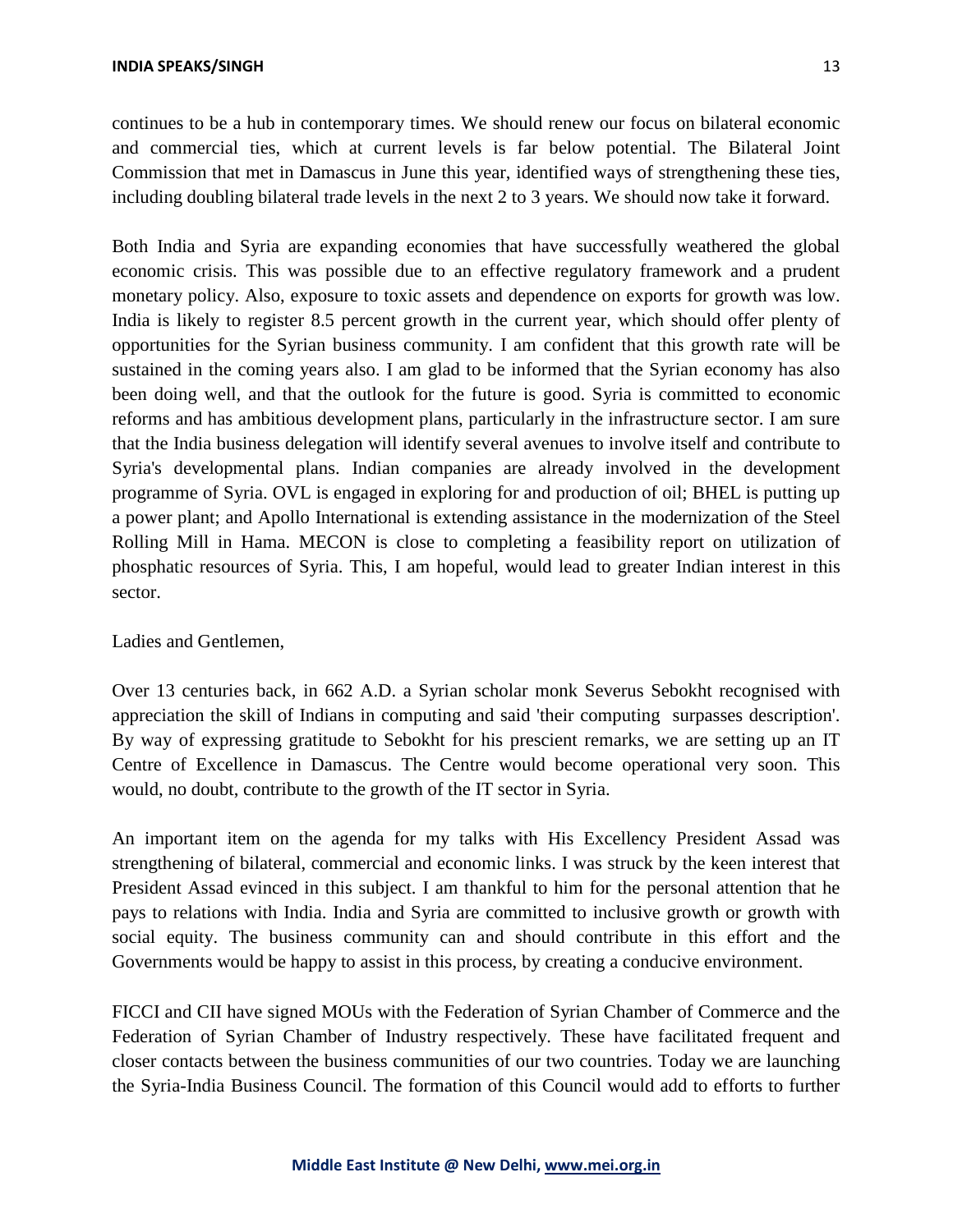continues to be a hub in contemporary times. We should renew our focus on bilateral economic and commercial ties, which at current levels is far below potential. The Bilateral Joint Commission that met in Damascus in June this year, identified ways of strengthening these ties, including doubling bilateral trade levels in the next 2 to 3 years. We should now take it forward.

Both India and Syria are expanding economies that have successfully weathered the global economic crisis. This was possible due to an effective regulatory framework and a prudent monetary policy. Also, exposure to toxic assets and dependence on exports for growth was low. India is likely to register 8.5 percent growth in the current year, which should offer plenty of opportunities for the Syrian business community. I am confident that this growth rate will be sustained in the coming years also. I am glad to be informed that the Syrian economy has also been doing well, and that the outlook for the future is good. Syria is committed to economic reforms and has ambitious development plans, particularly in the infrastructure sector. I am sure that the India business delegation will identify several avenues to involve itself and contribute to Syria's developmental plans. Indian companies are already involved in the development programme of Syria. OVL is engaged in exploring for and production of oil; BHEL is putting up a power plant; and Apollo International is extending assistance in the modernization of the Steel Rolling Mill in Hama. MECON is close to completing a feasibility report on utilization of phosphatic resources of Syria. This, I am hopeful, would lead to greater Indian interest in this sector.

Ladies and Gentlemen,

Over 13 centuries back, in 662 A.D. a Syrian scholar monk Severus Sebokht recognised with appreciation the skill of Indians in computing and said 'their computing surpasses description'. By way of expressing gratitude to Sebokht for his prescient remarks, we are setting up an IT Centre of Excellence in Damascus. The Centre would become operational very soon. This would, no doubt, contribute to the growth of the IT sector in Syria.

An important item on the agenda for my talks with His Excellency President Assad was strengthening of bilateral, commercial and economic links. I was struck by the keen interest that President Assad evinced in this subject. I am thankful to him for the personal attention that he pays to relations with India. India and Syria are committed to inclusive growth or growth with social equity. The business community can and should contribute in this effort and the Governments would be happy to assist in this process, by creating a conducive environment.

FICCI and CII have signed MOUs with the Federation of Syrian Chamber of Commerce and the Federation of Syrian Chamber of Industry respectively. These have facilitated frequent and closer contacts between the business communities of our two countries. Today we are launching the Syria-India Business Council. The formation of this Council would add to efforts to further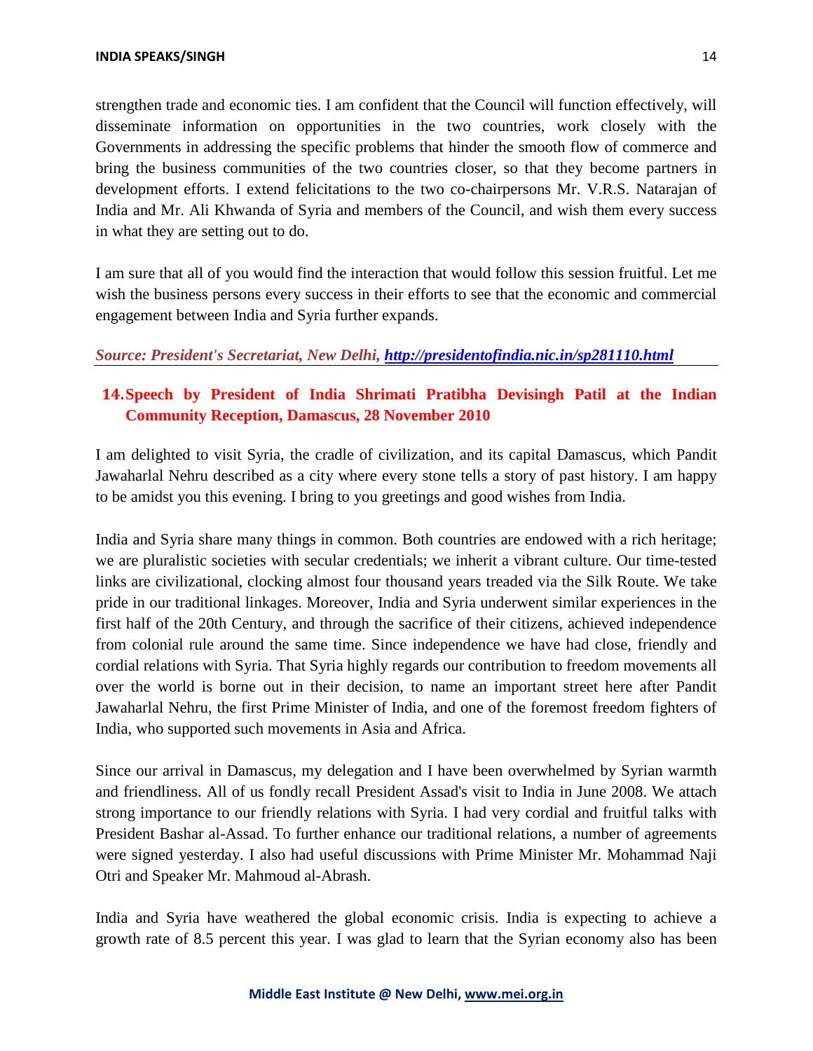strengthen trade and economic ties. I am confident that the Council will function effectively, will disseminate information on opportunities in the two countries, work closely with the Governments in addressing the specific problems that hinder the smooth flow of commerce and bring the business communities of the two countries closer, so that they become partners in development efforts. I extend felicitations to the two co-chairpersons Mr. V.R.S. Natarajan of India and Mr. Ali Khwanda of Syria and members of the Council, and wish them every success in what they are setting out to do.

I am sure that all of you would find the interaction that would follow this session fruitful. Let me wish the business persons every success in their efforts to see that the economic and commercial engagement between India and Syria further expands.

***Source: President's Secretariat, New Delhi, http://presidentofindia.nic.in/sp281110.html***

## 14. Speech by President of India Shrimati Pratibha Devisingh Patil at the Indian Community Reception, Damascus, 28 November 2010

I am delighted to visit Syria, the cradle of civilization, and its capital Damascus, which Pandit Jawaharlal Nehru described as a city where every stone tells a story of past history. I am happy to be amidst you this evening. I bring to you greetings and good wishes from India.

India and Syria share many things in common. Both countries are endowed with a rich heritage; we are pluralistic societies with secular credentials; we inherit a vibrant culture. Our time-tested links are civilizational, clocking almost four thousand years treaded via the Silk Route. We take pride in our traditional linkages. Moreover, India and Syria underwent similar experiences in the first half of the 20th Century, and through the sacrifice of their citizens, achieved independence from colonial rule around the same time. Since independence we have had close, friendly and cordial relations with Syria. That Syria highly regards our contribution to freedom movements all over the world is borne out in their decision, to name an important street here after Pandit Jawaharlal Nehru, the first Prime Minister of India, and one of the foremost freedom fighters of India, who supported such movements in Asia and Africa.

Since our arrival in Damascus, my delegation and I have been overwhelmed by Syrian warmth and friendliness. All of us fondly recall President Assad's visit to India in June 2008. We attach strong importance to our friendly relations with Syria. I had very cordial and fruitful talks with President Bashar al-Assad. To further enhance our traditional relations, a number of agreements were signed yesterday. I also had useful discussions with Prime Minister Mr. Mohammad Naji Otri and Speaker Mr. Mahmoud al-Abrash.

India and Syria have weathered the global economic crisis. India is expecting to achieve a growth rate of 8.5 percent this year. I was glad to learn that the Syrian economy also has been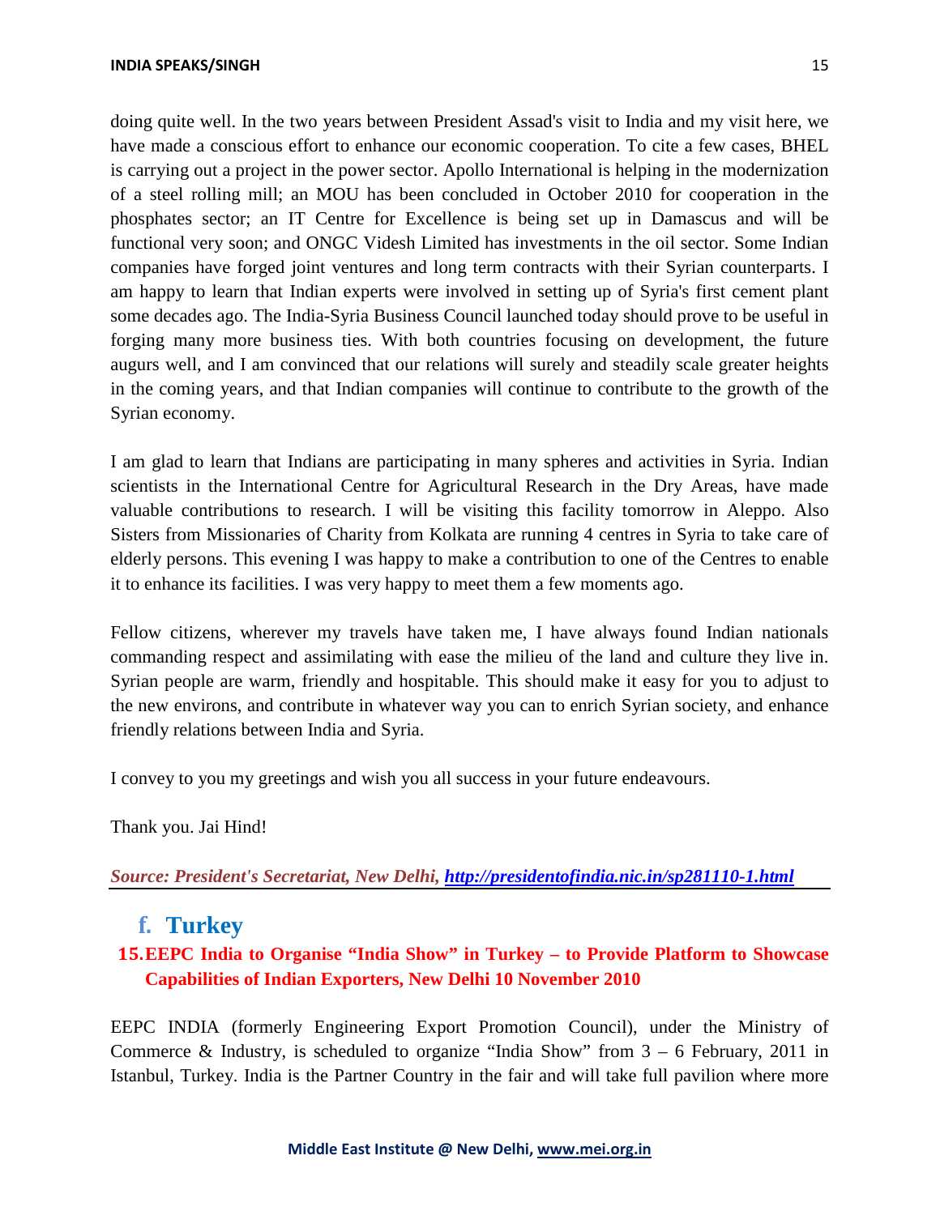doing quite well. In the two years between President Assad's visit to India and my visit here, we have made a conscious effort to enhance our economic cooperation. To cite a few cases, BHEL is carrying out a project in the power sector. Apollo International is helping in the modernization of a steel rolling mill; an MOU has been concluded in October 2010 for cooperation in the phosphates sector; an IT Centre for Excellence is being set up in Damascus and will be functional very soon; and ONGC Videsh Limited has investments in the oil sector. Some Indian companies have forged joint ventures and long term contracts with their Syrian counterparts. I am happy to learn that Indian experts were involved in setting up of Syria's first cement plant some decades ago. The India-Syria Business Council launched today should prove to be useful in forging many more business ties. With both countries focusing on development, the future augurs well, and I am convinced that our relations will surely and steadily scale greater heights in the coming years, and that Indian companies will continue to contribute to the growth of the Syrian economy.

I am glad to learn that Indians are participating in many spheres and activities in Syria. Indian scientists in the International Centre for Agricultural Research in the Dry Areas, have made valuable contributions to research. I will be visiting this facility tomorrow in Aleppo. Also Sisters from Missionaries of Charity from Kolkata are running 4 centres in Syria to take care of elderly persons. This evening I was happy to make a contribution to one of the Centres to enable it to enhance its facilities. I was very happy to meet them a few moments ago.

Fellow citizens, wherever my travels have taken me, I have always found Indian nationals commanding respect and assimilating with ease the milieu of the land and culture they live in. Syrian people are warm, friendly and hospitable. This should make it easy for you to adjust to the new environs, and contribute in whatever way you can to enrich Syrian society, and enhance friendly relations between India and Syria.

I convey to you my greetings and wish you all success in your future endeavours.

Thank you. Jai Hind!

***Source: President's Secretariat, New Delhi, [http://presidentofindia.nic.in/sp281110-1.html](http://presidentofindia.nic.in/sp281110-1.html)***

## f. Turkey

### 15. EEPC India to Organise "India Show" in Turkey – to Provide Platform to Showcase Capabilities of Indian Exporters, New Delhi 10 November 2010

EEPC INDIA (formerly Engineering Export Promotion Council), under the Ministry of Commerce & Industry, is scheduled to organize "India Show" from 3 – 6 February, 2011 in Istanbul, Turkey. India is the Partner Country in the fair and will take full pavilion where more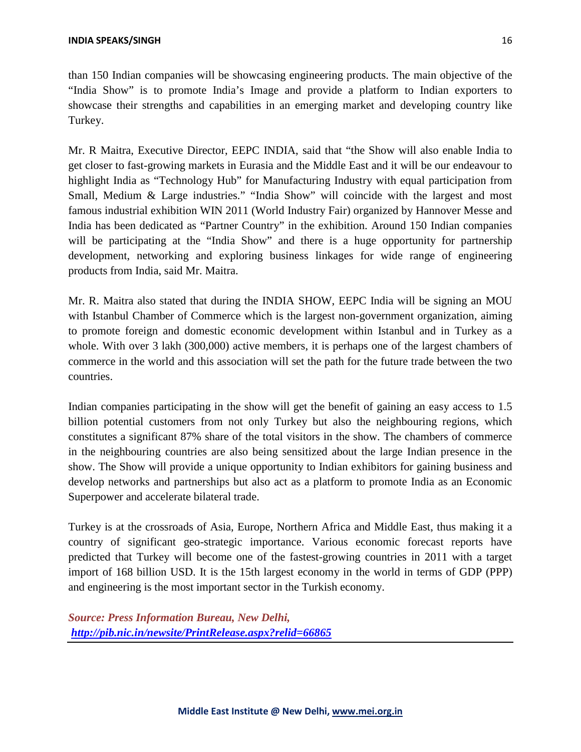than 150 Indian companies will be showcasing engineering products. The main objective of the "India Show" is to promote India's Image and provide a platform to Indian exporters to showcase their strengths and capabilities in an emerging market and developing country like Turkey.

Mr. R Maitra, Executive Director, EEPC INDIA, said that "the Show will also enable India to get closer to fast-growing markets in Eurasia and the Middle East and it will be our endeavour to highlight India as "Technology Hub" for Manufacturing Industry with equal participation from Small, Medium & Large industries." "India Show" will coincide with the largest and most famous industrial exhibition WIN 2011 (World Industry Fair) organized by Hannover Messe and India has been dedicated as "Partner Country" in the exhibition. Around 150 Indian companies will be participating at the "India Show" and there is a huge opportunity for partnership development, networking and exploring business linkages for wide range of engineering products from India, said Mr. Maitra.

Mr. R. Maitra also stated that during the INDIA SHOW, EEPC India will be signing an MOU with Istanbul Chamber of Commerce which is the largest non-government organization, aiming to promote foreign and domestic economic development within Istanbul and in Turkey as a whole. With over 3 lakh (300,000) active members, it is perhaps one of the largest chambers of commerce in the world and this association will set the path for the future trade between the two countries.

Indian companies participating in the show will get the benefit of gaining an easy access to 1.5 billion potential customers from not only Turkey but also the neighbouring regions, which constitutes a significant 87% share of the total visitors in the show. The chambers of commerce in the neighbouring countries are also being sensitized about the large Indian presence in the show. The Show will provide a unique opportunity to Indian exhibitors for gaining business and develop networks and partnerships but also act as a platform to promote India as an Economic Superpower and accelerate bilateral trade.

Turkey is at the crossroads of Asia, Europe, Northern Africa and Middle East, thus making it a country of significant geo-strategic importance. Various economic forecast reports have predicted that Turkey will become one of the fastest-growing countries in 2011 with a target import of 168 billion USD. It is the 15th largest economy in the world in terms of GDP (PPP) and engineering is the most important sector in the Turkish economy.

***Source: Press Information Bureau, New Delhi,***
***http://pib.nic.in/newsite/PrintRelease.aspx?relid=66865***

---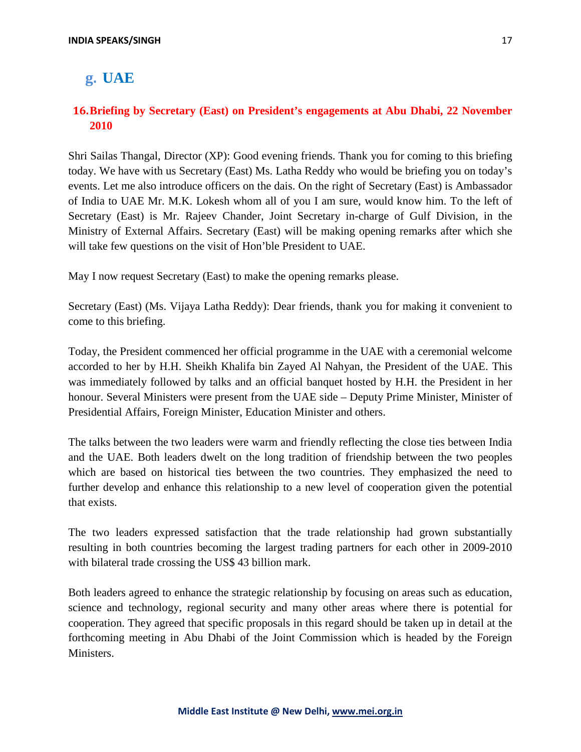## g. UAE

### 16. Briefing by Secretary (East) on President's engagements at Abu Dhabi, 22 November 2010

Shri Sailas Thangal, Director (XP): Good evening friends. Thank you for coming to this briefing today. We have with us Secretary (East) Ms. Latha Reddy who would be briefing you on today's events. Let me also introduce officers on the dais. On the right of Secretary (East) is Ambassador of India to UAE Mr. M.K. Lokesh whom all of you I am sure, would know him. To the left of Secretary (East) is Mr. Rajeev Chander, Joint Secretary in-charge of Gulf Division, in the Ministry of External Affairs. Secretary (East) will be making opening remarks after which she will take few questions on the visit of Hon'ble President to UAE.

May I now request Secretary (East) to make the opening remarks please.

Secretary (East) (Ms. Vijaya Latha Reddy): Dear friends, thank you for making it convenient to come to this briefing.

Today, the President commenced her official programme in the UAE with a ceremonial welcome accorded to her by H.H. Sheikh Khalifa bin Zayed Al Nahyan, the President of the UAE. This was immediately followed by talks and an official banquet hosted by H.H. the President in her honour. Several Ministers were present from the UAE side – Deputy Prime Minister, Minister of Presidential Affairs, Foreign Minister, Education Minister and others.

The talks between the two leaders were warm and friendly reflecting the close ties between India and the UAE. Both leaders dwelt on the long tradition of friendship between the two peoples which are based on historical ties between the two countries. They emphasized the need to further develop and enhance this relationship to a new level of cooperation given the potential that exists.

The two leaders expressed satisfaction that the trade relationship had grown substantially resulting in both countries becoming the largest trading partners for each other in 2009-2010 with bilateral trade crossing the US$ 43 billion mark.

Both leaders agreed to enhance the strategic relationship by focusing on areas such as education, science and technology, regional security and many other areas where there is potential for cooperation. They agreed that specific proposals in this regard should be taken up in detail at the forthcoming meeting in Abu Dhabi of the Joint Commission which is headed by the Foreign Ministers.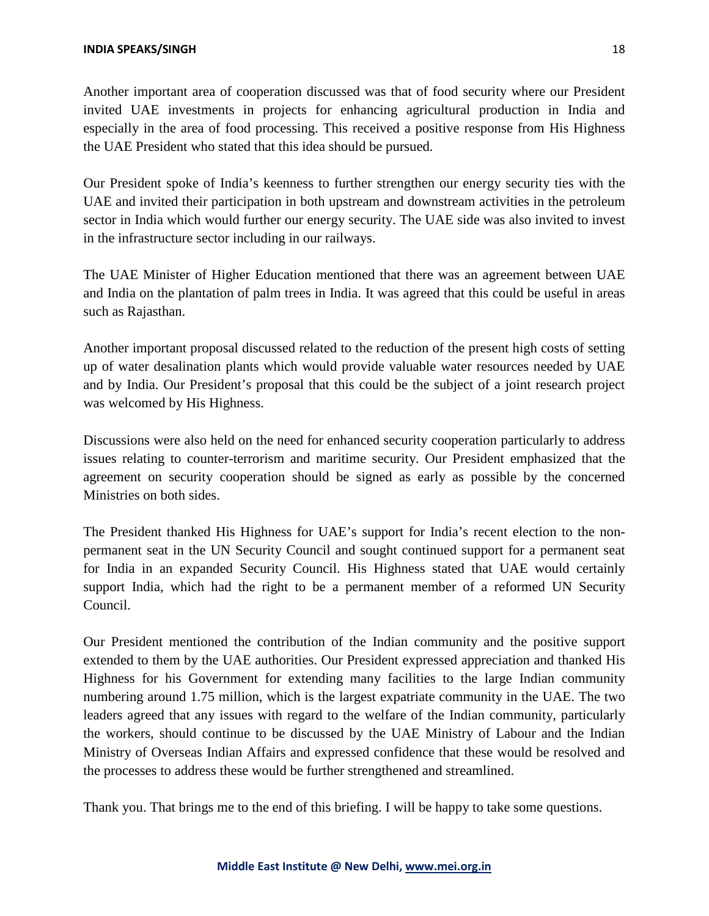Another important area of cooperation discussed was that of food security where our President invited UAE investments in projects for enhancing agricultural production in India and especially in the area of food processing. This received a positive response from His Highness the UAE President who stated that this idea should be pursued.

Our President spoke of India's keenness to further strengthen our energy security ties with the UAE and invited their participation in both upstream and downstream activities in the petroleum sector in India which would further our energy security. The UAE side was also invited to invest in the infrastructure sector including in our railways.

The UAE Minister of Higher Education mentioned that there was an agreement between UAE and India on the plantation of palm trees in India. It was agreed that this could be useful in areas such as Rajasthan.

Another important proposal discussed related to the reduction of the present high costs of setting up of water desalination plants which would provide valuable water resources needed by UAE and by India. Our President's proposal that this could be the subject of a joint research project was welcomed by His Highness.

Discussions were also held on the need for enhanced security cooperation particularly to address issues relating to counter-terrorism and maritime security. Our President emphasized that the agreement on security cooperation should be signed as early as possible by the concerned Ministries on both sides.

The President thanked His Highness for UAE's support for India's recent election to the non-permanent seat in the UN Security Council and sought continued support for a permanent seat for India in an expanded Security Council. His Highness stated that UAE would certainly support India, which had the right to be a permanent member of a reformed UN Security Council.

Our President mentioned the contribution of the Indian community and the positive support extended to them by the UAE authorities. Our President expressed appreciation and thanked His Highness for his Government for extending many facilities to the large Indian community numbering around 1.75 million, which is the largest expatriate community in the UAE. The two leaders agreed that any issues with regard to the welfare of the Indian community, particularly the workers, should continue to be discussed by the UAE Ministry of Labour and the Indian Ministry of Overseas Indian Affairs and expressed confidence that these would be resolved and the processes to address these would be further strengthened and streamlined.

Thank you. That brings me to the end of this briefing. I will be happy to take some questions.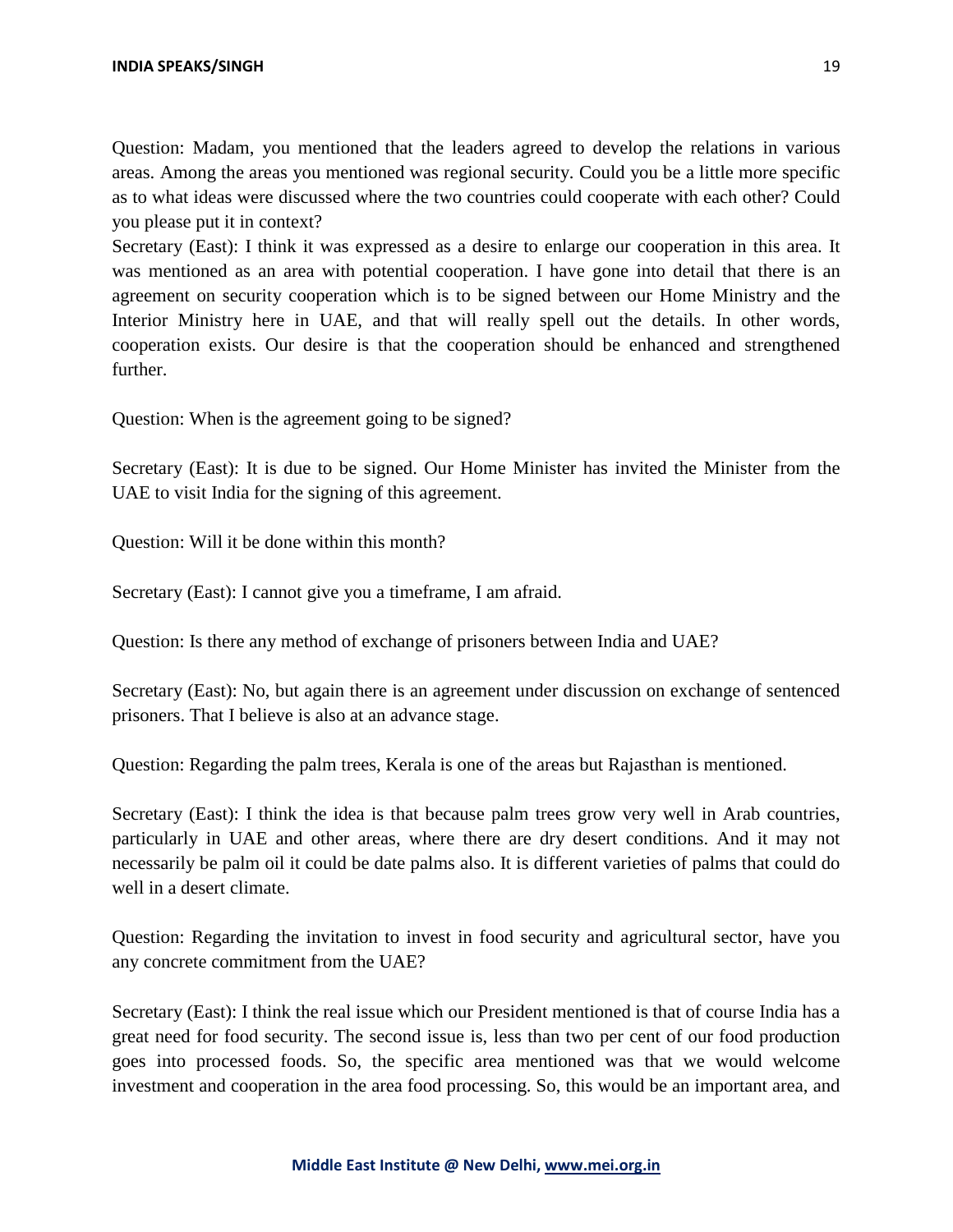Question: Madam, you mentioned that the leaders agreed to develop the relations in various areas. Among the areas you mentioned was regional security. Could you be a little more specific as to what ideas were discussed where the two countries could cooperate with each other? Could you please put it in context?

Secretary (East): I think it was expressed as a desire to enlarge our cooperation in this area. It was mentioned as an area with potential cooperation. I have gone into detail that there is an agreement on security cooperation which is to be signed between our Home Ministry and the Interior Ministry here in UAE, and that will really spell out the details. In other words, cooperation exists. Our desire is that the cooperation should be enhanced and strengthened further.

Question: When is the agreement going to be signed?

Secretary (East): It is due to be signed. Our Home Minister has invited the Minister from the UAE to visit India for the signing of this agreement.

Question: Will it be done within this month?

Secretary (East): I cannot give you a timeframe, I am afraid.

Question: Is there any method of exchange of prisoners between India and UAE?

Secretary (East): No, but again there is an agreement under discussion on exchange of sentenced prisoners. That I believe is also at an advance stage.

Question: Regarding the palm trees, Kerala is one of the areas but Rajasthan is mentioned.

Secretary (East): I think the idea is that because palm trees grow very well in Arab countries, particularly in UAE and other areas, where there are dry desert conditions. And it may not necessarily be palm oil it could be date palms also. It is different varieties of palms that could do well in a desert climate.

Question: Regarding the invitation to invest in food security and agricultural sector, have you any concrete commitment from the UAE?

Secretary (East): I think the real issue which our President mentioned is that of course India has a great need for food security. The second issue is, less than two per cent of our food production goes into processed foods. So, the specific area mentioned was that we would welcome investment and cooperation in the area food processing. So, this would be an important area, and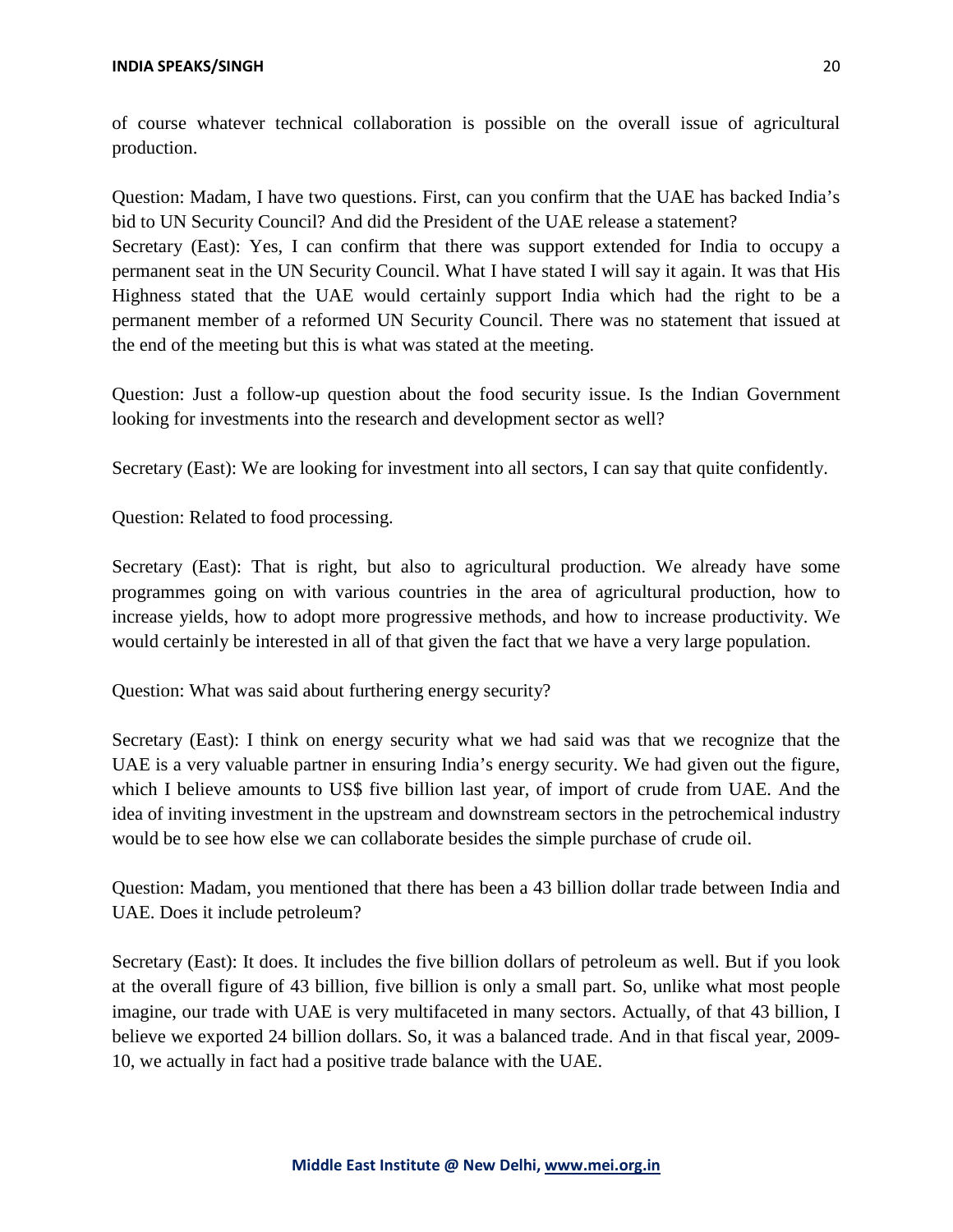of course whatever technical collaboration is possible on the overall issue of agricultural production.

Question: Madam, I have two questions. First, can you confirm that the UAE has backed India's bid to UN Security Council? And did the President of the UAE release a statement?
Secretary (East): Yes, I can confirm that there was support extended for India to occupy a permanent seat in the UN Security Council. What I have stated I will say it again. It was that His Highness stated that the UAE would certainly support India which had the right to be a permanent member of a reformed UN Security Council. There was no statement that issued at the end of the meeting but this is what was stated at the meeting.

Question: Just a follow-up question about the food security issue. Is the Indian Government looking for investments into the research and development sector as well?

Secretary (East): We are looking for investment into all sectors, I can say that quite confidently.

Question: Related to food processing.

Secretary (East): That is right, but also to agricultural production. We already have some programmes going on with various countries in the area of agricultural production, how to increase yields, how to adopt more progressive methods, and how to increase productivity. We would certainly be interested in all of that given the fact that we have a very large population.

Question: What was said about furthering energy security?

Secretary (East): I think on energy security what we had said was that we recognize that the UAE is a very valuable partner in ensuring India's energy security. We had given out the figure, which I believe amounts to US$ five billion last year, of import of crude from UAE. And the idea of inviting investment in the upstream and downstream sectors in the petrochemical industry would be to see how else we can collaborate besides the simple purchase of crude oil.

Question: Madam, you mentioned that there has been a 43 billion dollar trade between India and UAE. Does it include petroleum?

Secretary (East): It does. It includes the five billion dollars of petroleum as well. But if you look at the overall figure of 43 billion, five billion is only a small part. So, unlike what most people imagine, our trade with UAE is very multifaceted in many sectors. Actually, of that 43 billion, I believe we exported 24 billion dollars. So, it was a balanced trade. And in that fiscal year, 2009-10, we actually in fact had a positive trade balance with the UAE.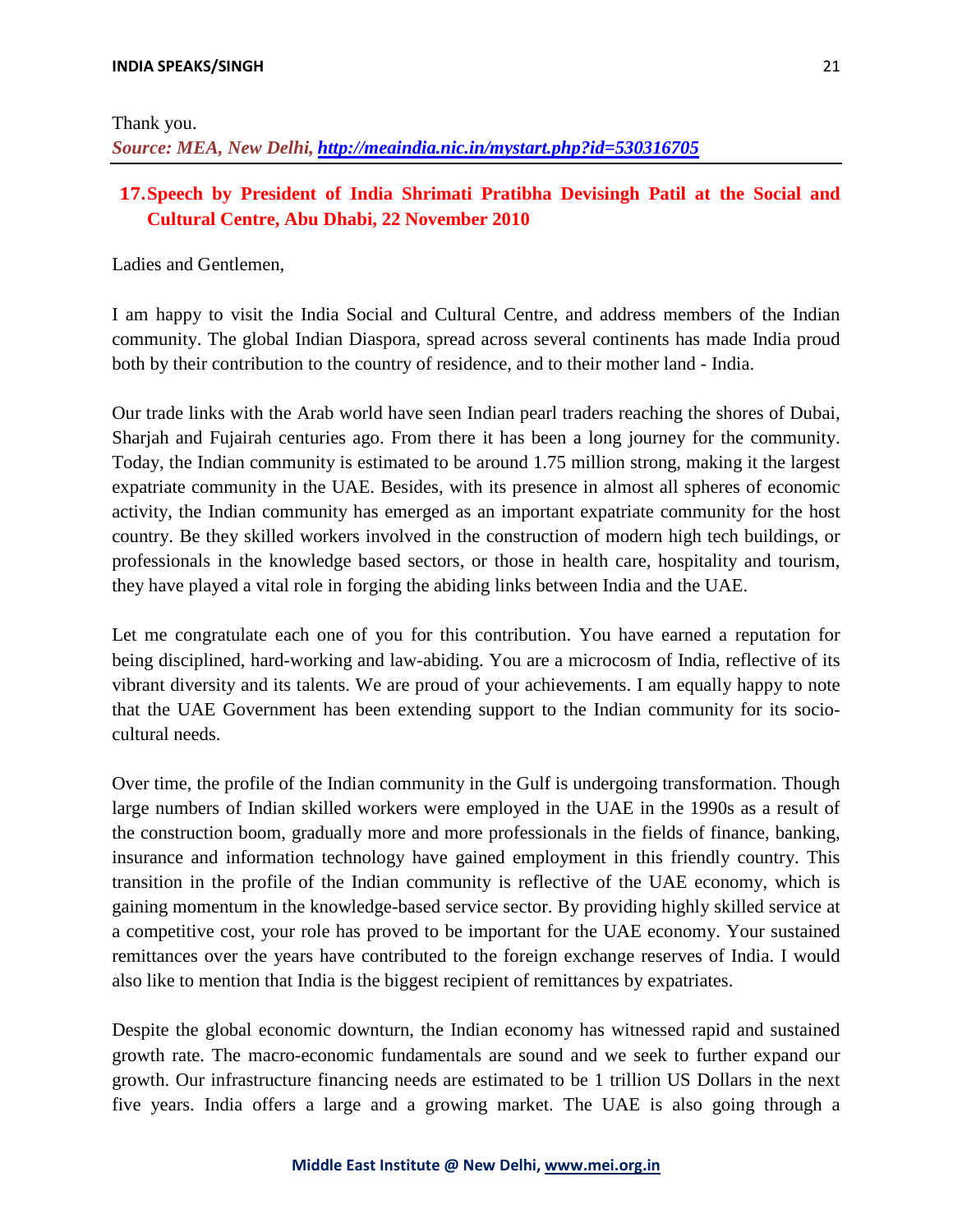Thank you.

***Source: MEA, New Delhi, http://meaindia.nic.in/mystart.php?id=530316705***

---

## 17. Speech by President of India Shrimati Pratibha Devisingh Patil at the Social and Cultural Centre, Abu Dhabi, 22 November 2010

Ladies and Gentlemen,

I am happy to visit the India Social and Cultural Centre, and address members of the Indian community. The global Indian Diaspora, spread across several continents has made India proud both by their contribution to the country of residence, and to their mother land - India.

Our trade links with the Arab world have seen Indian pearl traders reaching the shores of Dubai, Sharjah and Fujairah centuries ago. From there it has been a long journey for the community. Today, the Indian community is estimated to be around 1.75 million strong, making it the largest expatriate community in the UAE. Besides, with its presence in almost all spheres of economic activity, the Indian community has emerged as an important expatriate community for the host country. Be they skilled workers involved in the construction of modern high tech buildings, or professionals in the knowledge based sectors, or those in health care, hospitality and tourism, they have played a vital role in forging the abiding links between India and the UAE.

Let me congratulate each one of you for this contribution. You have earned a reputation for being disciplined, hard-working and law-abiding. You are a microcosm of India, reflective of its vibrant diversity and its talents. We are proud of your achievements. I am equally happy to note that the UAE Government has been extending support to the Indian community for its socio-cultural needs.

Over time, the profile of the Indian community in the Gulf is undergoing transformation. Though large numbers of Indian skilled workers were employed in the UAE in the 1990s as a result of the construction boom, gradually more and more professionals in the fields of finance, banking, insurance and information technology have gained employment in this friendly country. This transition in the profile of the Indian community is reflective of the UAE economy, which is gaining momentum in the knowledge-based service sector. By providing highly skilled service at a competitive cost, your role has proved to be important for the UAE economy. Your sustained remittances over the years have contributed to the foreign exchange reserves of India. I would also like to mention that India is the biggest recipient of remittances by expatriates.

Despite the global economic downturn, the Indian economy has witnessed rapid and sustained growth rate. The macro-economic fundamentals are sound and we seek to further expand our growth. Our infrastructure financing needs are estimated to be 1 trillion US Dollars in the next five years. India offers a large and a growing market. The UAE is also going through a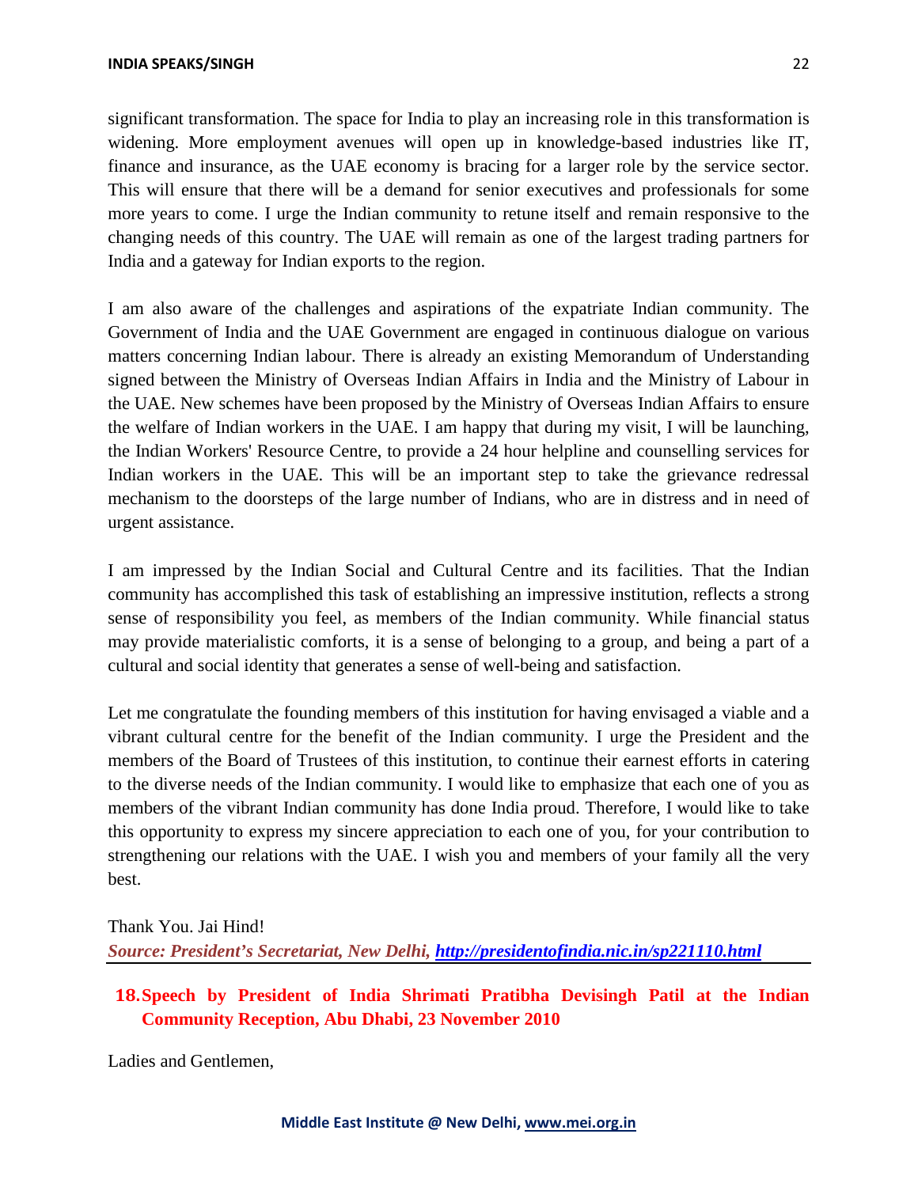significant transformation. The space for India to play an increasing role in this transformation is widening. More employment avenues will open up in knowledge-based industries like IT, finance and insurance, as the UAE economy is bracing for a larger role by the service sector. This will ensure that there will be a demand for senior executives and professionals for some more years to come. I urge the Indian community to retune itself and remain responsive to the changing needs of this country. The UAE will remain as one of the largest trading partners for India and a gateway for Indian exports to the region.

I am also aware of the challenges and aspirations of the expatriate Indian community. The Government of India and the UAE Government are engaged in continuous dialogue on various matters concerning Indian labour. There is already an existing Memorandum of Understanding signed between the Ministry of Overseas Indian Affairs in India and the Ministry of Labour in the UAE. New schemes have been proposed by the Ministry of Overseas Indian Affairs to ensure the welfare of Indian workers in the UAE. I am happy that during my visit, I will be launching, the Indian Workers' Resource Centre, to provide a 24 hour helpline and counselling services for Indian workers in the UAE. This will be an important step to take the grievance redressal mechanism to the doorsteps of the large number of Indians, who are in distress and in need of urgent assistance.

I am impressed by the Indian Social and Cultural Centre and its facilities. That the Indian community has accomplished this task of establishing an impressive institution, reflects a strong sense of responsibility you feel, as members of the Indian community. While financial status may provide materialistic comforts, it is a sense of belonging to a group, and being a part of a cultural and social identity that generates a sense of well-being and satisfaction.

Let me congratulate the founding members of this institution for having envisaged a viable and a vibrant cultural centre for the benefit of the Indian community. I urge the President and the members of the Board of Trustees of this institution, to continue their earnest efforts in catering to the diverse needs of the Indian community. I would like to emphasize that each one of you as members of the vibrant Indian community has done India proud. Therefore, I would like to take this opportunity to express my sincere appreciation to each one of you, for your contribution to strengthening our relations with the UAE. I wish you and members of your family all the very best.

Thank You. Jai Hind!

***Source: President's Secretariat, New Delhi, http://presidentofindia.nic.in/sp221110.html***

## 18. Speech by President of India Shrimati Pratibha Devisingh Patil at the Indian Community Reception, Abu Dhabi, 23 November 2010

Ladies and Gentlemen,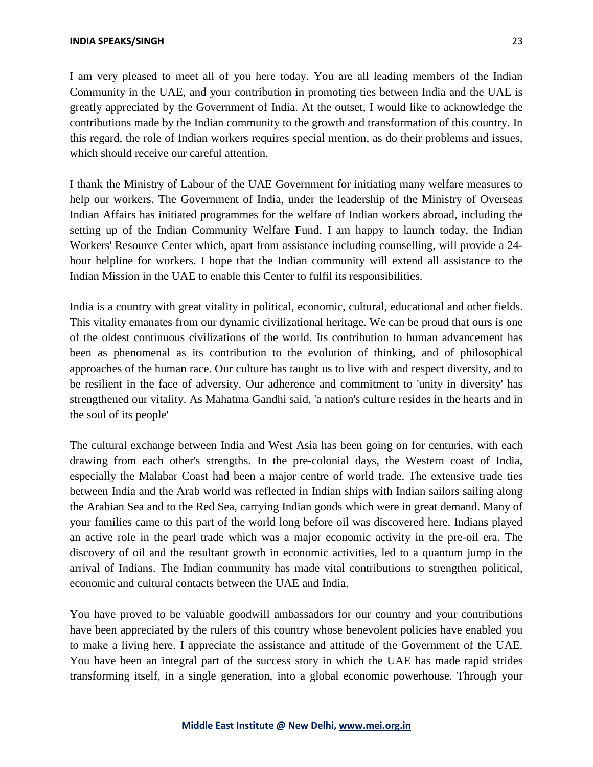I am very pleased to meet all of you here today. You are all leading members of the Indian Community in the UAE, and your contribution in promoting ties between India and the UAE is greatly appreciated by the Government of India. At the outset, I would like to acknowledge the contributions made by the Indian community to the growth and transformation of this country. In this regard, the role of Indian workers requires special mention, as do their problems and issues, which should receive our careful attention.

I thank the Ministry of Labour of the UAE Government for initiating many welfare measures to help our workers. The Government of India, under the leadership of the Ministry of Overseas Indian Affairs has initiated programmes for the welfare of Indian workers abroad, including the setting up of the Indian Community Welfare Fund. I am happy to launch today, the Indian Workers' Resource Center which, apart from assistance including counselling, will provide a 24-hour helpline for workers. I hope that the Indian community will extend all assistance to the Indian Mission in the UAE to enable this Center to fulfil its responsibilities.

India is a country with great vitality in political, economic, cultural, educational and other fields. This vitality emanates from our dynamic civilizational heritage. We can be proud that ours is one of the oldest continuous civilizations of the world. Its contribution to human advancement has been as phenomenal as its contribution to the evolution of thinking, and of philosophical approaches of the human race. Our culture has taught us to live with and respect diversity, and to be resilient in the face of adversity. Our adherence and commitment to 'unity in diversity' has strengthened our vitality. As Mahatma Gandhi said, 'a nation's culture resides in the hearts and in the soul of its people'

The cultural exchange between India and West Asia has been going on for centuries, with each drawing from each other's strengths. In the pre-colonial days, the Western coast of India, especially the Malabar Coast had been a major centre of world trade. The extensive trade ties between India and the Arab world was reflected in Indian ships with Indian sailors sailing along the Arabian Sea and to the Red Sea, carrying Indian goods which were in great demand. Many of your families came to this part of the world long before oil was discovered here. Indians played an active role in the pearl trade which was a major economic activity in the pre-oil era. The discovery of oil and the resultant growth in economic activities, led to a quantum jump in the arrival of Indians. The Indian community has made vital contributions to strengthen political, economic and cultural contacts between the UAE and India.

You have proved to be valuable goodwill ambassadors for our country and your contributions have been appreciated by the rulers of this country whose benevolent policies have enabled you to make a living here. I appreciate the assistance and attitude of the Government of the UAE. You have been an integral part of the success story in which the UAE has made rapid strides transforming itself, in a single generation, into a global economic powerhouse. Through your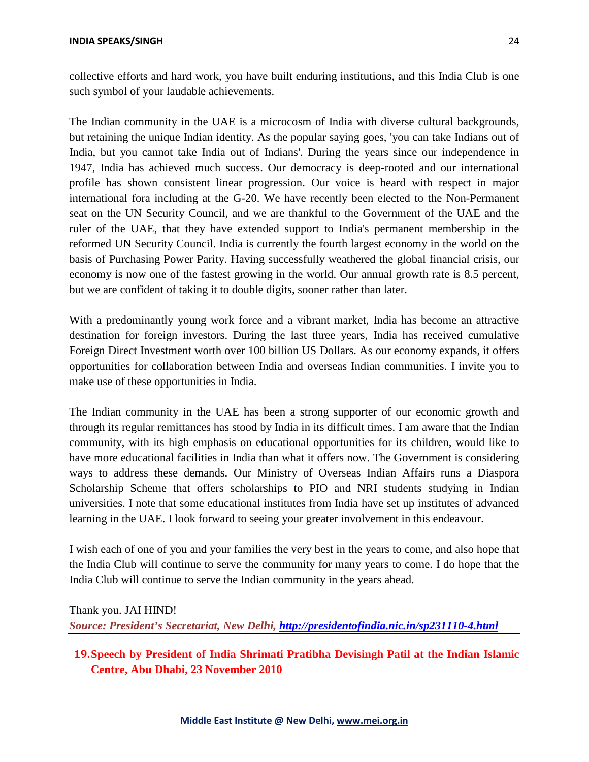collective efforts and hard work, you have built enduring institutions, and this India Club is one such symbol of your laudable achievements.

The Indian community in the UAE is a microcosm of India with diverse cultural backgrounds, but retaining the unique Indian identity. As the popular saying goes, 'you can take Indians out of India, but you cannot take India out of Indians'. During the years since our independence in 1947, India has achieved much success. Our democracy is deep-rooted and our international profile has shown consistent linear progression. Our voice is heard with respect in major international fora including at the G-20. We have recently been elected to the Non-Permanent seat on the UN Security Council, and we are thankful to the Government of the UAE and the ruler of the UAE, that they have extended support to India's permanent membership in the reformed UN Security Council. India is currently the fourth largest economy in the world on the basis of Purchasing Power Parity. Having successfully weathered the global financial crisis, our economy is now one of the fastest growing in the world. Our annual growth rate is 8.5 percent, but we are confident of taking it to double digits, sooner rather than later.

With a predominantly young work force and a vibrant market, India has become an attractive destination for foreign investors. During the last three years, India has received cumulative Foreign Direct Investment worth over 100 billion US Dollars. As our economy expands, it offers opportunities for collaboration between India and overseas Indian communities. I invite you to make use of these opportunities in India.

The Indian community in the UAE has been a strong supporter of our economic growth and through its regular remittances has stood by India in its difficult times. I am aware that the Indian community, with its high emphasis on educational opportunities for its children, would like to have more educational facilities in India than what it offers now. The Government is considering ways to address these demands. Our Ministry of Overseas Indian Affairs runs a Diaspora Scholarship Scheme that offers scholarships to PIO and NRI students studying in Indian universities. I note that some educational institutes from India have set up institutes of advanced learning in the UAE. I look forward to seeing your greater involvement in this endeavour.

I wish each of one of you and your families the very best in the years to come, and also hope that the India Club will continue to serve the community for many years to come. I do hope that the India Club will continue to serve the Indian community in the years ahead.

Thank you. JAI HIND!

***Source: President's Secretariat, New Delhi, http://presidentofindia.nic.in/sp231110-4.html***

## 19. Speech by President of India Shrimati Pratibha Devisingh Patil at the Indian Islamic Centre, Abu Dhabi, 23 November 2010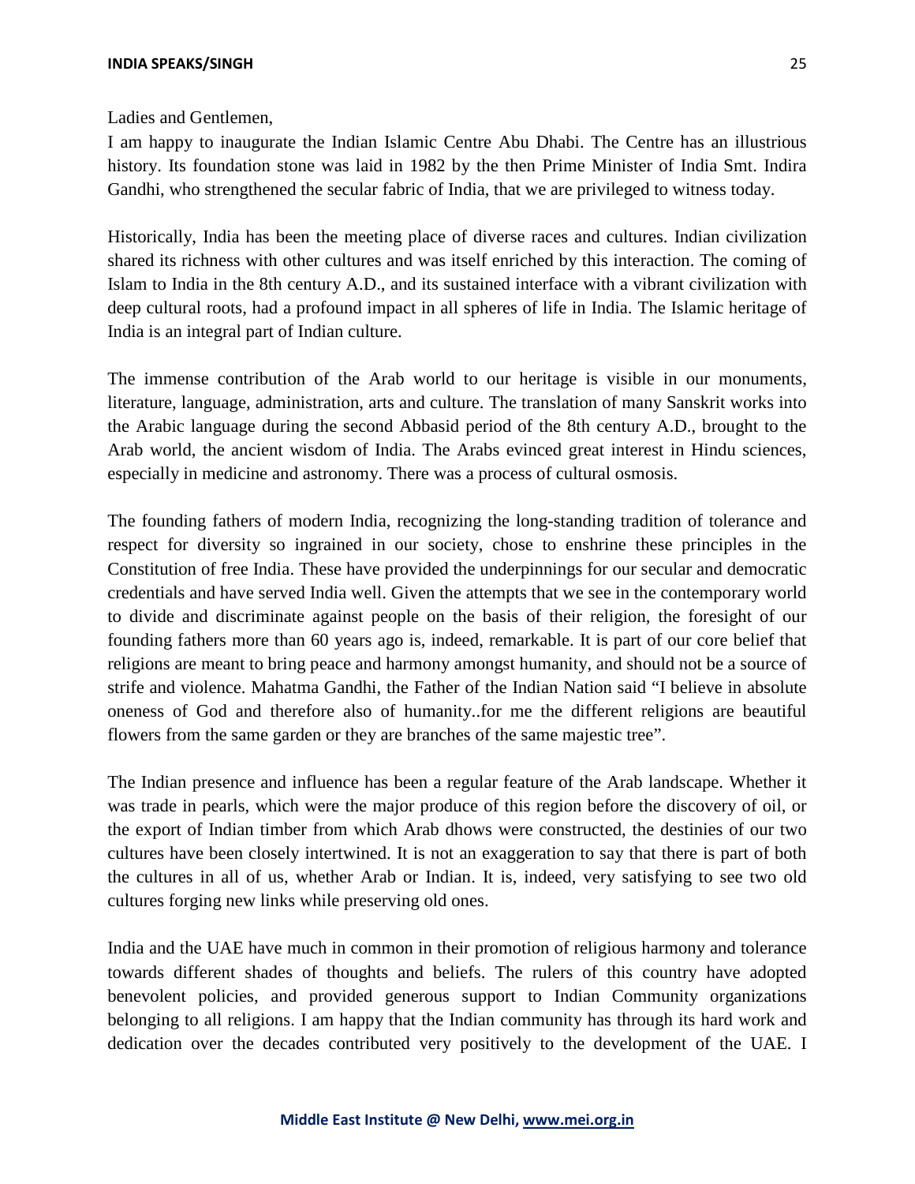Ladies and Gentlemen,

I am happy to inaugurate the Indian Islamic Centre Abu Dhabi. The Centre has an illustrious history. Its foundation stone was laid in 1982 by the then Prime Minister of India Smt. Indira Gandhi, who strengthened the secular fabric of India, that we are privileged to witness today.

Historically, India has been the meeting place of diverse races and cultures. Indian civilization shared its richness with other cultures and was itself enriched by this interaction. The coming of Islam to India in the 8th century A.D., and its sustained interface with a vibrant civilization with deep cultural roots, had a profound impact in all spheres of life in India. The Islamic heritage of India is an integral part of Indian culture.

The immense contribution of the Arab world to our heritage is visible in our monuments, literature, language, administration, arts and culture. The translation of many Sanskrit works into the Arabic language during the second Abbasid period of the 8th century A.D., brought to the Arab world, the ancient wisdom of India. The Arabs evinced great interest in Hindu sciences, especially in medicine and astronomy. There was a process of cultural osmosis.

The founding fathers of modern India, recognizing the long-standing tradition of tolerance and respect for diversity so ingrained in our society, chose to enshrine these principles in the Constitution of free India. These have provided the underpinnings for our secular and democratic credentials and have served India well. Given the attempts that we see in the contemporary world to divide and discriminate against people on the basis of their religion, the foresight of our founding fathers more than 60 years ago is, indeed, remarkable. It is part of our core belief that religions are meant to bring peace and harmony amongst humanity, and should not be a source of strife and violence. Mahatma Gandhi, the Father of the Indian Nation said "I believe in absolute oneness of God and therefore also of humanity..for me the different religions are beautiful flowers from the same garden or they are branches of the same majestic tree".

The Indian presence and influence has been a regular feature of the Arab landscape. Whether it was trade in pearls, which were the major produce of this region before the discovery of oil, or the export of Indian timber from which Arab dhows were constructed, the destinies of our two cultures have been closely intertwined. It is not an exaggeration to say that there is part of both the cultures in all of us, whether Arab or Indian. It is, indeed, very satisfying to see two old cultures forging new links while preserving old ones.

India and the UAE have much in common in their promotion of religious harmony and tolerance towards different shades of thoughts and beliefs. The rulers of this country have adopted benevolent policies, and provided generous support to Indian Community organizations belonging to all religions. I am happy that the Indian community has through its hard work and dedication over the decades contributed very positively to the development of the UAE. I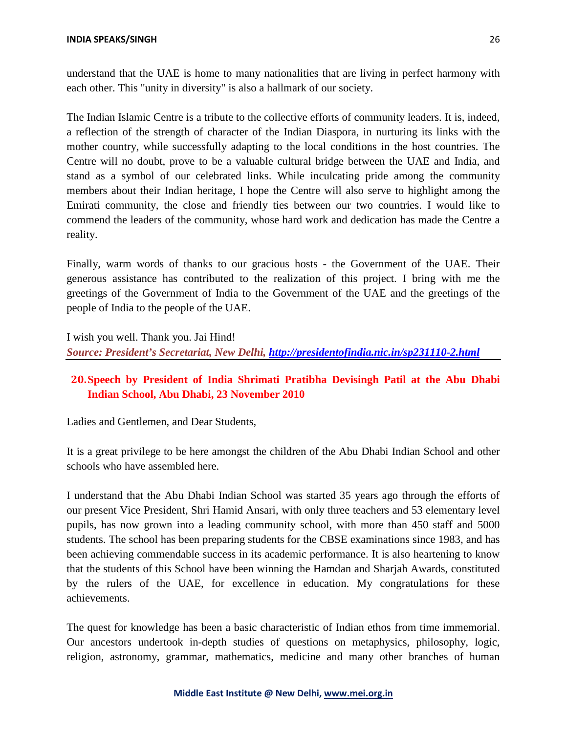understand that the UAE is home to many nationalities that are living in perfect harmony with each other. This "unity in diversity" is also a hallmark of our society.

The Indian Islamic Centre is a tribute to the collective efforts of community leaders. It is, indeed, a reflection of the strength of character of the Indian Diaspora, in nurturing its links with the mother country, while successfully adapting to the local conditions in the host countries. The Centre will no doubt, prove to be a valuable cultural bridge between the UAE and India, and stand as a symbol of our celebrated links. While inculcating pride among the community members about their Indian heritage, I hope the Centre will also serve to highlight among the Emirati community, the close and friendly ties between our two countries. I would like to commend the leaders of the community, whose hard work and dedication has made the Centre a reality.

Finally, warm words of thanks to our gracious hosts - the Government of the UAE. Their generous assistance has contributed to the realization of this project. I bring with me the greetings of the Government of India to the Government of the UAE and the greetings of the people of India to the people of the UAE.

I wish you well. Thank you. Jai Hind!

***Source: President's Secretariat, New Delhi, http://presidentofindia.nic.in/sp231110-2.html***

## 20. Speech by President of India Shrimati Pratibha Devisingh Patil at the Abu Dhabi Indian School, Abu Dhabi, 23 November 2010

Ladies and Gentlemen, and Dear Students,

It is a great privilege to be here amongst the children of the Abu Dhabi Indian School and other schools who have assembled here.

I understand that the Abu Dhabi Indian School was started 35 years ago through the efforts of our present Vice President, Shri Hamid Ansari, with only three teachers and 53 elementary level pupils, has now grown into a leading community school, with more than 450 staff and 5000 students. The school has been preparing students for the CBSE examinations since 1983, and has been achieving commendable success in its academic performance. It is also heartening to know that the students of this School have been winning the Hamdan and Sharjah Awards, constituted by the rulers of the UAE, for excellence in education. My congratulations for these achievements.

The quest for knowledge has been a basic characteristic of Indian ethos from time immemorial. Our ancestors undertook in-depth studies of questions on metaphysics, philosophy, logic, religion, astronomy, grammar, mathematics, medicine and many other branches of human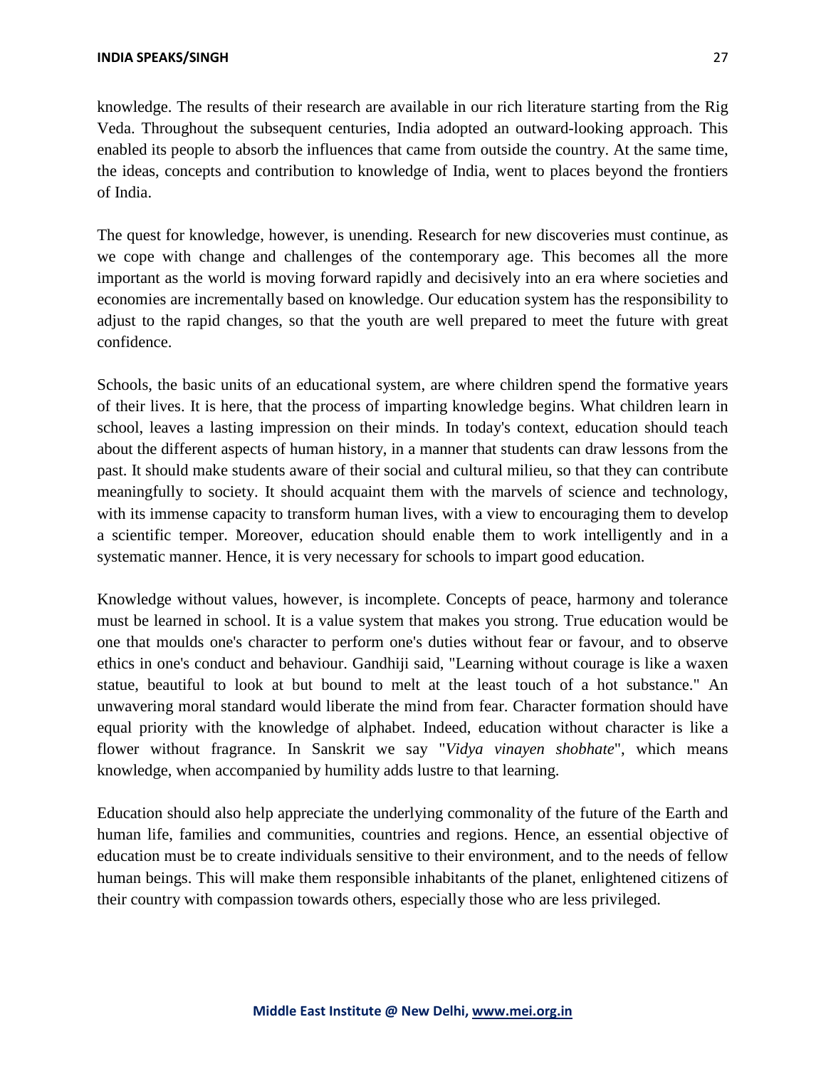knowledge. The results of their research are available in our rich literature starting from the Rig Veda. Throughout the subsequent centuries, India adopted an outward-looking approach. This enabled its people to absorb the influences that came from outside the country. At the same time, the ideas, concepts and contribution to knowledge of India, went to places beyond the frontiers of India.

The quest for knowledge, however, is unending. Research for new discoveries must continue, as we cope with change and challenges of the contemporary age. This becomes all the more important as the world is moving forward rapidly and decisively into an era where societies and economies are incrementally based on knowledge. Our education system has the responsibility to adjust to the rapid changes, so that the youth are well prepared to meet the future with great confidence.

Schools, the basic units of an educational system, are where children spend the formative years of their lives. It is here, that the process of imparting knowledge begins. What children learn in school, leaves a lasting impression on their minds. In today's context, education should teach about the different aspects of human history, in a manner that students can draw lessons from the past. It should make students aware of their social and cultural milieu, so that they can contribute meaningfully to society. It should acquaint them with the marvels of science and technology, with its immense capacity to transform human lives, with a view to encouraging them to develop a scientific temper. Moreover, education should enable them to work intelligently and in a systematic manner. Hence, it is very necessary for schools to impart good education.

Knowledge without values, however, is incomplete. Concepts of peace, harmony and tolerance must be learned in school. It is a value system that makes you strong. True education would be one that moulds one's character to perform one's duties without fear or favour, and to observe ethics in one's conduct and behaviour. Gandhiji said, "Learning without courage is like a waxen statue, beautiful to look at but bound to melt at the least touch of a hot substance." An unwavering moral standard would liberate the mind from fear. Character formation should have equal priority with the knowledge of alphabet. Indeed, education without character is like a flower without fragrance. In Sanskrit we say "*Vidya vinayen shobhate*", which means knowledge, when accompanied by humility adds lustre to that learning.

Education should also help appreciate the underlying commonality of the future of the Earth and human life, families and communities, countries and regions. Hence, an essential objective of education must be to create individuals sensitive to their environment, and to the needs of fellow human beings. This will make them responsible inhabitants of the planet, enlightened citizens of their country with compassion towards others, especially those who are less privileged.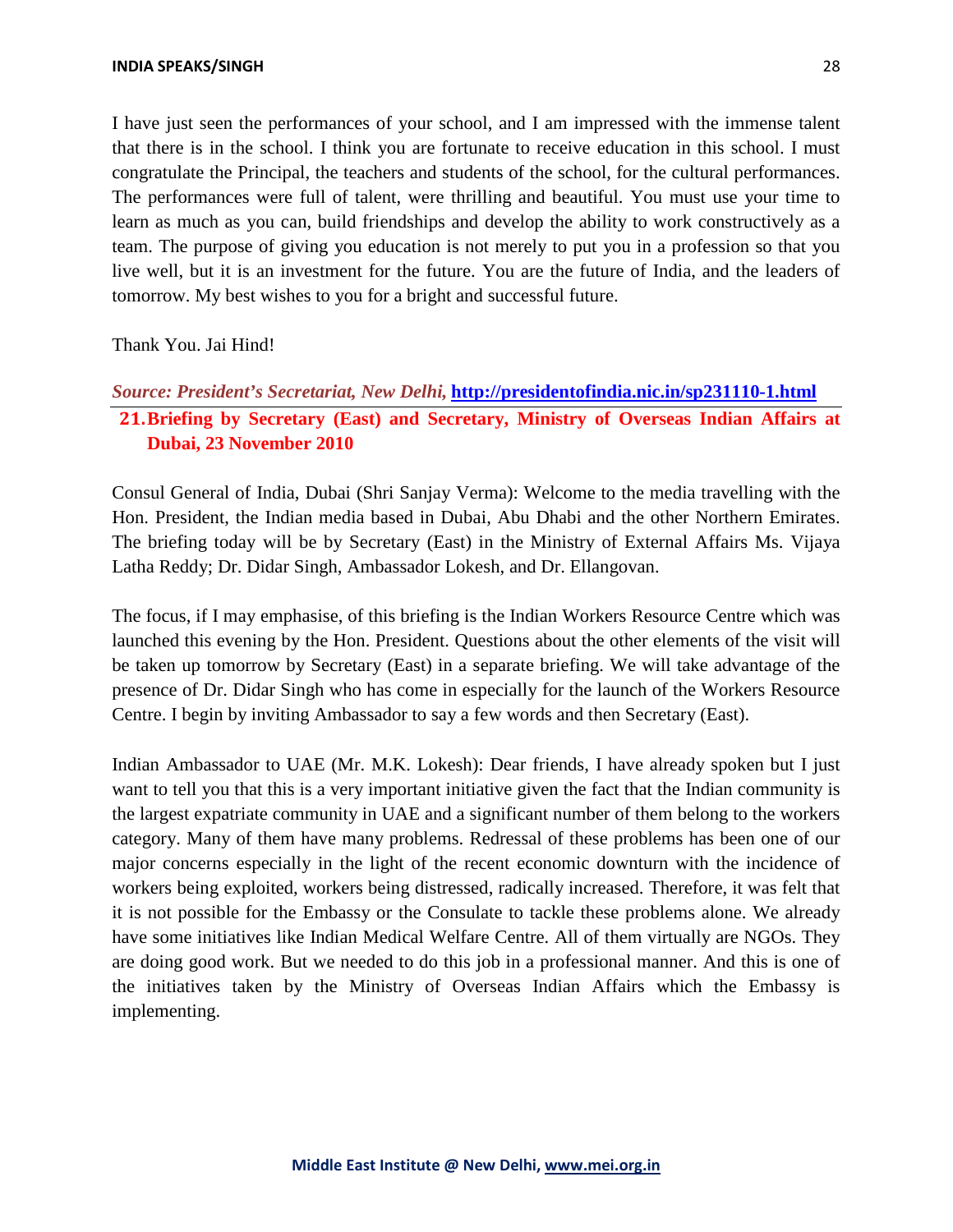I have just seen the performances of your school, and I am impressed with the immense talent that there is in the school. I think you are fortunate to receive education in this school. I must congratulate the Principal, the teachers and students of the school, for the cultural performances. The performances were full of talent, were thrilling and beautiful. You must use your time to learn as much as you can, build friendships and develop the ability to work constructively as a team. The purpose of giving you education is not merely to put you in a profession so that you live well, but it is an investment for the future. You are the future of India, and the leaders of tomorrow. My best wishes to you for a bright and successful future.

Thank You. Jai Hind!

***Source: President's Secretariat, New Delhi,*** **http://presidentofindia.nic.in/sp231110-1.html**

## 21. Briefing by Secretary (East) and Secretary, Ministry of Overseas Indian Affairs at Dubai, 23 November 2010

Consul General of India, Dubai (Shri Sanjay Verma): Welcome to the media travelling with the Hon. President, the Indian media based in Dubai, Abu Dhabi and the other Northern Emirates. The briefing today will be by Secretary (East) in the Ministry of External Affairs Ms. Vijaya Latha Reddy; Dr. Didar Singh, Ambassador Lokesh, and Dr. Ellangovan.

The focus, if I may emphasise, of this briefing is the Indian Workers Resource Centre which was launched this evening by the Hon. President. Questions about the other elements of the visit will be taken up tomorrow by Secretary (East) in a separate briefing. We will take advantage of the presence of Dr. Didar Singh who has come in especially for the launch of the Workers Resource Centre. I begin by inviting Ambassador to say a few words and then Secretary (East).

Indian Ambassador to UAE (Mr. M.K. Lokesh): Dear friends, I have already spoken but I just want to tell you that this is a very important initiative given the fact that the Indian community is the largest expatriate community in UAE and a significant number of them belong to the workers category. Many of them have many problems. Redressal of these problems has been one of our major concerns especially in the light of the recent economic downturn with the incidence of workers being exploited, workers being distressed, radically increased. Therefore, it was felt that it is not possible for the Embassy or the Consulate to tackle these problems alone. We already have some initiatives like Indian Medical Welfare Centre. All of them virtually are NGOs. They are doing good work. But we needed to do this job in a professional manner. And this is one of the initiatives taken by the Ministry of Overseas Indian Affairs which the Embassy is implementing.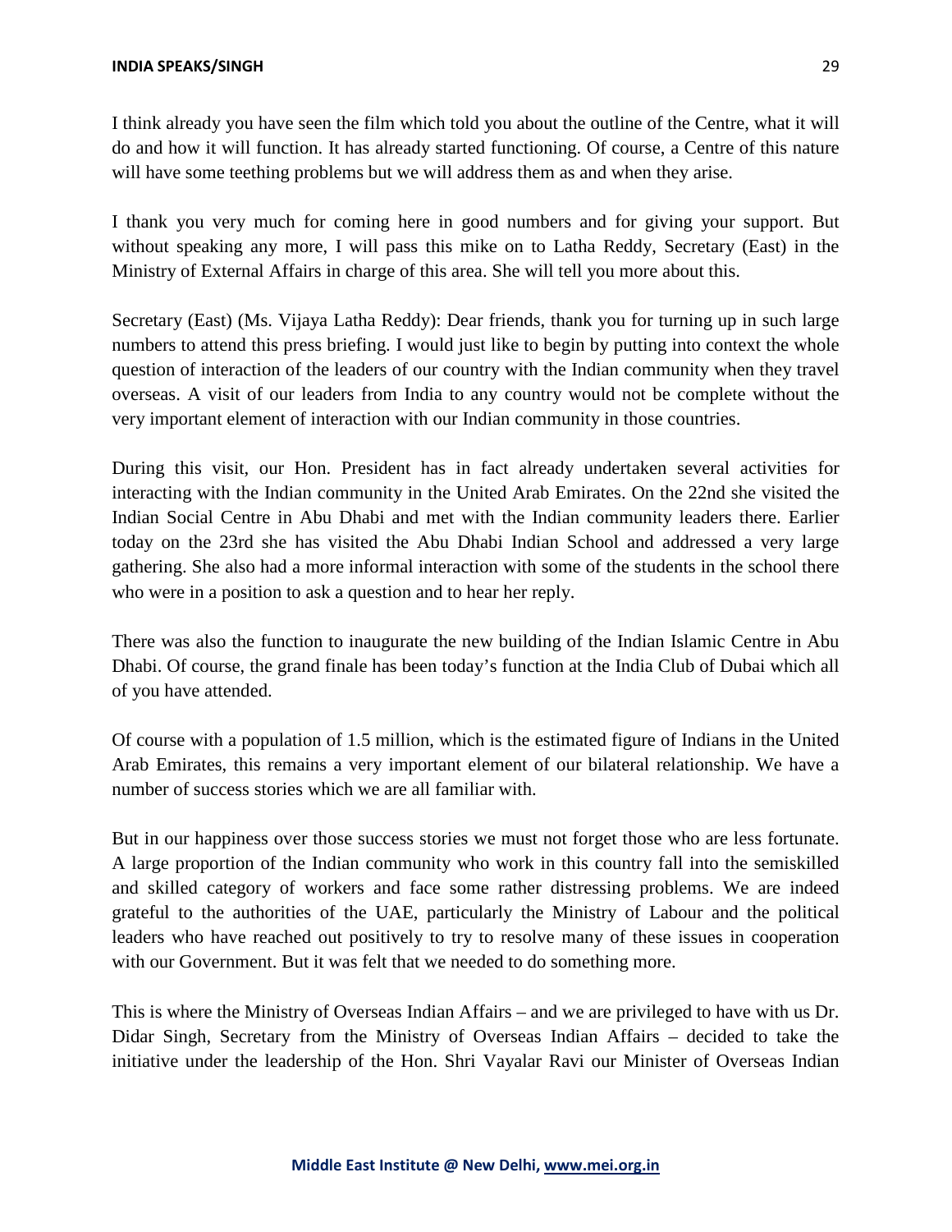I think already you have seen the film which told you about the outline of the Centre, what it will do and how it will function. It has already started functioning. Of course, a Centre of this nature will have some teething problems but we will address them as and when they arise.

I thank you very much for coming here in good numbers and for giving your support. But without speaking any more, I will pass this mike on to Latha Reddy, Secretary (East) in the Ministry of External Affairs in charge of this area. She will tell you more about this.

Secretary (East) (Ms. Vijaya Latha Reddy): Dear friends, thank you for turning up in such large numbers to attend this press briefing. I would just like to begin by putting into context the whole question of interaction of the leaders of our country with the Indian community when they travel overseas. A visit of our leaders from India to any country would not be complete without the very important element of interaction with our Indian community in those countries.

During this visit, our Hon. President has in fact already undertaken several activities for interacting with the Indian community in the United Arab Emirates. On the 22nd she visited the Indian Social Centre in Abu Dhabi and met with the Indian community leaders there. Earlier today on the 23rd she has visited the Abu Dhabi Indian School and addressed a very large gathering. She also had a more informal interaction with some of the students in the school there who were in a position to ask a question and to hear her reply.

There was also the function to inaugurate the new building of the Indian Islamic Centre in Abu Dhabi. Of course, the grand finale has been today's function at the India Club of Dubai which all of you have attended.

Of course with a population of 1.5 million, which is the estimated figure of Indians in the United Arab Emirates, this remains a very important element of our bilateral relationship. We have a number of success stories which we are all familiar with.

But in our happiness over those success stories we must not forget those who are less fortunate. A large proportion of the Indian community who work in this country fall into the semiskilled and skilled category of workers and face some rather distressing problems. We are indeed grateful to the authorities of the UAE, particularly the Ministry of Labour and the political leaders who have reached out positively to try to resolve many of these issues in cooperation with our Government. But it was felt that we needed to do something more.

This is where the Ministry of Overseas Indian Affairs – and we are privileged to have with us Dr. Didar Singh, Secretary from the Ministry of Overseas Indian Affairs – decided to take the initiative under the leadership of the Hon. Shri Vayalar Ravi our Minister of Overseas Indian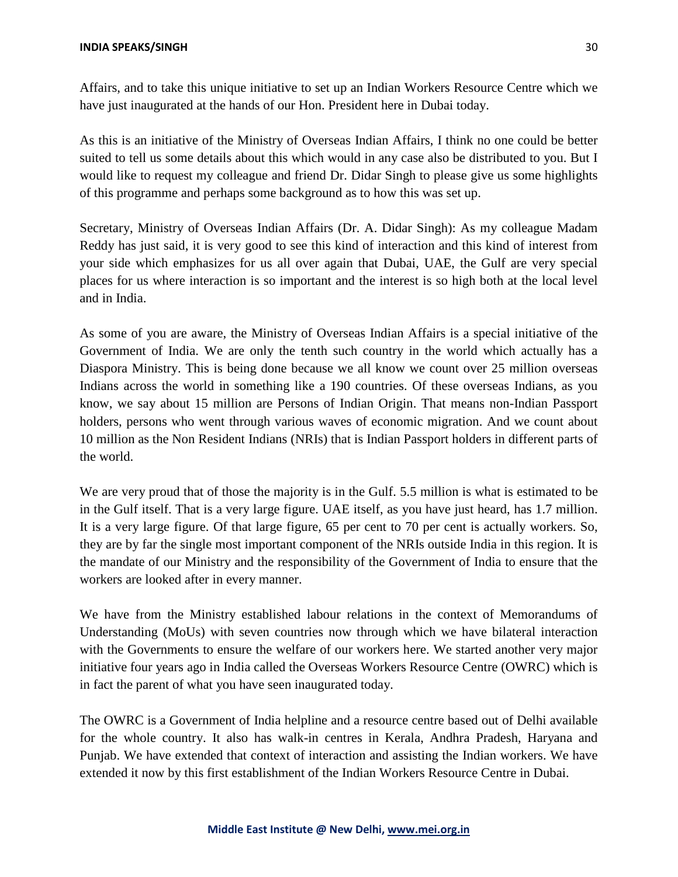Affairs, and to take this unique initiative to set up an Indian Workers Resource Centre which we have just inaugurated at the hands of our Hon. President here in Dubai today.

As this is an initiative of the Ministry of Overseas Indian Affairs, I think no one could be better suited to tell us some details about this which would in any case also be distributed to you. But I would like to request my colleague and friend Dr. Didar Singh to please give us some highlights of this programme and perhaps some background as to how this was set up.

Secretary, Ministry of Overseas Indian Affairs (Dr. A. Didar Singh): As my colleague Madam Reddy has just said, it is very good to see this kind of interaction and this kind of interest from your side which emphasizes for us all over again that Dubai, UAE, the Gulf are very special places for us where interaction is so important and the interest is so high both at the local level and in India.

As some of you are aware, the Ministry of Overseas Indian Affairs is a special initiative of the Government of India. We are only the tenth such country in the world which actually has a Diaspora Ministry. This is being done because we all know we count over 25 million overseas Indians across the world in something like a 190 countries. Of these overseas Indians, as you know, we say about 15 million are Persons of Indian Origin. That means non-Indian Passport holders, persons who went through various waves of economic migration. And we count about 10 million as the Non Resident Indians (NRIs) that is Indian Passport holders in different parts of the world.

We are very proud that of those the majority is in the Gulf. 5.5 million is what is estimated to be in the Gulf itself. That is a very large figure. UAE itself, as you have just heard, has 1.7 million. It is a very large figure. Of that large figure, 65 per cent to 70 per cent is actually workers. So, they are by far the single most important component of the NRIs outside India in this region. It is the mandate of our Ministry and the responsibility of the Government of India to ensure that the workers are looked after in every manner.

We have from the Ministry established labour relations in the context of Memorandums of Understanding (MoUs) with seven countries now through which we have bilateral interaction with the Governments to ensure the welfare of our workers here. We started another very major initiative four years ago in India called the Overseas Workers Resource Centre (OWRC) which is in fact the parent of what you have seen inaugurated today.

The OWRC is a Government of India helpline and a resource centre based out of Delhi available for the whole country. It also has walk-in centres in Kerala, Andhra Pradesh, Haryana and Punjab. We have extended that context of interaction and assisting the Indian workers. We have extended it now by this first establishment of the Indian Workers Resource Centre in Dubai.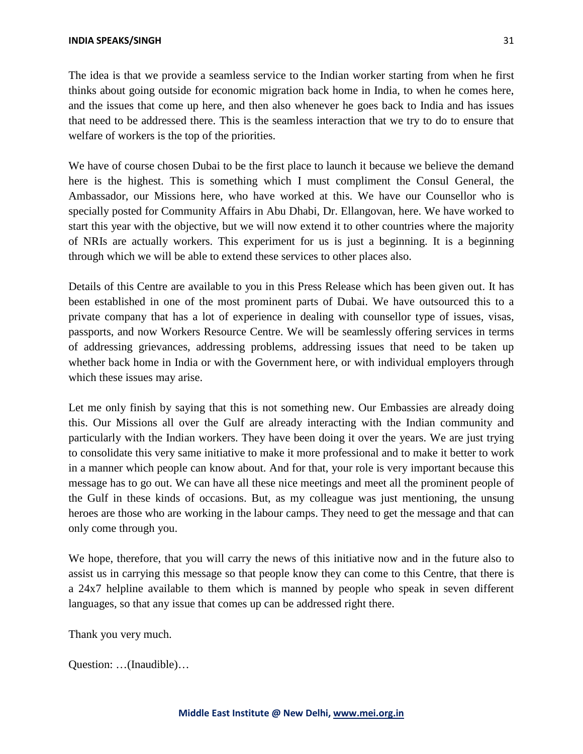The idea is that we provide a seamless service to the Indian worker starting from when he first thinks about going outside for economic migration back home in India, to when he comes here, and the issues that come up here, and then also whenever he goes back to India and has issues that need to be addressed there. This is the seamless interaction that we try to do to ensure that welfare of workers is the top of the priorities.

We have of course chosen Dubai to be the first place to launch it because we believe the demand here is the highest. This is something which I must compliment the Consul General, the Ambassador, our Missions here, who have worked at this. We have our Counsellor who is specially posted for Community Affairs in Abu Dhabi, Dr. Ellangovan, here. We have worked to start this year with the objective, but we will now extend it to other countries where the majority of NRIs are actually workers. This experiment for us is just a beginning. It is a beginning through which we will be able to extend these services to other places also.

Details of this Centre are available to you in this Press Release which has been given out. It has been established in one of the most prominent parts of Dubai. We have outsourced this to a private company that has a lot of experience in dealing with counsellor type of issues, visas, passports, and now Workers Resource Centre. We will be seamlessly offering services in terms of addressing grievances, addressing problems, addressing issues that need to be taken up whether back home in India or with the Government here, or with individual employers through which these issues may arise.

Let me only finish by saying that this is not something new. Our Embassies are already doing this. Our Missions all over the Gulf are already interacting with the Indian community and particularly with the Indian workers. They have been doing it over the years. We are just trying to consolidate this very same initiative to make it more professional and to make it better to work in a manner which people can know about. And for that, your role is very important because this message has to go out. We can have all these nice meetings and meet all the prominent people of the Gulf in these kinds of occasions. But, as my colleague was just mentioning, the unsung heroes are those who are working in the labour camps. They need to get the message and that can only come through you.

We hope, therefore, that you will carry the news of this initiative now and in the future also to assist us in carrying this message so that people know they can come to this Centre, that there is a 24x7 helpline available to them which is manned by people who speak in seven different languages, so that any issue that comes up can be addressed right there.

Thank you very much.

Question: …(Inaudible)…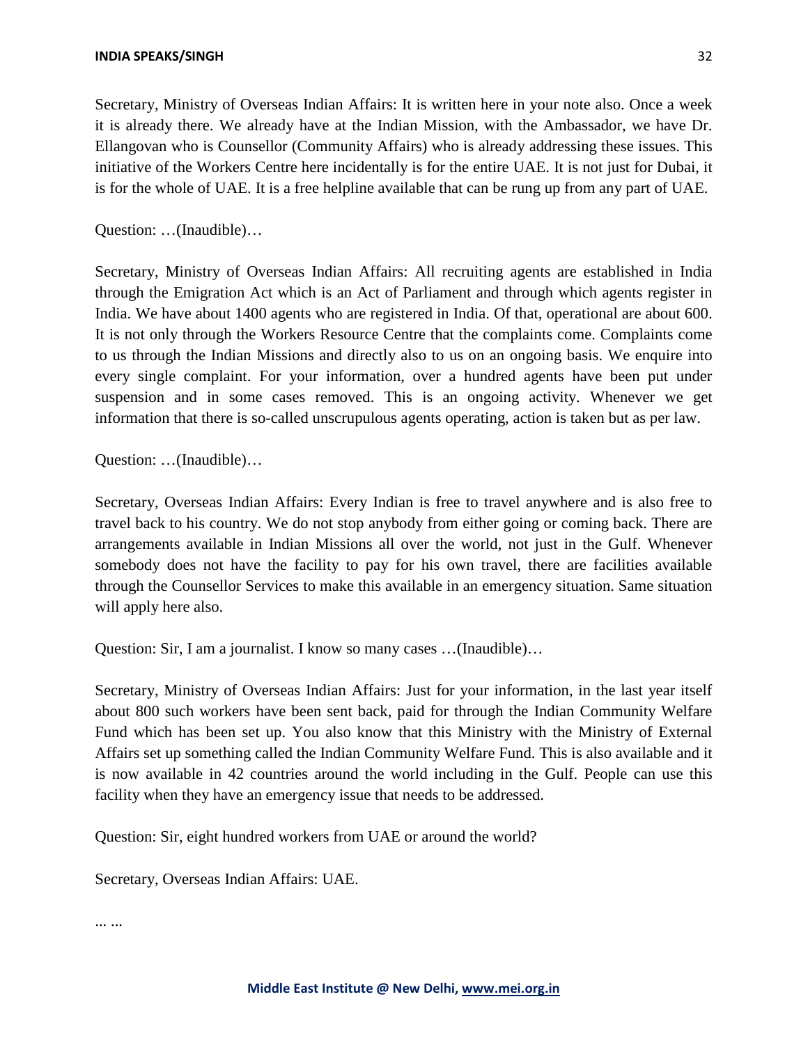Secretary, Ministry of Overseas Indian Affairs: It is written here in your note also. Once a week it is already there. We already have at the Indian Mission, with the Ambassador, we have Dr. Ellangovan who is Counsellor (Community Affairs) who is already addressing these issues. This initiative of the Workers Centre here incidentally is for the entire UAE. It is not just for Dubai, it is for the whole of UAE. It is a free helpline available that can be rung up from any part of UAE.

Question: …(Inaudible)…

Secretary, Ministry of Overseas Indian Affairs: All recruiting agents are established in India through the Emigration Act which is an Act of Parliament and through which agents register in India. We have about 1400 agents who are registered in India. Of that, operational are about 600. It is not only through the Workers Resource Centre that the complaints come. Complaints come to us through the Indian Missions and directly also to us on an ongoing basis. We enquire into every single complaint. For your information, over a hundred agents have been put under suspension and in some cases removed. This is an ongoing activity. Whenever we get information that there is so-called unscrupulous agents operating, action is taken but as per law.

Question: …(Inaudible)…

Secretary, Overseas Indian Affairs: Every Indian is free to travel anywhere and is also free to travel back to his country. We do not stop anybody from either going or coming back. There are arrangements available in Indian Missions all over the world, not just in the Gulf. Whenever somebody does not have the facility to pay for his own travel, there are facilities available through the Counsellor Services to make this available in an emergency situation. Same situation will apply here also.

Question: Sir, I am a journalist. I know so many cases …(Inaudible)…

Secretary, Ministry of Overseas Indian Affairs: Just for your information, in the last year itself about 800 such workers have been sent back, paid for through the Indian Community Welfare Fund which has been set up. You also know that this Ministry with the Ministry of External Affairs set up something called the Indian Community Welfare Fund. This is also available and it is now available in 42 countries around the world including in the Gulf. People can use this facility when they have an emergency issue that needs to be addressed.

Question: Sir, eight hundred workers from UAE or around the world?

Secretary, Overseas Indian Affairs: UAE.

... ...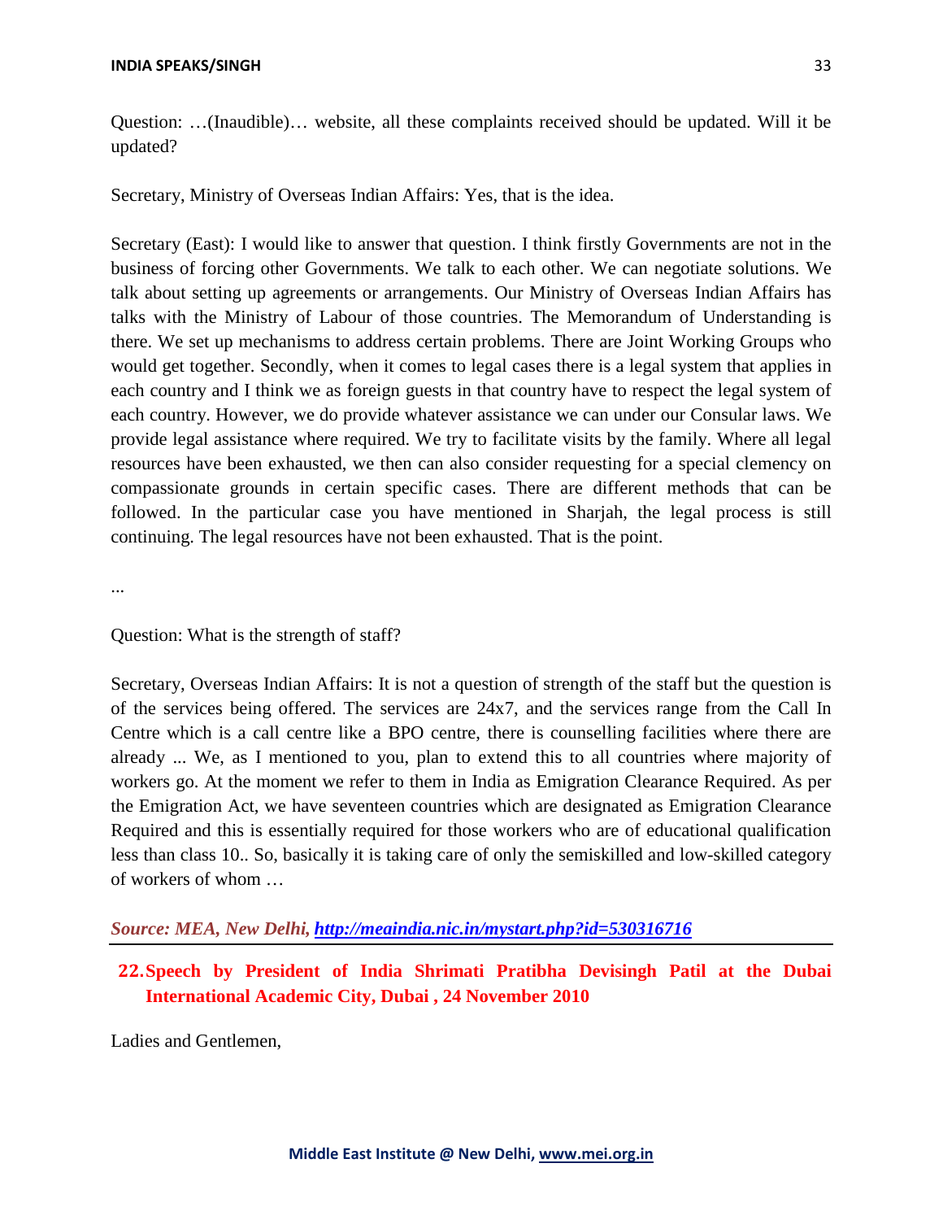Question: …(Inaudible)… website, all these complaints received should be updated. Will it be updated?

Secretary, Ministry of Overseas Indian Affairs: Yes, that is the idea.

Secretary (East): I would like to answer that question. I think firstly Governments are not in the business of forcing other Governments. We talk to each other. We can negotiate solutions. We talk about setting up agreements or arrangements. Our Ministry of Overseas Indian Affairs has talks with the Ministry of Labour of those countries. The Memorandum of Understanding is there. We set up mechanisms to address certain problems. There are Joint Working Groups who would get together. Secondly, when it comes to legal cases there is a legal system that applies in each country and I think we as foreign guests in that country have to respect the legal system of each country. However, we do provide whatever assistance we can under our Consular laws. We provide legal assistance where required. We try to facilitate visits by the family. Where all legal resources have been exhausted, we then can also consider requesting for a special clemency on compassionate grounds in certain specific cases. There are different methods that can be followed. In the particular case you have mentioned in Sharjah, the legal process is still continuing. The legal resources have not been exhausted. That is the point.

...

Question: What is the strength of staff?

Secretary, Overseas Indian Affairs: It is not a question of strength of the staff but the question is of the services being offered. The services are 24x7, and the services range from the Call In Centre which is a call centre like a BPO centre, there is counselling facilities where there are already ... We, as I mentioned to you, plan to extend this to all countries where majority of workers go. At the moment we refer to them in India as Emigration Clearance Required. As per the Emigration Act, we have seventeen countries which are designated as Emigration Clearance Required and this is essentially required for those workers who are of educational qualification less than class 10.. So, basically it is taking care of only the semiskilled and low-skilled category of workers of whom …

***Source: MEA, New Delhi, http://meaindia.nic.in/mystart.php?id=530316716***

## 22. Speech by President of India Shrimati Pratibha Devisingh Patil at the Dubai International Academic City, Dubai , 24 November 2010

Ladies and Gentlemen,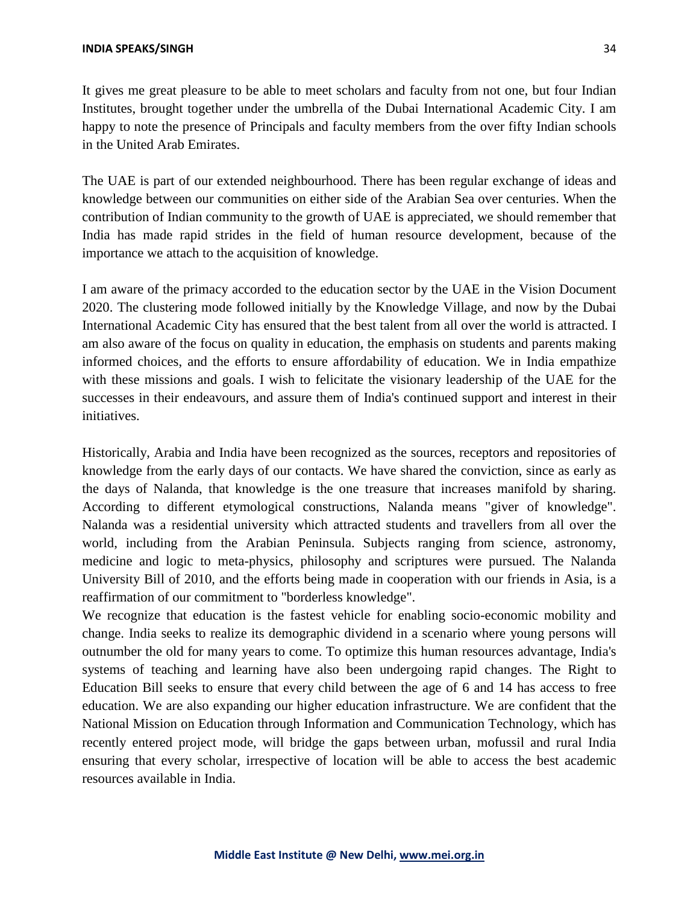It gives me great pleasure to be able to meet scholars and faculty from not one, but four Indian Institutes, brought together under the umbrella of the Dubai International Academic City. I am happy to note the presence of Principals and faculty members from the over fifty Indian schools in the United Arab Emirates.

The UAE is part of our extended neighbourhood. There has been regular exchange of ideas and knowledge between our communities on either side of the Arabian Sea over centuries. When the contribution of Indian community to the growth of UAE is appreciated, we should remember that India has made rapid strides in the field of human resource development, because of the importance we attach to the acquisition of knowledge.

I am aware of the primacy accorded to the education sector by the UAE in the Vision Document 2020. The clustering mode followed initially by the Knowledge Village, and now by the Dubai International Academic City has ensured that the best talent from all over the world is attracted. I am also aware of the focus on quality in education, the emphasis on students and parents making informed choices, and the efforts to ensure affordability of education. We in India empathize with these missions and goals. I wish to felicitate the visionary leadership of the UAE for the successes in their endeavours, and assure them of India's continued support and interest in their initiatives.

Historically, Arabia and India have been recognized as the sources, receptors and repositories of knowledge from the early days of our contacts. We have shared the conviction, since as early as the days of Nalanda, that knowledge is the one treasure that increases manifold by sharing. According to different etymological constructions, Nalanda means "giver of knowledge". Nalanda was a residential university which attracted students and travellers from all over the world, including from the Arabian Peninsula. Subjects ranging from science, astronomy, medicine and logic to meta-physics, philosophy and scriptures were pursued. The Nalanda University Bill of 2010, and the efforts being made in cooperation with our friends in Asia, is a reaffirmation of our commitment to "borderless knowledge".

We recognize that education is the fastest vehicle for enabling socio-economic mobility and change. India seeks to realize its demographic dividend in a scenario where young persons will outnumber the old for many years to come. To optimize this human resources advantage, India's systems of teaching and learning have also been undergoing rapid changes. The Right to Education Bill seeks to ensure that every child between the age of 6 and 14 has access to free education. We are also expanding our higher education infrastructure. We are confident that the National Mission on Education through Information and Communication Technology, which has recently entered project mode, will bridge the gaps between urban, mofussil and rural India ensuring that every scholar, irrespective of location will be able to access the best academic resources available in India.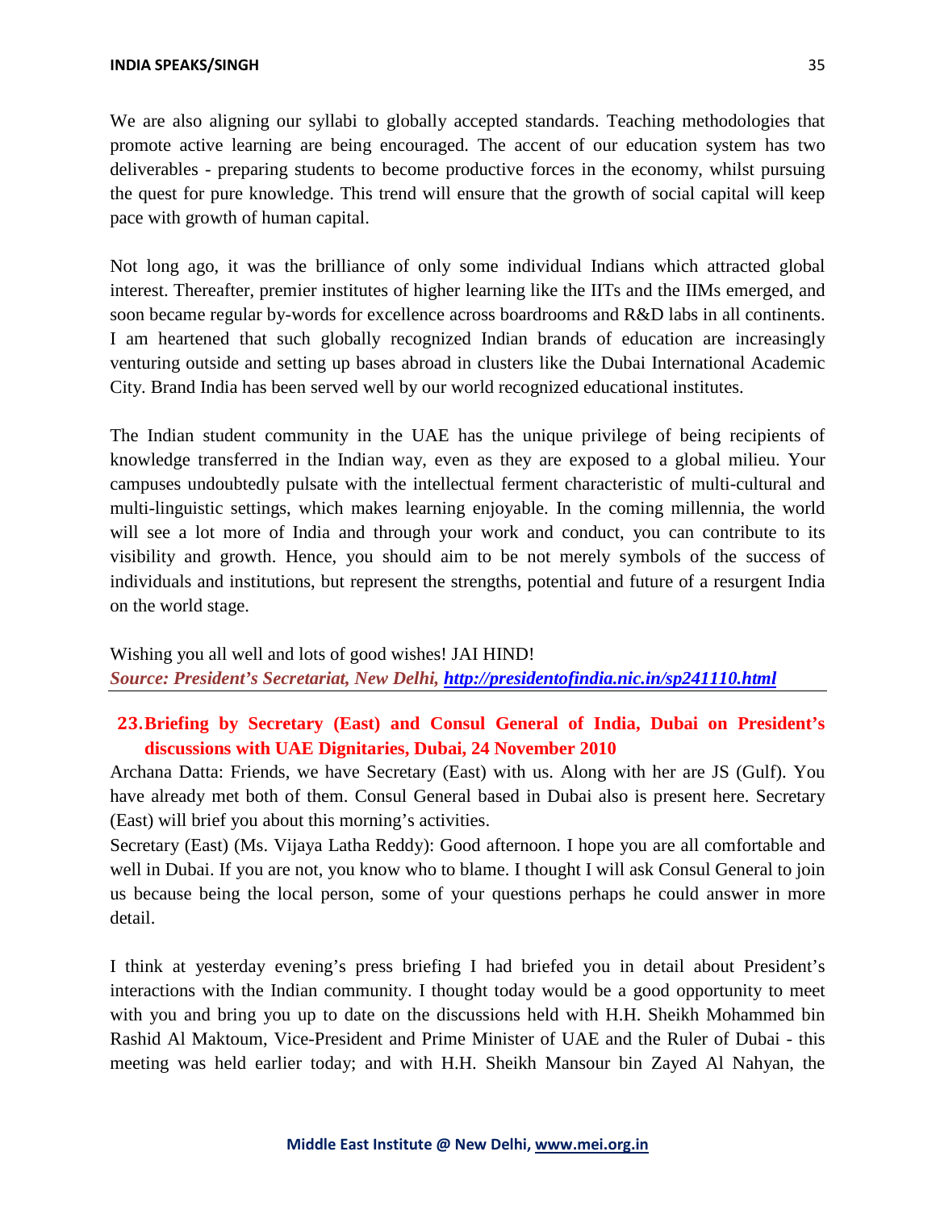We are also aligning our syllabi to globally accepted standards. Teaching methodologies that promote active learning are being encouraged. The accent of our education system has two deliverables - preparing students to become productive forces in the economy, whilst pursuing the quest for pure knowledge. This trend will ensure that the growth of social capital will keep pace with growth of human capital.

Not long ago, it was the brilliance of only some individual Indians which attracted global interest. Thereafter, premier institutes of higher learning like the IITs and the IIMs emerged, and soon became regular by-words for excellence across boardrooms and R&D labs in all continents. I am heartened that such globally recognized Indian brands of education are increasingly venturing outside and setting up bases abroad in clusters like the Dubai International Academic City. Brand India has been served well by our world recognized educational institutes.

The Indian student community in the UAE has the unique privilege of being recipients of knowledge transferred in the Indian way, even as they are exposed to a global milieu. Your campuses undoubtedly pulsate with the intellectual ferment characteristic of multi-cultural and multi-linguistic settings, which makes learning enjoyable. In the coming millennia, the world will see a lot more of India and through your work and conduct, you can contribute to its visibility and growth. Hence, you should aim to be not merely symbols of the success of individuals and institutions, but represent the strengths, potential and future of a resurgent India on the world stage.

Wishing you all well and lots of good wishes! JAI HIND!

***Source: President's Secretariat, New Delhi, http://presidentofindia.nic.in/sp241110.html***

## 23. Briefing by Secretary (East) and Consul General of India, Dubai on President's discussions with UAE Dignitaries, Dubai, 24 November 2010

Archana Datta: Friends, we have Secretary (East) with us. Along with her are JS (Gulf). You have already met both of them. Consul General based in Dubai also is present here. Secretary (East) will brief you about this morning's activities.

Secretary (East) (Ms. Vijaya Latha Reddy): Good afternoon. I hope you are all comfortable and well in Dubai. If you are not, you know who to blame. I thought I will ask Consul General to join us because being the local person, some of your questions perhaps he could answer in more detail.

I think at yesterday evening's press briefing I had briefed you in detail about President's interactions with the Indian community. I thought today would be a good opportunity to meet with you and bring you up to date on the discussions held with H.H. Sheikh Mohammed bin Rashid Al Maktoum, Vice-President and Prime Minister of UAE and the Ruler of Dubai - this meeting was held earlier today; and with H.H. Sheikh Mansour bin Zayed Al Nahyan, the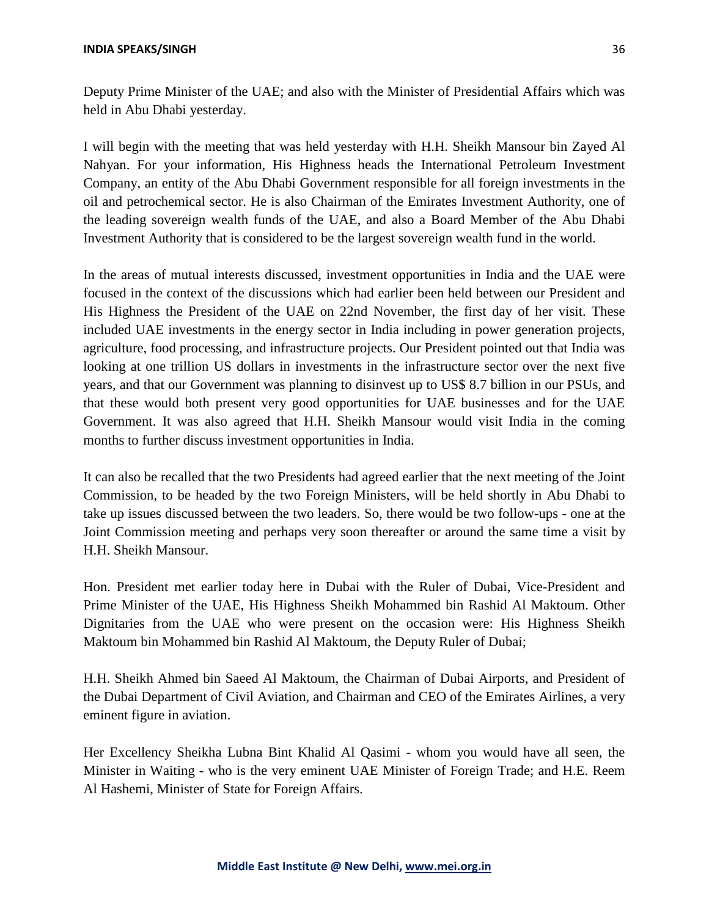Deputy Prime Minister of the UAE; and also with the Minister of Presidential Affairs which was held in Abu Dhabi yesterday.

I will begin with the meeting that was held yesterday with H.H. Sheikh Mansour bin Zayed Al Nahyan. For your information, His Highness heads the International Petroleum Investment Company, an entity of the Abu Dhabi Government responsible for all foreign investments in the oil and petrochemical sector. He is also Chairman of the Emirates Investment Authority, one of the leading sovereign wealth funds of the UAE, and also a Board Member of the Abu Dhabi Investment Authority that is considered to be the largest sovereign wealth fund in the world.

In the areas of mutual interests discussed, investment opportunities in India and the UAE were focused in the context of the discussions which had earlier been held between our President and His Highness the President of the UAE on 22nd November, the first day of her visit. These included UAE investments in the energy sector in India including in power generation projects, agriculture, food processing, and infrastructure projects. Our President pointed out that India was looking at one trillion US dollars in investments in the infrastructure sector over the next five years, and that our Government was planning to disinvest up to US$ 8.7 billion in our PSUs, and that these would both present very good opportunities for UAE businesses and for the UAE Government. It was also agreed that H.H. Sheikh Mansour would visit India in the coming months to further discuss investment opportunities in India.

It can also be recalled that the two Presidents had agreed earlier that the next meeting of the Joint Commission, to be headed by the two Foreign Ministers, will be held shortly in Abu Dhabi to take up issues discussed between the two leaders. So, there would be two follow-ups - one at the Joint Commission meeting and perhaps very soon thereafter or around the same time a visit by H.H. Sheikh Mansour.

Hon. President met earlier today here in Dubai with the Ruler of Dubai, Vice-President and Prime Minister of the UAE, His Highness Sheikh Mohammed bin Rashid Al Maktoum. Other Dignitaries from the UAE who were present on the occasion were: His Highness Sheikh Maktoum bin Mohammed bin Rashid Al Maktoum, the Deputy Ruler of Dubai;

H.H. Sheikh Ahmed bin Saeed Al Maktoum, the Chairman of Dubai Airports, and President of the Dubai Department of Civil Aviation, and Chairman and CEO of the Emirates Airlines, a very eminent figure in aviation.

Her Excellency Sheikha Lubna Bint Khalid Al Qasimi - whom you would have all seen, the Minister in Waiting - who is the very eminent UAE Minister of Foreign Trade; and H.E. Reem Al Hashemi, Minister of State for Foreign Affairs.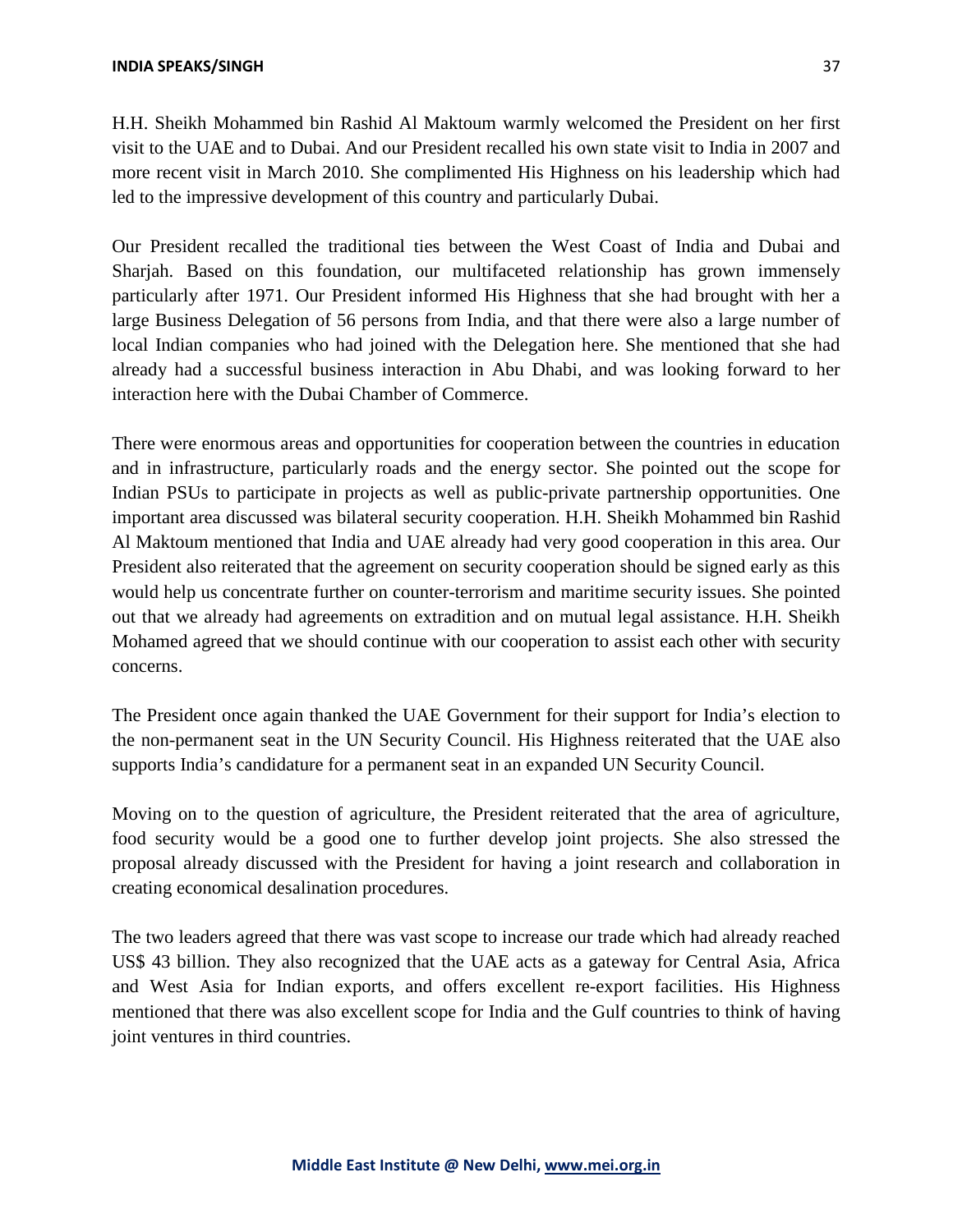H.H. Sheikh Mohammed bin Rashid Al Maktoum warmly welcomed the President on her first visit to the UAE and to Dubai. And our President recalled his own state visit to India in 2007 and more recent visit in March 2010. She complimented His Highness on his leadership which had led to the impressive development of this country and particularly Dubai.

Our President recalled the traditional ties between the West Coast of India and Dubai and Sharjah. Based on this foundation, our multifaceted relationship has grown immensely particularly after 1971. Our President informed His Highness that she had brought with her a large Business Delegation of 56 persons from India, and that there were also a large number of local Indian companies who had joined with the Delegation here. She mentioned that she had already had a successful business interaction in Abu Dhabi, and was looking forward to her interaction here with the Dubai Chamber of Commerce.

There were enormous areas and opportunities for cooperation between the countries in education and in infrastructure, particularly roads and the energy sector. She pointed out the scope for Indian PSUs to participate in projects as well as public-private partnership opportunities. One important area discussed was bilateral security cooperation. H.H. Sheikh Mohammed bin Rashid Al Maktoum mentioned that India and UAE already had very good cooperation in this area. Our President also reiterated that the agreement on security cooperation should be signed early as this would help us concentrate further on counter-terrorism and maritime security issues. She pointed out that we already had agreements on extradition and on mutual legal assistance. H.H. Sheikh Mohamed agreed that we should continue with our cooperation to assist each other with security concerns.

The President once again thanked the UAE Government for their support for India's election to the non-permanent seat in the UN Security Council. His Highness reiterated that the UAE also supports India's candidature for a permanent seat in an expanded UN Security Council.

Moving on to the question of agriculture, the President reiterated that the area of agriculture, food security would be a good one to further develop joint projects. She also stressed the proposal already discussed with the President for having a joint research and collaboration in creating economical desalination procedures.

The two leaders agreed that there was vast scope to increase our trade which had already reached US$ 43 billion. They also recognized that the UAE acts as a gateway for Central Asia, Africa and West Asia for Indian exports, and offers excellent re-export facilities. His Highness mentioned that there was also excellent scope for India and the Gulf countries to think of having joint ventures in third countries.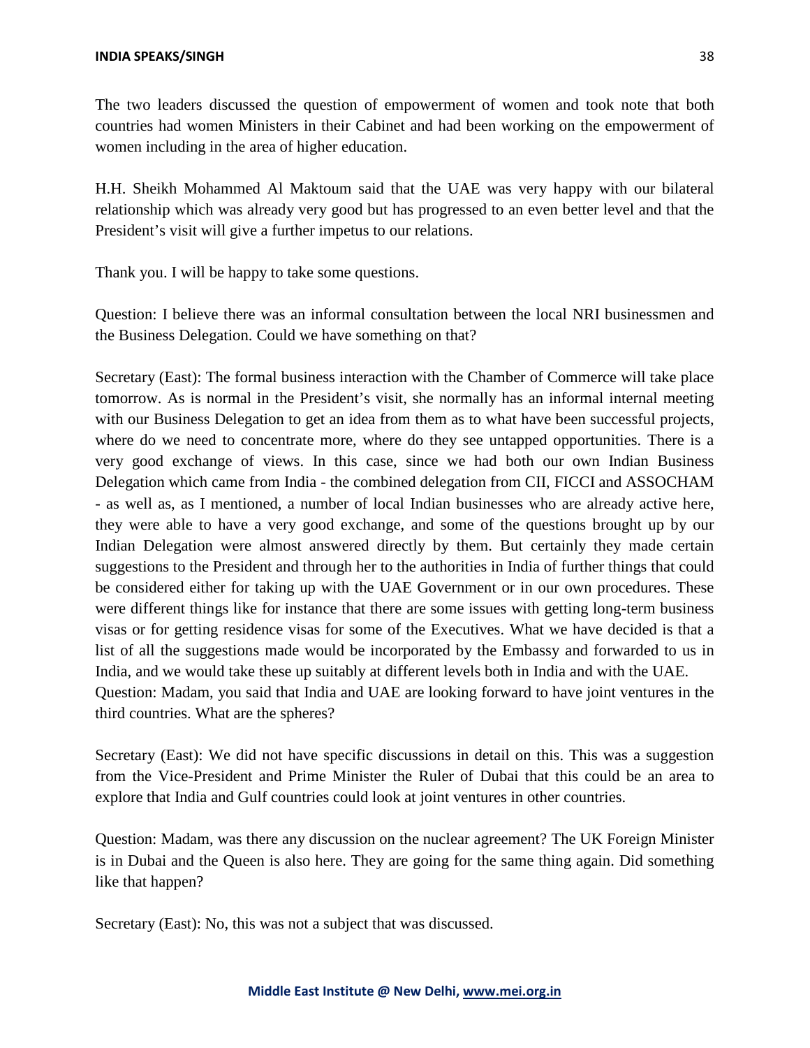The two leaders discussed the question of empowerment of women and took note that both countries had women Ministers in their Cabinet and had been working on the empowerment of women including in the area of higher education.

H.H. Sheikh Mohammed Al Maktoum said that the UAE was very happy with our bilateral relationship which was already very good but has progressed to an even better level and that the President's visit will give a further impetus to our relations.

Thank you. I will be happy to take some questions.

Question: I believe there was an informal consultation between the local NRI businessmen and the Business Delegation. Could we have something on that?

Secretary (East): The formal business interaction with the Chamber of Commerce will take place tomorrow. As is normal in the President's visit, she normally has an informal internal meeting with our Business Delegation to get an idea from them as to what have been successful projects, where do we need to concentrate more, where do they see untapped opportunities. There is a very good exchange of views. In this case, since we had both our own Indian Business Delegation which came from India - the combined delegation from CII, FICCI and ASSOCHAM - as well as, as I mentioned, a number of local Indian businesses who are already active here, they were able to have a very good exchange, and some of the questions brought up by our Indian Delegation were almost answered directly by them. But certainly they made certain suggestions to the President and through her to the authorities in India of further things that could be considered either for taking up with the UAE Government or in our own procedures. These were different things like for instance that there are some issues with getting long-term business visas or for getting residence visas for some of the Executives. What we have decided is that a list of all the suggestions made would be incorporated by the Embassy and forwarded to us in India, and we would take these up suitably at different levels both in India and with the UAE.

Question: Madam, you said that India and UAE are looking forward to have joint ventures in the third countries. What are the spheres?

Secretary (East): We did not have specific discussions in detail on this. This was a suggestion from the Vice-President and Prime Minister the Ruler of Dubai that this could be an area to explore that India and Gulf countries could look at joint ventures in other countries.

Question: Madam, was there any discussion on the nuclear agreement? The UK Foreign Minister is in Dubai and the Queen is also here. They are going for the same thing again. Did something like that happen?

Secretary (East): No, this was not a subject that was discussed.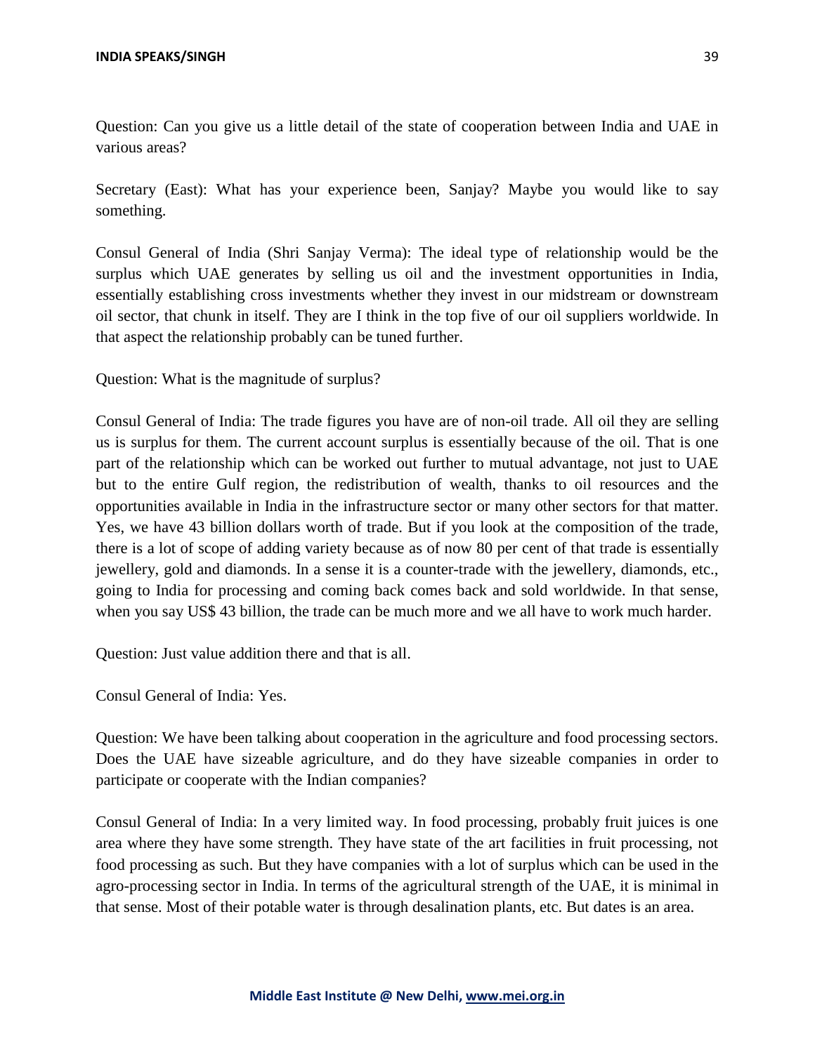Question: Can you give us a little detail of the state of cooperation between India and UAE in various areas?

Secretary (East): What has your experience been, Sanjay? Maybe you would like to say something.

Consul General of India (Shri Sanjay Verma): The ideal type of relationship would be the surplus which UAE generates by selling us oil and the investment opportunities in India, essentially establishing cross investments whether they invest in our midstream or downstream oil sector, that chunk in itself. They are I think in the top five of our oil suppliers worldwide. In that aspect the relationship probably can be tuned further.

Question: What is the magnitude of surplus?

Consul General of India: The trade figures you have are of non-oil trade. All oil they are selling us is surplus for them. The current account surplus is essentially because of the oil. That is one part of the relationship which can be worked out further to mutual advantage, not just to UAE but to the entire Gulf region, the redistribution of wealth, thanks to oil resources and the opportunities available in India in the infrastructure sector or many other sectors for that matter. Yes, we have 43 billion dollars worth of trade. But if you look at the composition of the trade, there is a lot of scope of adding variety because as of now 80 per cent of that trade is essentially jewellery, gold and diamonds. In a sense it is a counter-trade with the jewellery, diamonds, etc., going to India for processing and coming back comes back and sold worldwide. In that sense, when you say US$ 43 billion, the trade can be much more and we all have to work much harder.

Question: Just value addition there and that is all.

Consul General of India: Yes.

Question: We have been talking about cooperation in the agriculture and food processing sectors. Does the UAE have sizeable agriculture, and do they have sizeable companies in order to participate or cooperate with the Indian companies?

Consul General of India: In a very limited way. In food processing, probably fruit juices is one area where they have some strength. They have state of the art facilities in fruit processing, not food processing as such. But they have companies with a lot of surplus which can be used in the agro-processing sector in India. In terms of the agricultural strength of the UAE, it is minimal in that sense. Most of their potable water is through desalination plants, etc. But dates is an area.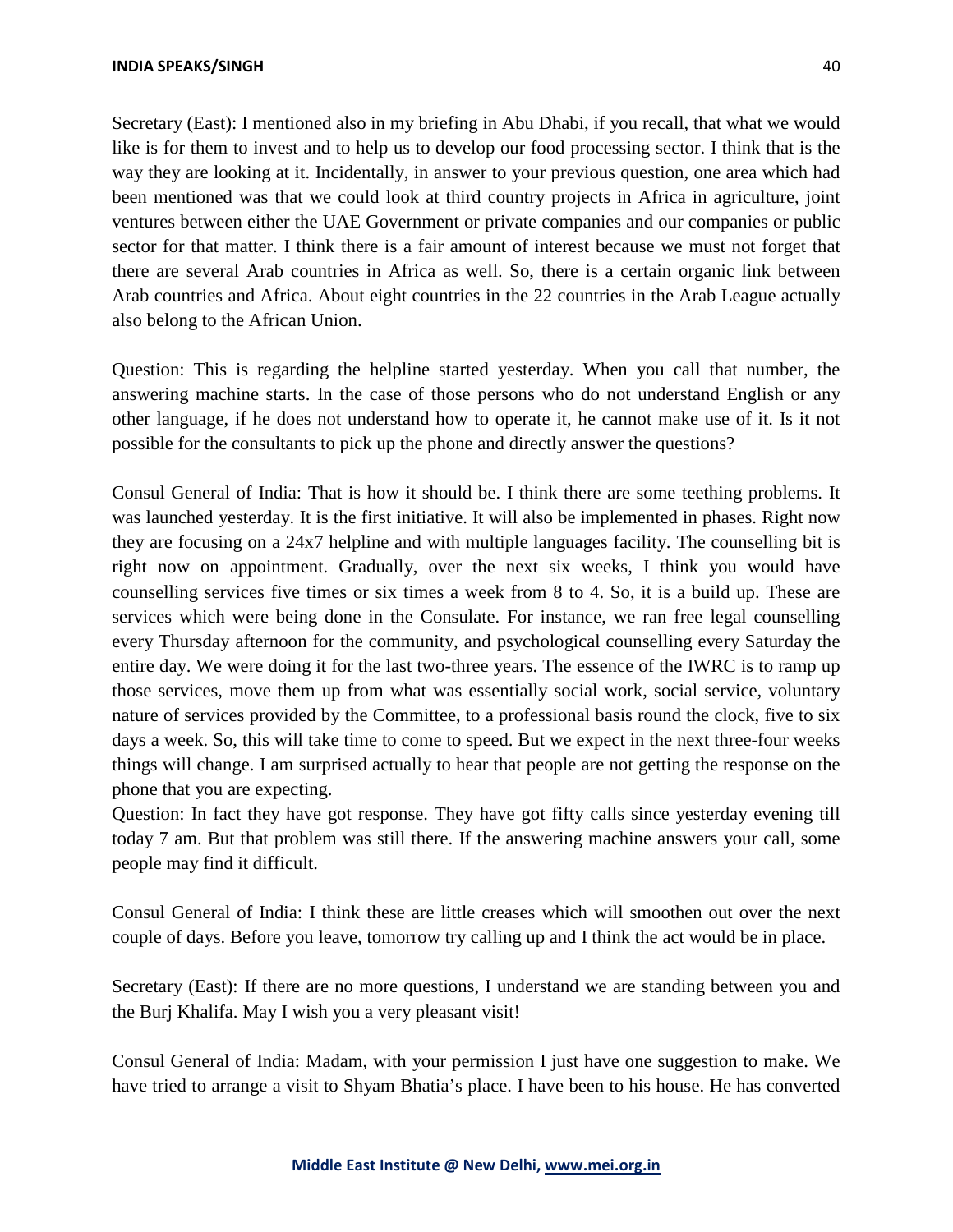Secretary (East): I mentioned also in my briefing in Abu Dhabi, if you recall, that what we would like is for them to invest and to help us to develop our food processing sector. I think that is the way they are looking at it. Incidentally, in answer to your previous question, one area which had been mentioned was that we could look at third country projects in Africa in agriculture, joint ventures between either the UAE Government or private companies and our companies or public sector for that matter. I think there is a fair amount of interest because we must not forget that there are several Arab countries in Africa as well. So, there is a certain organic link between Arab countries and Africa. About eight countries in the 22 countries in the Arab League actually also belong to the African Union.

Question: This is regarding the helpline started yesterday. When you call that number, the answering machine starts. In the case of those persons who do not understand English or any other language, if he does not understand how to operate it, he cannot make use of it. Is it not possible for the consultants to pick up the phone and directly answer the questions?

Consul General of India: That is how it should be. I think there are some teething problems. It was launched yesterday. It is the first initiative. It will also be implemented in phases. Right now they are focusing on a 24x7 helpline and with multiple languages facility. The counselling bit is right now on appointment. Gradually, over the next six weeks, I think you would have counselling services five times or six times a week from 8 to 4. So, it is a build up. These are services which were being done in the Consulate. For instance, we ran free legal counselling every Thursday afternoon for the community, and psychological counselling every Saturday the entire day. We were doing it for the last two-three years. The essence of the IWRC is to ramp up those services, move them up from what was essentially social work, social service, voluntary nature of services provided by the Committee, to a professional basis round the clock, five to six days a week. So, this will take time to come to speed. But we expect in the next three-four weeks things will change. I am surprised actually to hear that people are not getting the response on the phone that you are expecting.

Question: In fact they have got response. They have got fifty calls since yesterday evening till today 7 am. But that problem was still there. If the answering machine answers your call, some people may find it difficult.

Consul General of India: I think these are little creases which will smoothen out over the next couple of days. Before you leave, tomorrow try calling up and I think the act would be in place.

Secretary (East): If there are no more questions, I understand we are standing between you and the Burj Khalifa. May I wish you a very pleasant visit!

Consul General of India: Madam, with your permission I just have one suggestion to make. We have tried to arrange a visit to Shyam Bhatia's place. I have been to his house. He has converted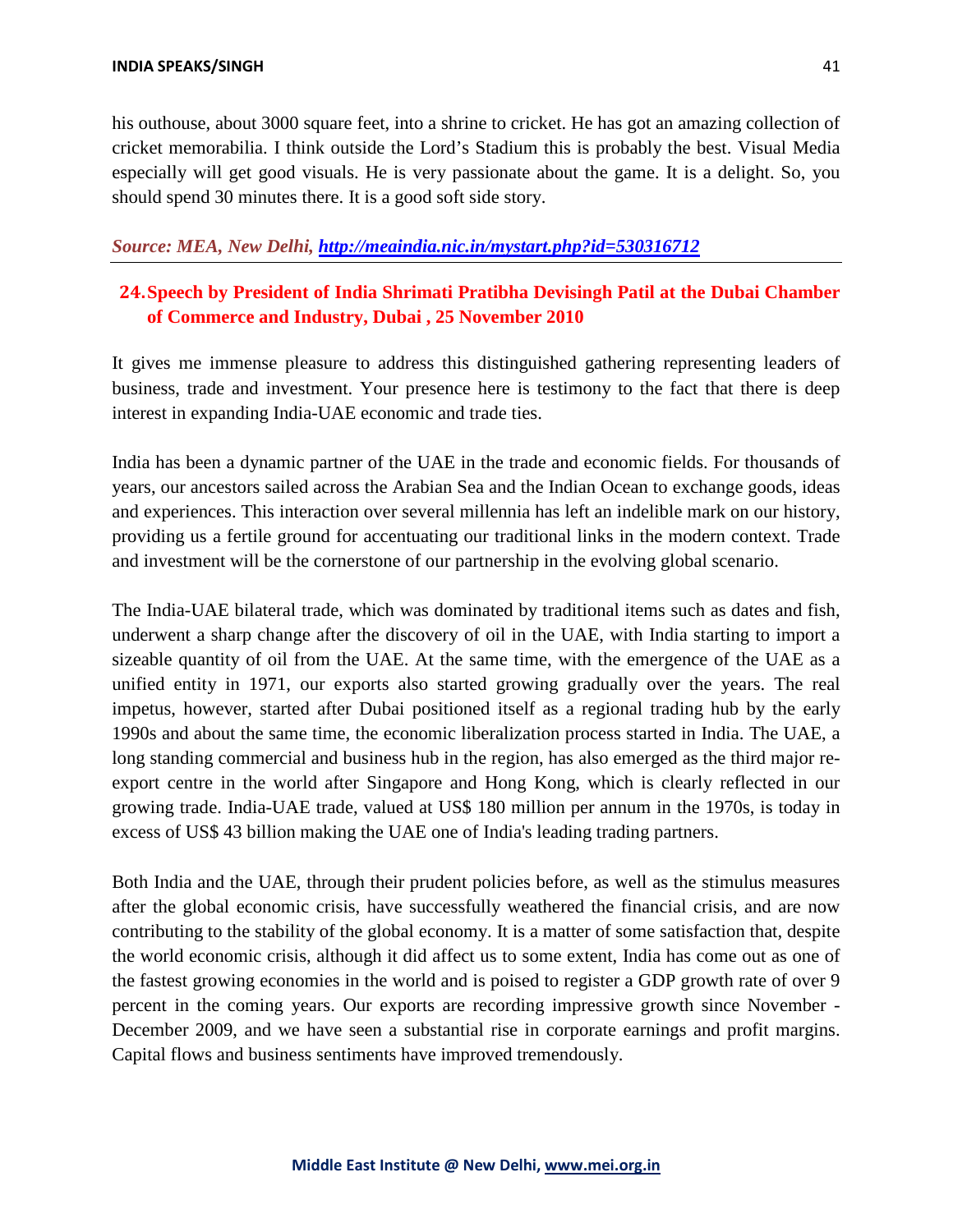his outhouse, about 3000 square feet, into a shrine to cricket. He has got an amazing collection of cricket memorabilia. I think outside the Lord's Stadium this is probably the best. Visual Media especially will get good visuals. He is very passionate about the game. It is a delight. So, you should spend 30 minutes there. It is a good soft side story.

***Source: MEA, New Delhi, [http://meaindia.nic.in/mystart.php?id=530316712](http://meaindia.nic.in/mystart.php?id=530316712)***

---

## 24. Speech by President of India Shrimati Pratibha Devisingh Patil at the Dubai Chamber of Commerce and Industry, Dubai , 25 November 2010

It gives me immense pleasure to address this distinguished gathering representing leaders of business, trade and investment. Your presence here is testimony to the fact that there is deep interest in expanding India-UAE economic and trade ties.

India has been a dynamic partner of the UAE in the trade and economic fields. For thousands of years, our ancestors sailed across the Arabian Sea and the Indian Ocean to exchange goods, ideas and experiences. This interaction over several millennia has left an indelible mark on our history, providing us a fertile ground for accentuating our traditional links in the modern context. Trade and investment will be the cornerstone of our partnership in the evolving global scenario.

The India-UAE bilateral trade, which was dominated by traditional items such as dates and fish, underwent a sharp change after the discovery of oil in the UAE, with India starting to import a sizeable quantity of oil from the UAE. At the same time, with the emergence of the UAE as a unified entity in 1971, our exports also started growing gradually over the years. The real impetus, however, started after Dubai positioned itself as a regional trading hub by the early 1990s and about the same time, the economic liberalization process started in India. The UAE, a long standing commercial and business hub in the region, has also emerged as the third major re-export centre in the world after Singapore and Hong Kong, which is clearly reflected in our growing trade. India-UAE trade, valued at US$ 180 million per annum in the 1970s, is today in excess of US$ 43 billion making the UAE one of India's leading trading partners.

Both India and the UAE, through their prudent policies before, as well as the stimulus measures after the global economic crisis, have successfully weathered the financial crisis, and are now contributing to the stability of the global economy. It is a matter of some satisfaction that, despite the world economic crisis, although it did affect us to some extent, India has come out as one of the fastest growing economies in the world and is poised to register a GDP growth rate of over 9 percent in the coming years. Our exports are recording impressive growth since November - December 2009, and we have seen a substantial rise in corporate earnings and profit margins. Capital flows and business sentiments have improved tremendously.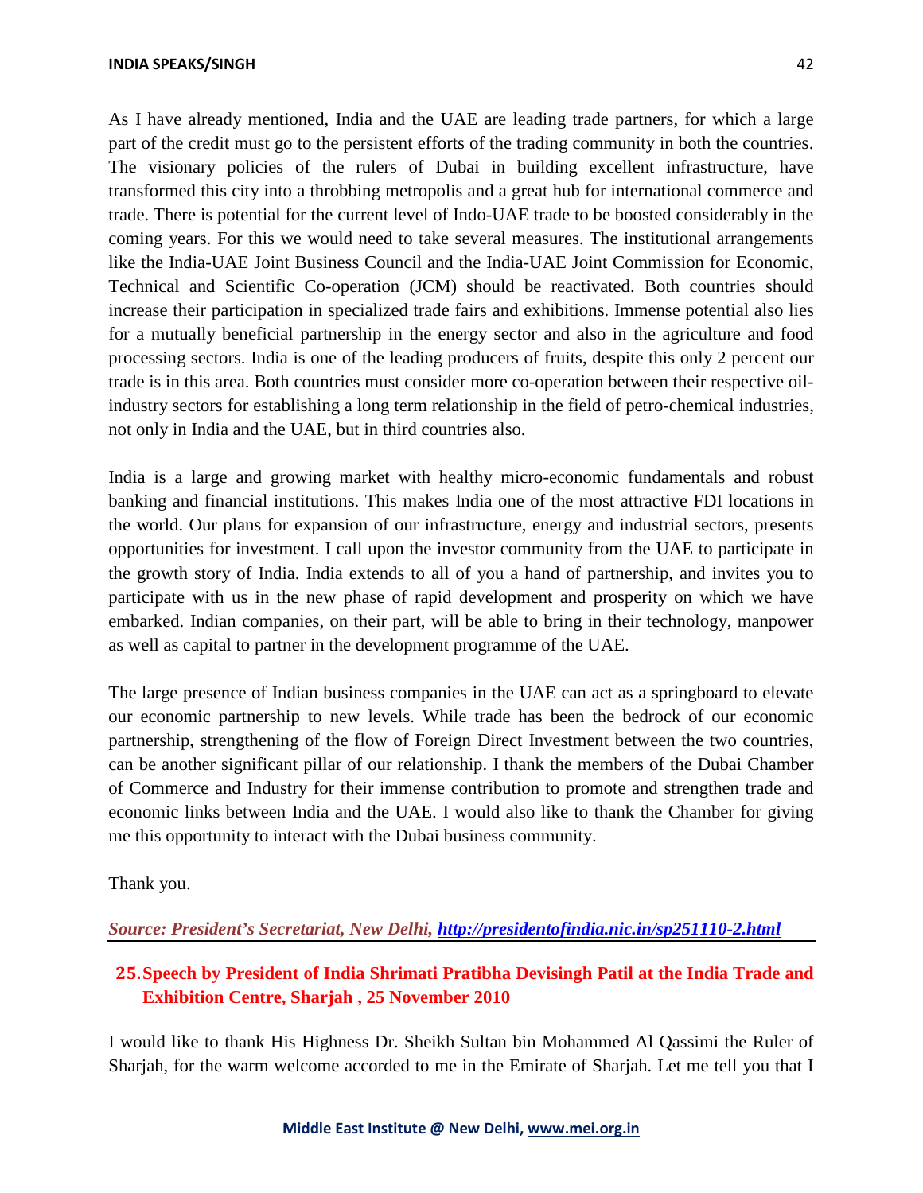As I have already mentioned, India and the UAE are leading trade partners, for which a large part of the credit must go to the persistent efforts of the trading community in both the countries. The visionary policies of the rulers of Dubai in building excellent infrastructure, have transformed this city into a throbbing metropolis and a great hub for international commerce and trade. There is potential for the current level of Indo-UAE trade to be boosted considerably in the coming years. For this we would need to take several measures. The institutional arrangements like the India-UAE Joint Business Council and the India-UAE Joint Commission for Economic, Technical and Scientific Co-operation (JCM) should be reactivated. Both countries should increase their participation in specialized trade fairs and exhibitions. Immense potential also lies for a mutually beneficial partnership in the energy sector and also in the agriculture and food processing sectors. India is one of the leading producers of fruits, despite this only 2 percent our trade is in this area. Both countries must consider more co-operation between their respective oil-industry sectors for establishing a long term relationship in the field of petro-chemical industries, not only in India and the UAE, but in third countries also.

India is a large and growing market with healthy micro-economic fundamentals and robust banking and financial institutions. This makes India one of the most attractive FDI locations in the world. Our plans for expansion of our infrastructure, energy and industrial sectors, presents opportunities for investment. I call upon the investor community from the UAE to participate in the growth story of India. India extends to all of you a hand of partnership, and invites you to participate with us in the new phase of rapid development and prosperity on which we have embarked. Indian companies, on their part, will be able to bring in their technology, manpower as well as capital to partner in the development programme of the UAE.

The large presence of Indian business companies in the UAE can act as a springboard to elevate our economic partnership to new levels. While trade has been the bedrock of our economic partnership, strengthening of the flow of Foreign Direct Investment between the two countries, can be another significant pillar of our relationship. I thank the members of the Dubai Chamber of Commerce and Industry for their immense contribution to promote and strengthen trade and economic links between India and the UAE. I would also like to thank the Chamber for giving me this opportunity to interact with the Dubai business community.

Thank you.

***Source: President's Secretariat, New Delhi, [http://presidentofindia.nic.in/sp251110-2.html](http://presidentofindia.nic.in/sp251110-2.html)***

## 25. Speech by President of India Shrimati Pratibha Devisingh Patil at the India Trade and Exhibition Centre, Sharjah , 25 November 2010

I would like to thank His Highness Dr. Sheikh Sultan bin Mohammed Al Qassimi the Ruler of Sharjah, for the warm welcome accorded to me in the Emirate of Sharjah. Let me tell you that I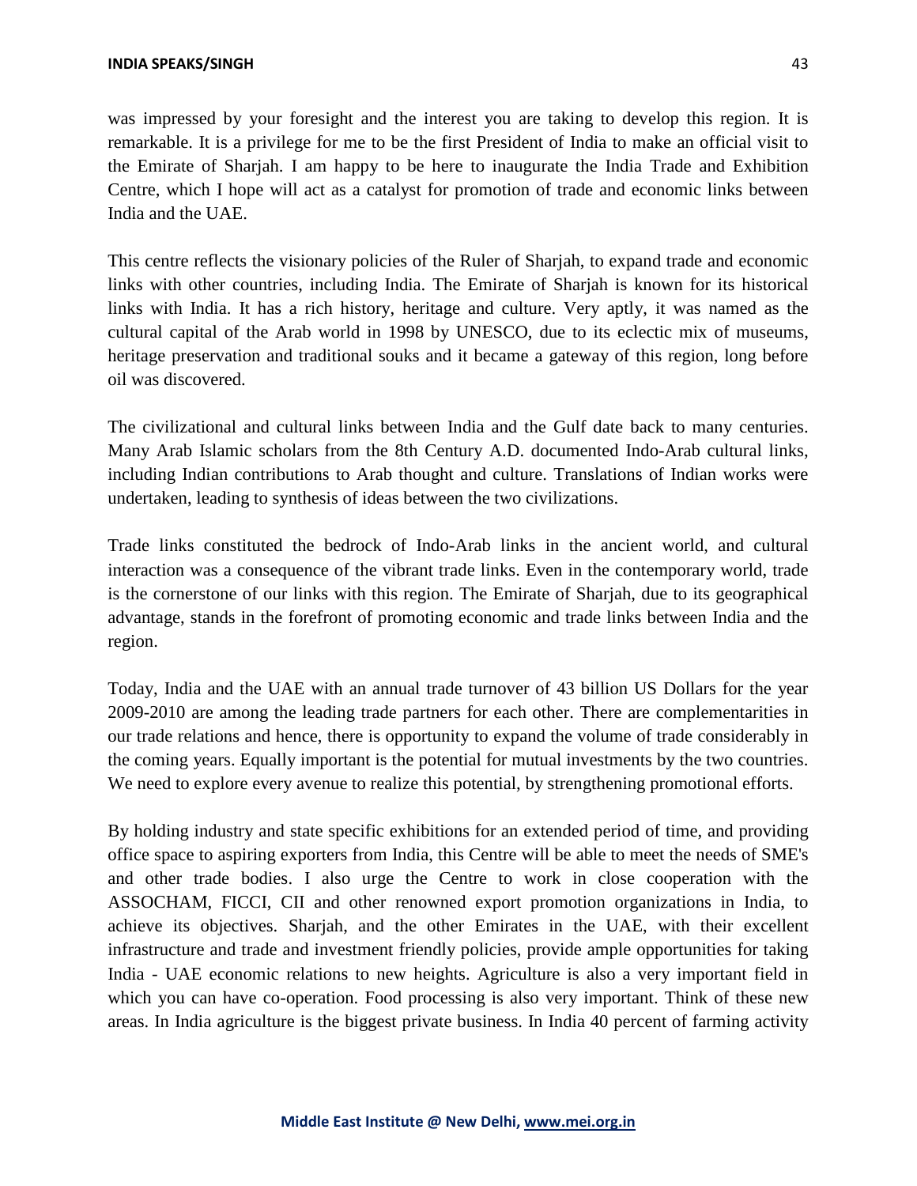was impressed by your foresight and the interest you are taking to develop this region. It is remarkable. It is a privilege for me to be the first President of India to make an official visit to the Emirate of Sharjah. I am happy to be here to inaugurate the India Trade and Exhibition Centre, which I hope will act as a catalyst for promotion of trade and economic links between India and the UAE.

This centre reflects the visionary policies of the Ruler of Sharjah, to expand trade and economic links with other countries, including India. The Emirate of Sharjah is known for its historical links with India. It has a rich history, heritage and culture. Very aptly, it was named as the cultural capital of the Arab world in 1998 by UNESCO, due to its eclectic mix of museums, heritage preservation and traditional souks and it became a gateway of this region, long before oil was discovered.

The civilizational and cultural links between India and the Gulf date back to many centuries. Many Arab Islamic scholars from the 8th Century A.D. documented Indo-Arab cultural links, including Indian contributions to Arab thought and culture. Translations of Indian works were undertaken, leading to synthesis of ideas between the two civilizations.

Trade links constituted the bedrock of Indo-Arab links in the ancient world, and cultural interaction was a consequence of the vibrant trade links. Even in the contemporary world, trade is the cornerstone of our links with this region. The Emirate of Sharjah, due to its geographical advantage, stands in the forefront of promoting economic and trade links between India and the region.

Today, India and the UAE with an annual trade turnover of 43 billion US Dollars for the year 2009-2010 are among the leading trade partners for each other. There are complementarities in our trade relations and hence, there is opportunity to expand the volume of trade considerably in the coming years. Equally important is the potential for mutual investments by the two countries. We need to explore every avenue to realize this potential, by strengthening promotional efforts.

By holding industry and state specific exhibitions for an extended period of time, and providing office space to aspiring exporters from India, this Centre will be able to meet the needs of SME's and other trade bodies. I also urge the Centre to work in close cooperation with the ASSOCHAM, FICCI, CII and other renowned export promotion organizations in India, to achieve its objectives. Sharjah, and the other Emirates in the UAE, with their excellent infrastructure and trade and investment friendly policies, provide ample opportunities for taking India - UAE economic relations to new heights. Agriculture is also a very important field in which you can have co-operation. Food processing is also very important. Think of these new areas. In India agriculture is the biggest private business. In India 40 percent of farming activity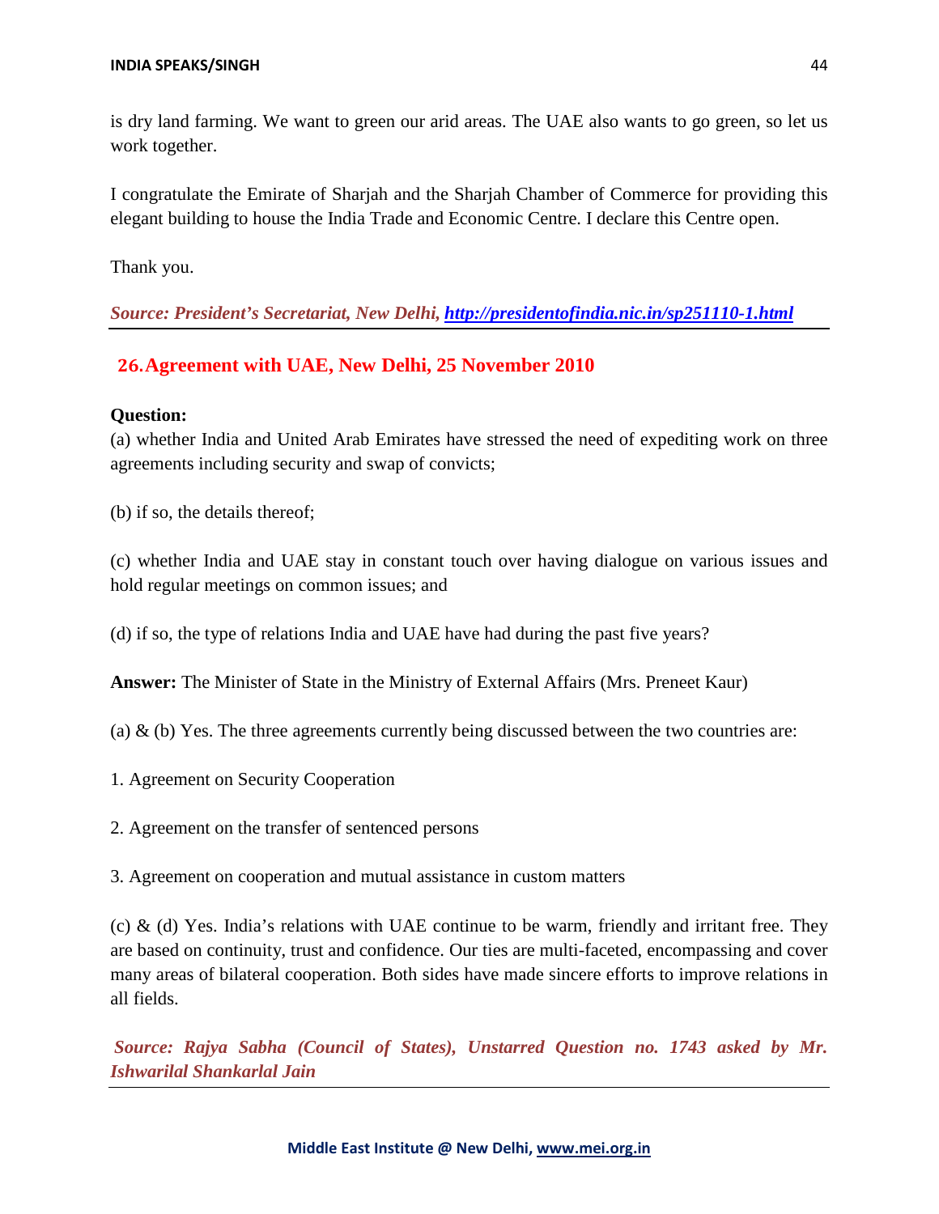is dry land farming. We want to green our arid areas. The UAE also wants to go green, so let us work together.

I congratulate the Emirate of Sharjah and the Sharjah Chamber of Commerce for providing this elegant building to house the India Trade and Economic Centre. I declare this Centre open.

Thank you.

***Source: President's Secretariat, New Delhi, [http://presidentofindia.nic.in/sp251110-1.html](http://presidentofindia.nic.in/sp251110-1.html)***

## 26. Agreement with UAE, New Delhi, 25 November 2010

**Question:**

(a) whether India and United Arab Emirates have stressed the need of expediting work on three agreements including security and swap of convicts;

(b) if so, the details thereof;

(c) whether India and UAE stay in constant touch over having dialogue on various issues and hold regular meetings on common issues; and

(d) if so, the type of relations India and UAE have had during the past five years?

**Answer:** The Minister of State in the Ministry of External Affairs (Mrs. Preneet Kaur)

(a) & (b) Yes. The three agreements currently being discussed between the two countries are:

1. Agreement on Security Cooperation

2. Agreement on the transfer of sentenced persons

3. Agreement on cooperation and mutual assistance in custom matters

(c) & (d) Yes. India's relations with UAE continue to be warm, friendly and irritant free. They are based on continuity, trust and confidence. Our ties are multi-faceted, encompassing and cover many areas of bilateral cooperation. Both sides have made sincere efforts to improve relations in all fields.

***Source: Rajya Sabha (Council of States), Unstarred Question no. 1743 asked by Mr. Ishwarilal Shankarlal Jain***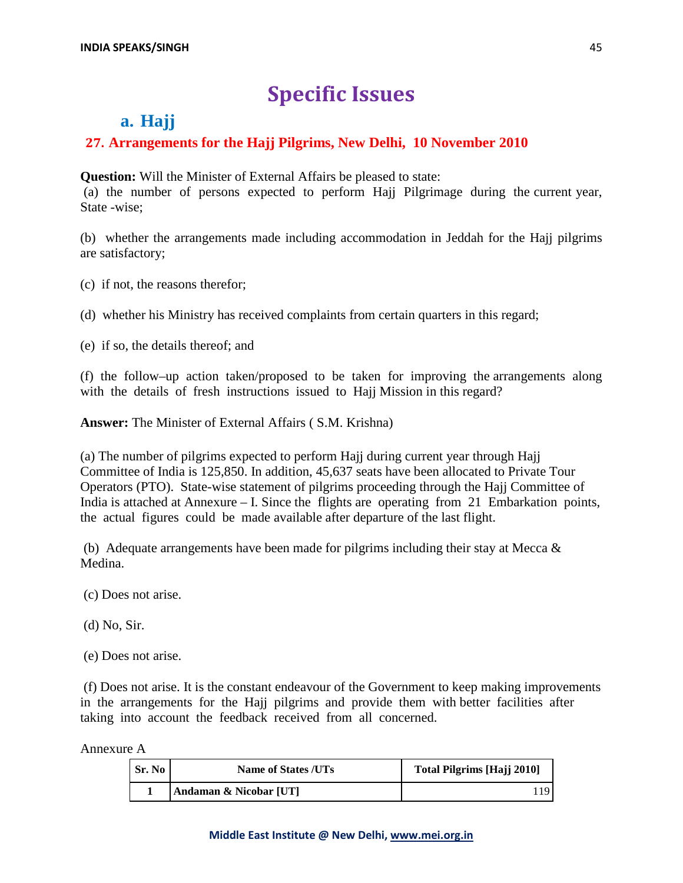# Specific Issues

## a. Hajj

### 27. Arrangements for the Hajj Pilgrims, New Delhi, 10 November 2010

**Question:** Will the Minister of External Affairs be pleased to state:
(a) the number of persons expected to perform Hajj Pilgrimage during the current year, State -wise;

(b) whether the arrangements made including accommodation in Jeddah for the Hajj pilgrims are satisfactory;

(c) if not, the reasons therefor;

(d) whether his Ministry has received complaints from certain quarters in this regard;

(e) if so, the details thereof; and

(f) the follow–up action taken/proposed to be taken for improving the arrangements along with the details of fresh instructions issued to Hajj Mission in this regard?

**Answer:** The Minister of External Affairs ( S.M. Krishna)

(a) The number of pilgrims expected to perform Hajj during current year through Hajj Committee of India is 125,850. In addition, 45,637 seats have been allocated to Private Tour Operators (PTO). State-wise statement of pilgrims proceeding through the Hajj Committee of India is attached at Annexure – I. Since the flights are operating from 21 Embarkation points, the actual figures could be made available after departure of the last flight.

(b) Adequate arrangements have been made for pilgrims including their stay at Mecca & Medina.

(c) Does not arise.

(d) No, Sir.

(e) Does not arise.

(f) Does not arise. It is the constant endeavour of the Government to keep making improvements in the arrangements for the Hajj pilgrims and provide them with better facilities after taking into account the feedback received from all concerned.

Annexure A

| Sr. No | Name of States /UTs | Total Pilgrims [Hajj 2010] |
|---|---|---|
| 1 | Andaman & Nicobar [UT] | 119 |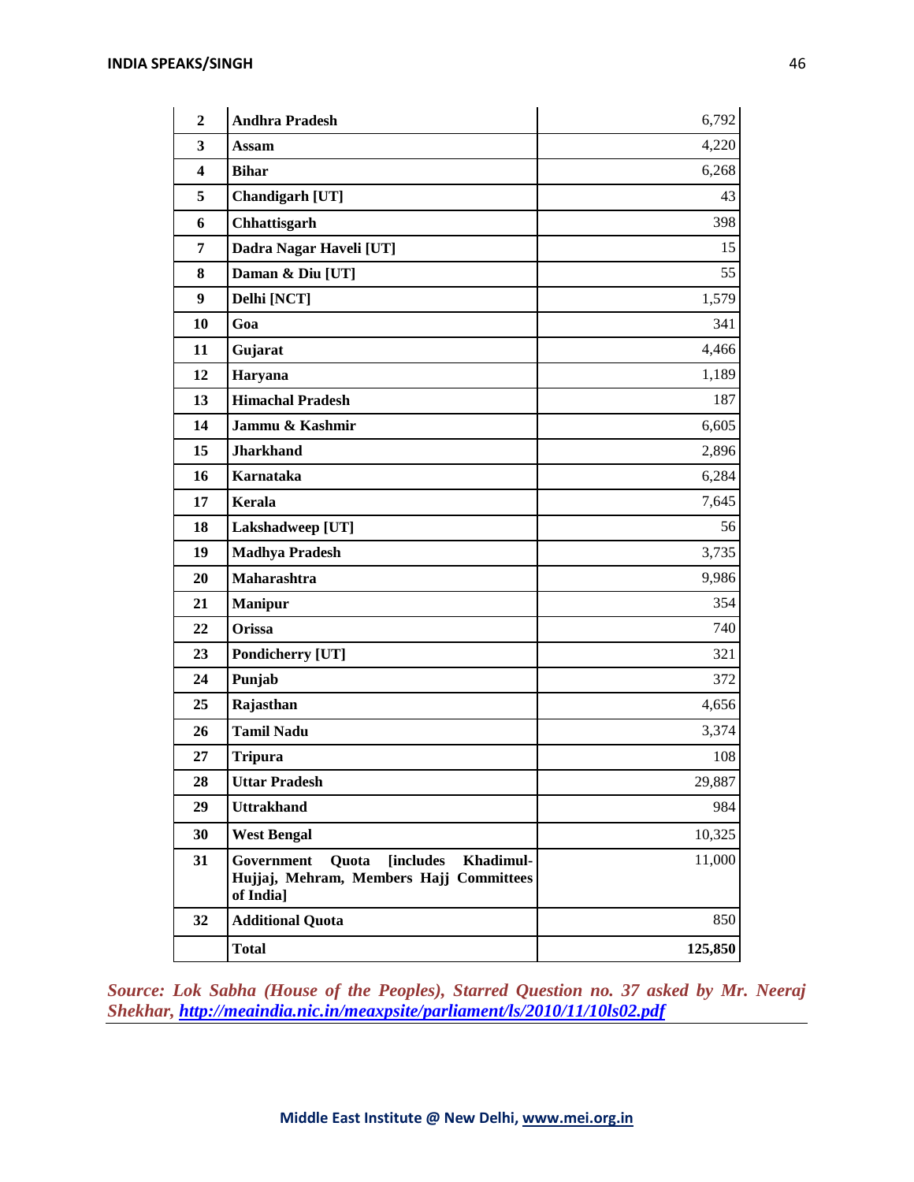| 2 | Andhra Pradesh | 6,792 |
|---|---|---|
| 3 | Assam | 4,220 |
| 4 | Bihar | 6,268 |
| 5 | Chandigarh [UT] | 43 |
| 6 | Chhattisgarh | 398 |
| 7 | Dadra Nagar Haveli [UT] | 15 |
| 8 | Daman & Diu [UT] | 55 |
| 9 | Delhi [NCT] | 1,579 |
| 10 | Goa | 341 |
| 11 | Gujarat | 4,466 |
| 12 | Haryana | 1,189 |
| 13 | Himachal Pradesh | 187 |
| 14 | Jammu & Kashmir | 6,605 |
| 15 | Jharkhand | 2,896 |
| 16 | Karnataka | 6,284 |
| 17 | Kerala | 7,645 |
| 18 | Lakshadweep [UT] | 56 |
| 19 | Madhya Pradesh | 3,735 |
| 20 | Maharashtra | 9,986 |
| 21 | Manipur | 354 |
| 22 | Orissa | 740 |
| 23 | Pondicherry [UT] | 321 |
| 24 | Punjab | 372 |
| 25 | Rajasthan | 4,656 |
| 26 | Tamil Nadu | 3,374 |
| 27 | Tripura | 108 |
| 28 | Uttar Pradesh | 29,887 |
| 29 | Uttrakhand | 984 |
| 30 | West Bengal | 10,325 |
| 31 | Government Quota [includes Khadimul-Hujjaj, Mehram, Members Hajj Committees of India] | 11,000 |
| 32 | Additional Quota | 850 |
| | **Total** | **125,850** |

***Source: Lok Sabha (House of the Peoples), Starred Question no. 37 asked by Mr. Neeraj Shekhar, http://meaindia.nic.in/meaxpsite/parliament/ls/2010/11/10ls02.pdf***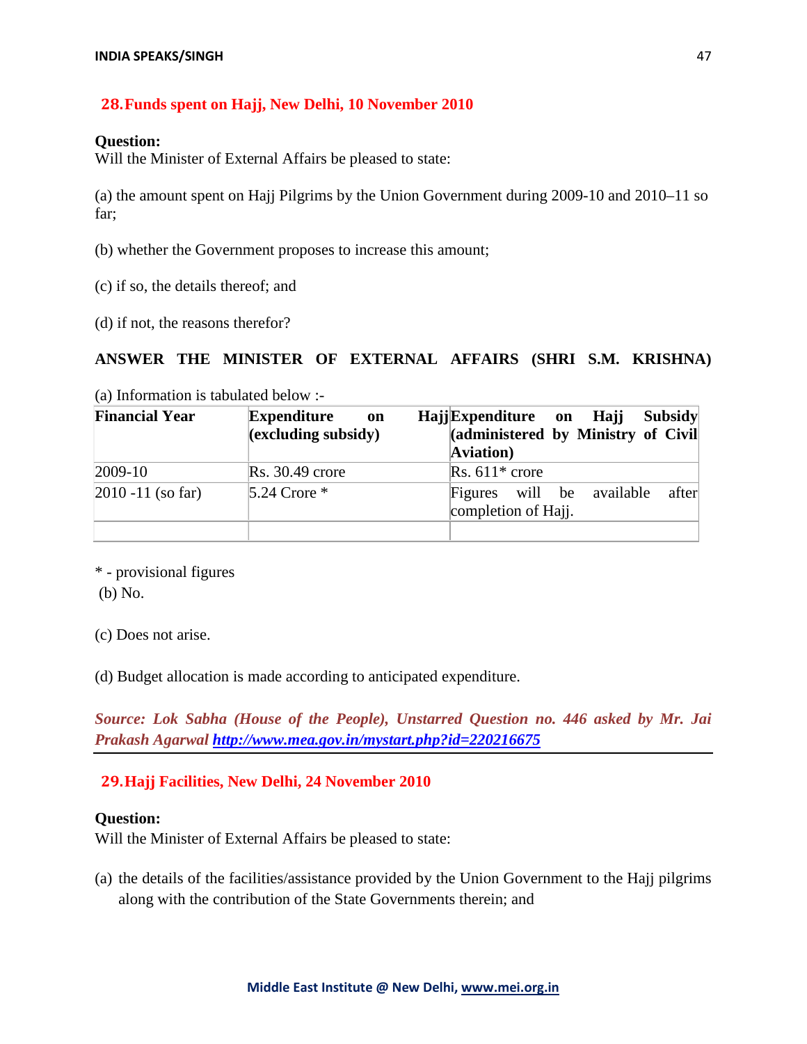## 28. Funds spent on Hajj, New Delhi, 10 November 2010

**Question:**
Will the Minister of External Affairs be pleased to state:

(a) the amount spent on Hajj Pilgrims by the Union Government during 2009-10 and 2010–11 so far;

(b) whether the Government proposes to increase this amount;

(c) if so, the details thereof; and

(d) if not, the reasons therefor?

**ANSWER THE MINISTER OF EXTERNAL AFFAIRS (SHRI S.M. KRISHNA)**

(a) Information is tabulated below :-

| Financial Year | Expenditure on Hajj (excluding subsidy) | Expenditure on Hajj Subsidy (administered by Ministry of Civil Aviation) |
|---|---|---|
| 2009-10 | Rs. 30.49 crore | Rs. 611* crore |
| 2010 -11 (so far) | 5.24 Crore * | Figures will be available after completion of Hajj. |
| | | |

* - provisional figures

(b) No.

(c) Does not arise.

(d) Budget allocation is made according to anticipated expenditure.

***Source: Lok Sabha (House of the People), Unstarred Question no. 446 asked by Mr. Jai Prakash Agarwal http://www.mea.gov.in/mystart.php?id=220216675***

---

## 29. Hajj Facilities, New Delhi, 24 November 2010

**Question:**
Will the Minister of External Affairs be pleased to state:

(a) the details of the facilities/assistance provided by the Union Government to the Hajj pilgrims along with the contribution of the State Governments therein; and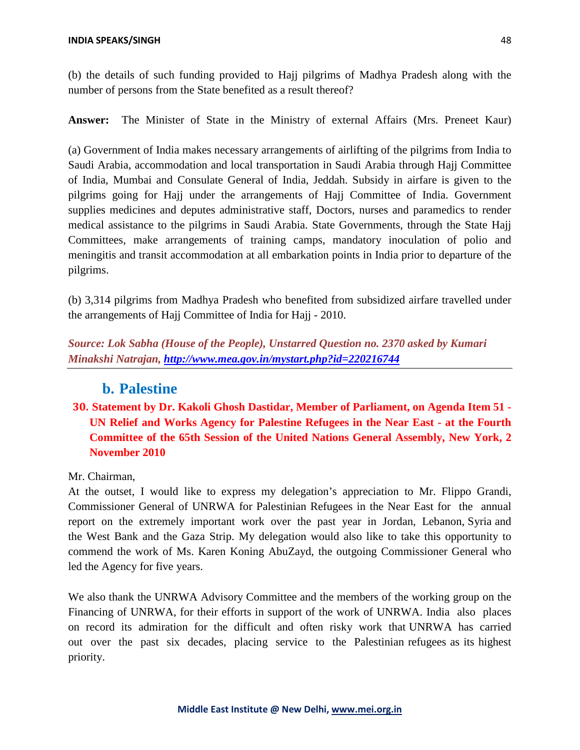(b) the details of such funding provided to Hajj pilgrims of Madhya Pradesh along with the number of persons from the State benefited as a result thereof?

**Answer:** The Minister of State in the Ministry of external Affairs (Mrs. Preneet Kaur)

(a) Government of India makes necessary arrangements of airlifting of the pilgrims from India to Saudi Arabia, accommodation and local transportation in Saudi Arabia through Hajj Committee of India, Mumbai and Consulate General of India, Jeddah. Subsidy in airfare is given to the pilgrims going for Hajj under the arrangements of Hajj Committee of India. Government supplies medicines and deputes administrative staff, Doctors, nurses and paramedics to render medical assistance to the pilgrims in Saudi Arabia. State Governments, through the State Hajj Committees, make arrangements of training camps, mandatory inoculation of polio and meningitis and transit accommodation at all embarkation points in India prior to departure of the pilgrims.

(b) 3,314 pilgrims from Madhya Pradesh who benefited from subsidized airfare travelled under the arrangements of Hajj Committee of India for Hajj - 2010.

***Source: Lok Sabha (House of the People), Unstarred Question no. 2370 asked by Kumari Minakshi Natrajan, http://www.mea.gov.in/mystart.php?id=220216744***

---

## b. Palestine

### 30. Statement by Dr. Kakoli Ghosh Dastidar, Member of Parliament, on Agenda Item 51 - UN Relief and Works Agency for Palestine Refugees in the Near East - at the Fourth Committee of the 65th Session of the United Nations General Assembly, New York, 2 November 2010

Mr. Chairman,

At the outset, I would like to express my delegation's appreciation to Mr. Flippo Grandi, Commissioner General of UNRWA for Palestinian Refugees in the Near East for the annual report on the extremely important work over the past year in Jordan, Lebanon, Syria and the West Bank and the Gaza Strip. My delegation would also like to take this opportunity to commend the work of Ms. Karen Koning AbuZayd, the outgoing Commissioner General who led the Agency for five years.

We also thank the UNRWA Advisory Committee and the members of the working group on the Financing of UNRWA, for their efforts in support of the work of UNRWA. India also places on record its admiration for the difficult and often risky work that UNRWA has carried out over the past six decades, placing service to the Palestinian refugees as its highest priority.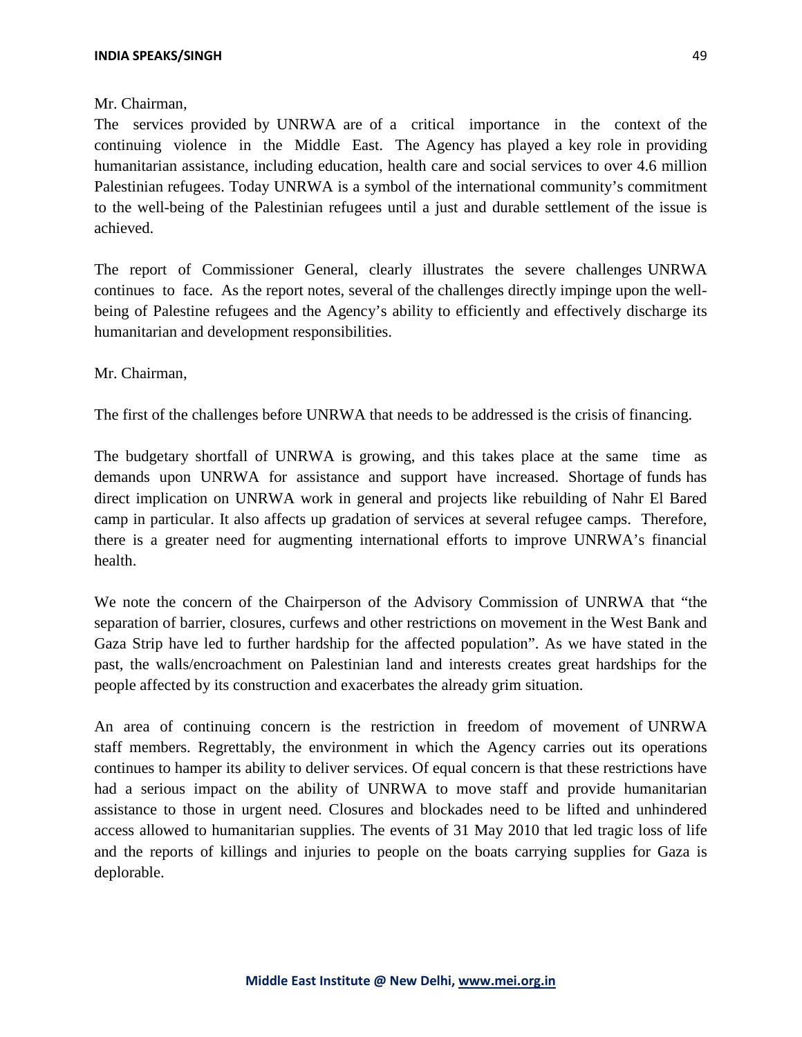Mr. Chairman,

The services provided by UNRWA are of a critical importance in the context of the continuing violence in the Middle East. The Agency has played a key role in providing humanitarian assistance, including education, health care and social services to over 4.6 million Palestinian refugees. Today UNRWA is a symbol of the international community's commitment to the well-being of the Palestinian refugees until a just and durable settlement of the issue is achieved.

The report of Commissioner General, clearly illustrates the severe challenges UNRWA continues to face. As the report notes, several of the challenges directly impinge upon the well-being of Palestine refugees and the Agency's ability to efficiently and effectively discharge its humanitarian and development responsibilities.

Mr. Chairman,

The first of the challenges before UNRWA that needs to be addressed is the crisis of financing.

The budgetary shortfall of UNRWA is growing, and this takes place at the same time as demands upon UNRWA for assistance and support have increased. Shortage of funds has direct implication on UNRWA work in general and projects like rebuilding of Nahr El Bared camp in particular. It also affects up gradation of services at several refugee camps. Therefore, there is a greater need for augmenting international efforts to improve UNRWA's financial health.

We note the concern of the Chairperson of the Advisory Commission of UNRWA that "the separation of barrier, closures, curfews and other restrictions on movement in the West Bank and Gaza Strip have led to further hardship for the affected population". As we have stated in the past, the walls/encroachment on Palestinian land and interests creates great hardships for the people affected by its construction and exacerbates the already grim situation.

An area of continuing concern is the restriction in freedom of movement of UNRWA staff members. Regrettably, the environment in which the Agency carries out its operations continues to hamper its ability to deliver services. Of equal concern is that these restrictions have had a serious impact on the ability of UNRWA to move staff and provide humanitarian assistance to those in urgent need. Closures and blockades need to be lifted and unhindered access allowed to humanitarian supplies. The events of 31 May 2010 that led tragic loss of life and the reports of killings and injuries to people on the boats carrying supplies for Gaza is deplorable.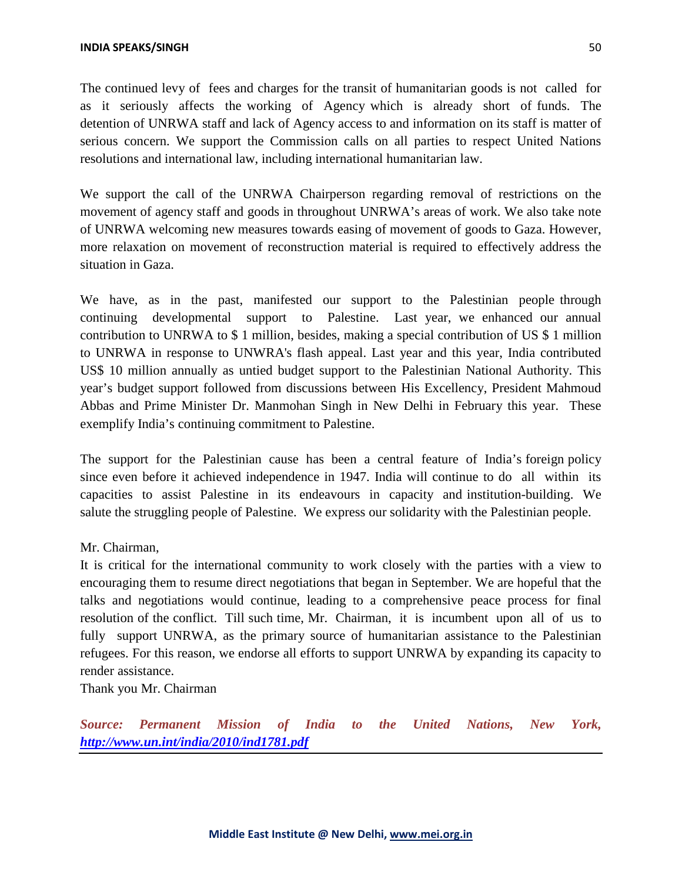The continued levy of fees and charges for the transit of humanitarian goods is not called for as it seriously affects the working of Agency which is already short of funds. The detention of UNRWA staff and lack of Agency access to and information on its staff is matter of serious concern. We support the Commission calls on all parties to respect United Nations resolutions and international law, including international humanitarian law.

We support the call of the UNRWA Chairperson regarding removal of restrictions on the movement of agency staff and goods in throughout UNRWA's areas of work. We also take note of UNRWA welcoming new measures towards easing of movement of goods to Gaza. However, more relaxation on movement of reconstruction material is required to effectively address the situation in Gaza.

We have, as in the past, manifested our support to the Palestinian people through continuing developmental support to Palestine. Last year, we enhanced our annual contribution to UNRWA to $ 1 million, besides, making a special contribution of US $ 1 million to UNRWA in response to UNWRA's flash appeal. Last year and this year, India contributed US$ 10 million annually as untied budget support to the Palestinian National Authority. This year's budget support followed from discussions between His Excellency, President Mahmoud Abbas and Prime Minister Dr. Manmohan Singh in New Delhi in February this year. These exemplify India's continuing commitment to Palestine.

The support for the Palestinian cause has been a central feature of India's foreign policy since even before it achieved independence in 1947. India will continue to do all within its capacities to assist Palestine in its endeavours in capacity and institution-building. We salute the struggling people of Palestine. We express our solidarity with the Palestinian people.

Mr. Chairman,

It is critical for the international community to work closely with the parties with a view to encouraging them to resume direct negotiations that began in September. We are hopeful that the talks and negotiations would continue, leading to a comprehensive peace process for final resolution of the conflict. Till such time, Mr. Chairman, it is incumbent upon all of us to fully support UNRWA, as the primary source of humanitarian assistance to the Palestinian refugees. For this reason, we endorse all efforts to support UNRWA by expanding its capacity to render assistance.

Thank you Mr. Chairman

***Source: Permanent Mission of India to the United Nations, New York, http://www.un.int/india/2010/ind1781.pdf***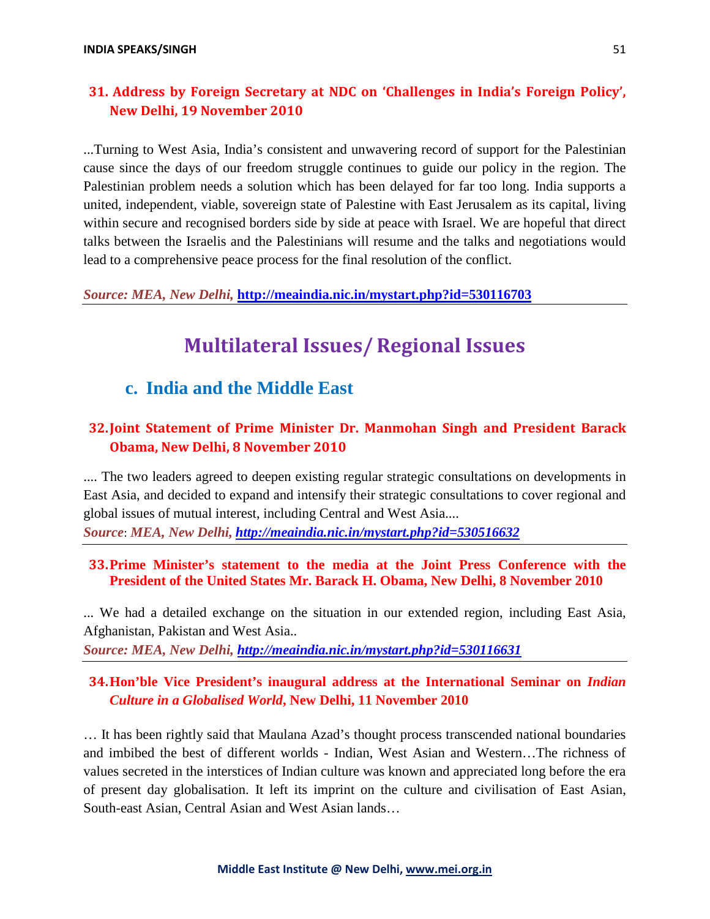### 31. Address by Foreign Secretary at NDC on 'Challenges in India's Foreign Policy', New Delhi, 19 November 2010

...Turning to West Asia, India's consistent and unwavering record of support for the Palestinian cause since the days of our freedom struggle continues to guide our policy in the region. The Palestinian problem needs a solution which has been delayed for far too long. India supports a united, independent, viable, sovereign state of Palestine with East Jerusalem as its capital, living within secure and recognised borders side by side at peace with Israel. We are hopeful that direct talks between the Israelis and the Palestinians will resume and the talks and negotiations would lead to a comprehensive peace process for the final resolution of the conflict.

***Source: MEA, New Delhi,*** **http://meaindia.nic.in/mystart.php?id=530116703**

---

# Multilateral Issues/ Regional Issues

## c. India and the Middle East

### 32. Joint Statement of Prime Minister Dr. Manmohan Singh and President Barack Obama, New Delhi, 8 November 2010

.... The two leaders agreed to deepen existing regular strategic consultations on developments in East Asia, and decided to expand and intensify their strategic consultations to cover regional and global issues of mutual interest, including Central and West Asia....

***Source**: **MEA, New Delhi, http://meaindia.nic.in/mystart.php?id=530516632***

---

### 33. Prime Minister's statement to the media at the Joint Press Conference with the President of the United States Mr. Barack H. Obama, New Delhi, 8 November 2010

... We had a detailed exchange on the situation in our extended region, including East Asia, Afghanistan, Pakistan and West Asia..

***Source: MEA, New Delhi, http://meaindia.nic.in/mystart.php?id=530116631***

---

### 34. Hon'ble Vice President's inaugural address at the International Seminar on *Indian Culture in a Globalised World*, New Delhi, 11 November 2010

… It has been rightly said that Maulana Azad's thought process transcended national boundaries and imbibed the best of different worlds - Indian, West Asian and Western…The richness of values secreted in the interstices of Indian culture was known and appreciated long before the era of present day globalisation. It left its imprint on the culture and civilisation of East Asian, South-east Asian, Central Asian and West Asian lands…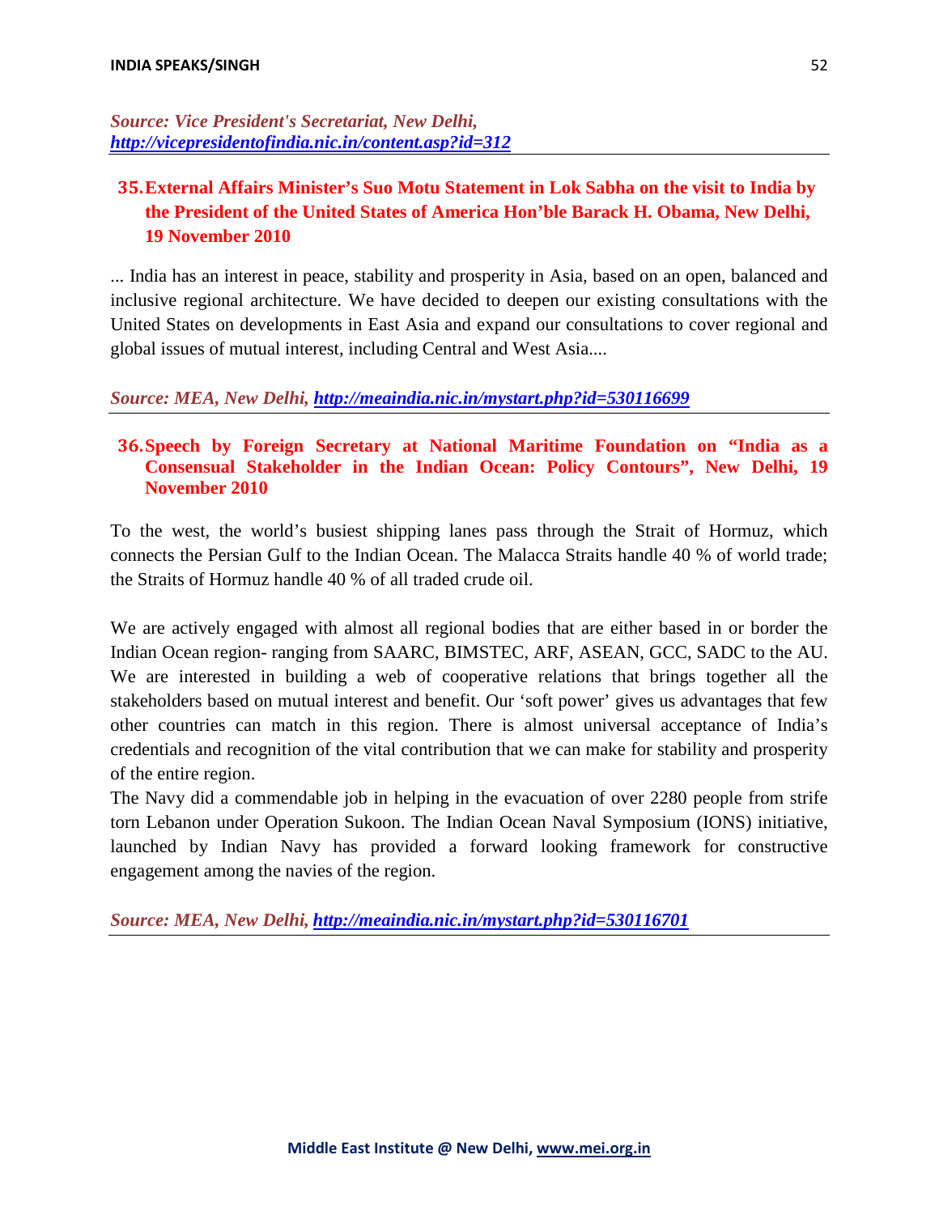*Source: Vice President's Secretariat, New Delhi, http://vicepresidentofindia.nic.in/content.asp?id=312*

## 35. External Affairs Minister's Suo Motu Statement in Lok Sabha on the visit to India by the President of the United States of America Hon'ble Barack H. Obama, New Delhi, 19 November 2010

... India has an interest in peace, stability and prosperity in Asia, based on an open, balanced and inclusive regional architecture. We have decided to deepen our existing consultations with the United States on developments in East Asia and expand our consultations to cover regional and global issues of mutual interest, including Central and West Asia....

*Source: MEA, New Delhi, http://meaindia.nic.in/mystart.php?id=530116699*

## 36. Speech by Foreign Secretary at National Maritime Foundation on "India as a Consensual Stakeholder in the Indian Ocean: Policy Contours", New Delhi, 19 November 2010

To the west, the world's busiest shipping lanes pass through the Strait of Hormuz, which connects the Persian Gulf to the Indian Ocean. The Malacca Straits handle 40 % of world trade; the Straits of Hormuz handle 40 % of all traded crude oil.

We are actively engaged with almost all regional bodies that are either based in or border the Indian Ocean region- ranging from SAARC, BIMSTEC, ARF, ASEAN, GCC, SADC to the AU. We are interested in building a web of cooperative relations that brings together all the stakeholders based on mutual interest and benefit. Our 'soft power' gives us advantages that few other countries can match in this region. There is almost universal acceptance of India's credentials and recognition of the vital contribution that we can make for stability and prosperity of the entire region.
The Navy did a commendable job in helping in the evacuation of over 2280 people from strife torn Lebanon under Operation Sukoon. The Indian Ocean Naval Symposium (IONS) initiative, launched by Indian Navy has provided a forward looking framework for constructive engagement among the navies of the region.

*Source: MEA, New Delhi, http://meaindia.nic.in/mystart.php?id=530116701*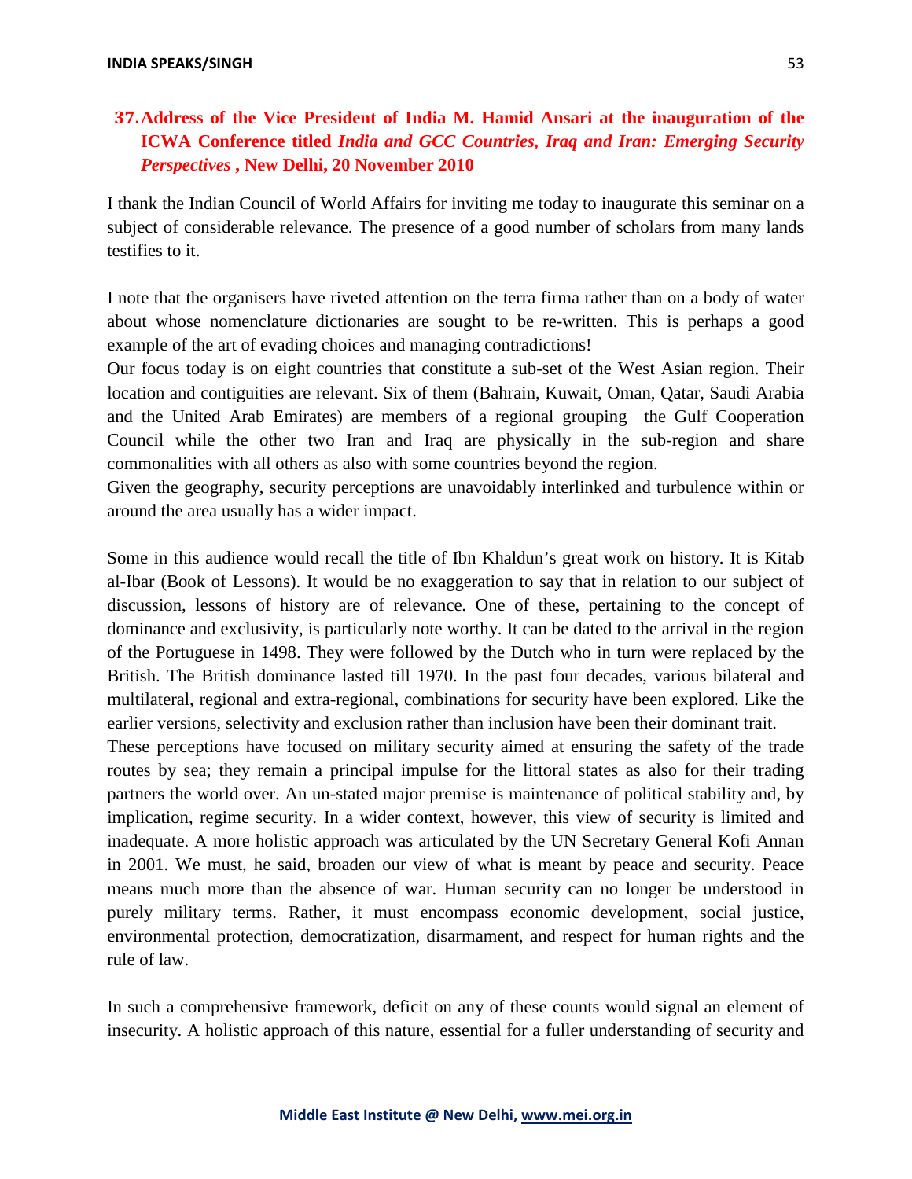## 37. Address of the Vice President of India M. Hamid Ansari at the inauguration of the ICWA Conference titled *India and GCC Countries, Iraq and Iran: Emerging Security Perspectives* , New Delhi, 20 November 2010

I thank the Indian Council of World Affairs for inviting me today to inaugurate this seminar on a subject of considerable relevance. The presence of a good number of scholars from many lands testifies to it.

I note that the organisers have riveted attention on the terra firma rather than on a body of water about whose nomenclature dictionaries are sought to be re-written. This is perhaps a good example of the art of evading choices and managing contradictions!

Our focus today is on eight countries that constitute a sub-set of the West Asian region. Their location and contiguities are relevant. Six of them (Bahrain, Kuwait, Oman, Qatar, Saudi Arabia and the United Arab Emirates) are members of a regional grouping the Gulf Cooperation Council while the other two Iran and Iraq are physically in the sub-region and share commonalities with all others as also with some countries beyond the region.

Given the geography, security perceptions are unavoidably interlinked and turbulence within or around the area usually has a wider impact.

Some in this audience would recall the title of Ibn Khaldun's great work on history. It is Kitab al-Ibar (Book of Lessons). It would be no exaggeration to say that in relation to our subject of discussion, lessons of history are of relevance. One of these, pertaining to the concept of dominance and exclusivity, is particularly note worthy. It can be dated to the arrival in the region of the Portuguese in 1498. They were followed by the Dutch who in turn were replaced by the British. The British dominance lasted till 1970. In the past four decades, various bilateral and multilateral, regional and extra-regional, combinations for security have been explored. Like the earlier versions, selectivity and exclusion rather than inclusion have been their dominant trait.

These perceptions have focused on military security aimed at ensuring the safety of the trade routes by sea; they remain a principal impulse for the littoral states as also for their trading partners the world over. An un-stated major premise is maintenance of political stability and, by implication, regime security. In a wider context, however, this view of security is limited and inadequate. A more holistic approach was articulated by the UN Secretary General Kofi Annan in 2001. We must, he said, broaden our view of what is meant by peace and security. Peace means much more than the absence of war. Human security can no longer be understood in purely military terms. Rather, it must encompass economic development, social justice, environmental protection, democratization, disarmament, and respect for human rights and the rule of law.

In such a comprehensive framework, deficit on any of these counts would signal an element of insecurity. A holistic approach of this nature, essential for a fuller understanding of security and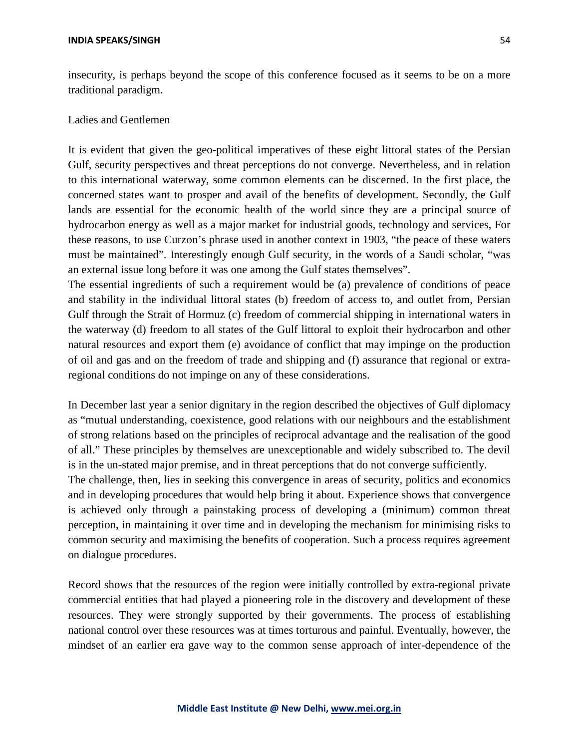insecurity, is perhaps beyond the scope of this conference focused as it seems to be on a more traditional paradigm.

Ladies and Gentlemen

It is evident that given the geo-political imperatives of these eight littoral states of the Persian Gulf, security perspectives and threat perceptions do not converge. Nevertheless, and in relation to this international waterway, some common elements can be discerned. In the first place, the concerned states want to prosper and avail of the benefits of development. Secondly, the Gulf lands are essential for the economic health of the world since they are a principal source of hydrocarbon energy as well as a major market for industrial goods, technology and services, For these reasons, to use Curzon's phrase used in another context in 1903, "the peace of these waters must be maintained". Interestingly enough Gulf security, in the words of a Saudi scholar, "was an external issue long before it was one among the Gulf states themselves".

The essential ingredients of such a requirement would be (a) prevalence of conditions of peace and stability in the individual littoral states (b) freedom of access to, and outlet from, Persian Gulf through the Strait of Hormuz (c) freedom of commercial shipping in international waters in the waterway (d) freedom to all states of the Gulf littoral to exploit their hydrocarbon and other natural resources and export them (e) avoidance of conflict that may impinge on the production of oil and gas and on the freedom of trade and shipping and (f) assurance that regional or extra-regional conditions do not impinge on any of these considerations.

In December last year a senior dignitary in the region described the objectives of Gulf diplomacy as "mutual understanding, coexistence, good relations with our neighbours and the establishment of strong relations based on the principles of reciprocal advantage and the realisation of the good of all." These principles by themselves are unexceptionable and widely subscribed to. The devil is in the un-stated major premise, and in threat perceptions that do not converge sufficiently.

The challenge, then, lies in seeking this convergence in areas of security, politics and economics and in developing procedures that would help bring it about. Experience shows that convergence is achieved only through a painstaking process of developing a (minimum) common threat perception, in maintaining it over time and in developing the mechanism for minimising risks to common security and maximising the benefits of cooperation. Such a process requires agreement on dialogue procedures.

Record shows that the resources of the region were initially controlled by extra-regional private commercial entities that had played a pioneering role in the discovery and development of these resources. They were strongly supported by their governments. The process of establishing national control over these resources was at times torturous and painful. Eventually, however, the mindset of an earlier era gave way to the common sense approach of inter-dependence of the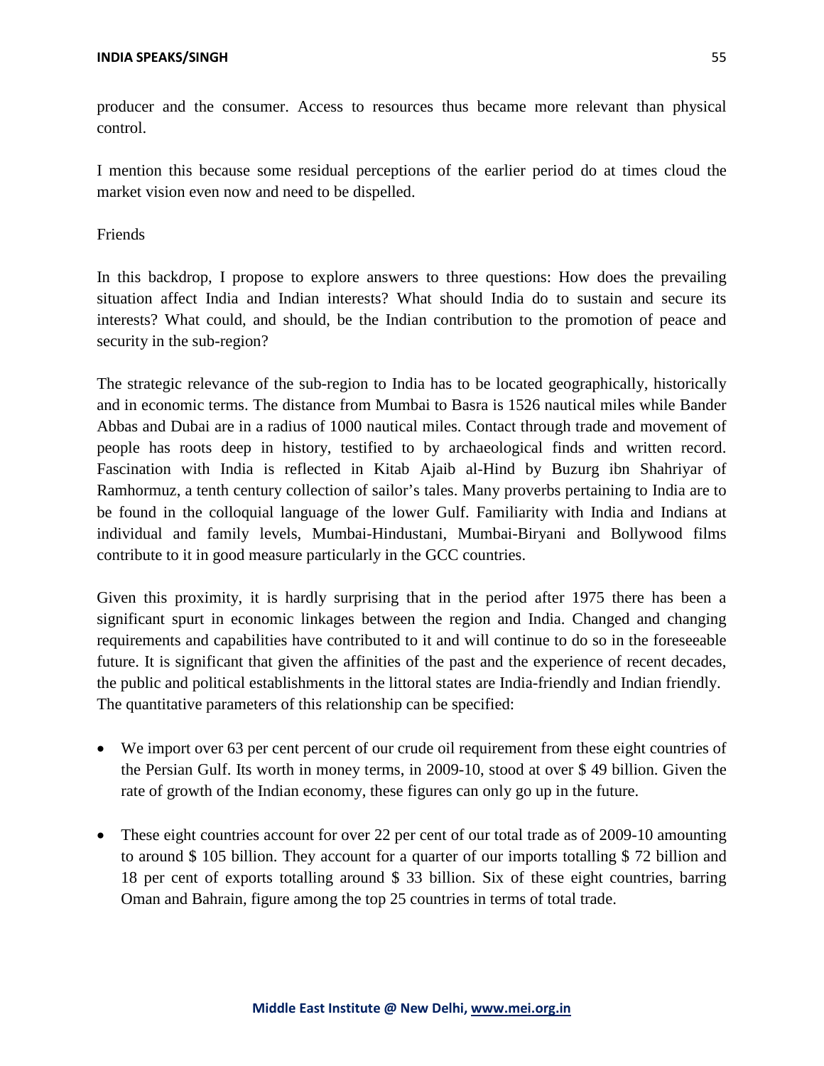producer and the consumer. Access to resources thus became more relevant than physical control.

I mention this because some residual perceptions of the earlier period do at times cloud the market vision even now and need to be dispelled.

Friends

In this backdrop, I propose to explore answers to three questions: How does the prevailing situation affect India and Indian interests? What should India do to sustain and secure its interests? What could, and should, be the Indian contribution to the promotion of peace and security in the sub-region?

The strategic relevance of the sub-region to India has to be located geographically, historically and in economic terms. The distance from Mumbai to Basra is 1526 nautical miles while Bander Abbas and Dubai are in a radius of 1000 nautical miles. Contact through trade and movement of people has roots deep in history, testified to by archaeological finds and written record. Fascination with India is reflected in Kitab Ajaib al-Hind by Buzurg ibn Shahriyar of Ramhormuz, a tenth century collection of sailor's tales. Many proverbs pertaining to India are to be found in the colloquial language of the lower Gulf. Familiarity with India and Indians at individual and family levels, Mumbai-Hindustani, Mumbai-Biryani and Bollywood films contribute to it in good measure particularly in the GCC countries.

Given this proximity, it is hardly surprising that in the period after 1975 there has been a significant spurt in economic linkages between the region and India. Changed and changing requirements and capabilities have contributed to it and will continue to do so in the foreseeable future. It is significant that given the affinities of the past and the experience of recent decades, the public and political establishments in the littoral states are India-friendly and Indian friendly. The quantitative parameters of this relationship can be specified:

- We import over 63 per cent percent of our crude oil requirement from these eight countries of the Persian Gulf. Its worth in money terms, in 2009-10, stood at over $ 49 billion. Given the rate of growth of the Indian economy, these figures can only go up in the future.

- These eight countries account for over 22 per cent of our total trade as of 2009-10 amounting to around $ 105 billion. They account for a quarter of our imports totalling $ 72 billion and 18 per cent of exports totalling around $ 33 billion. Six of these eight countries, barring Oman and Bahrain, figure among the top 25 countries in terms of total trade.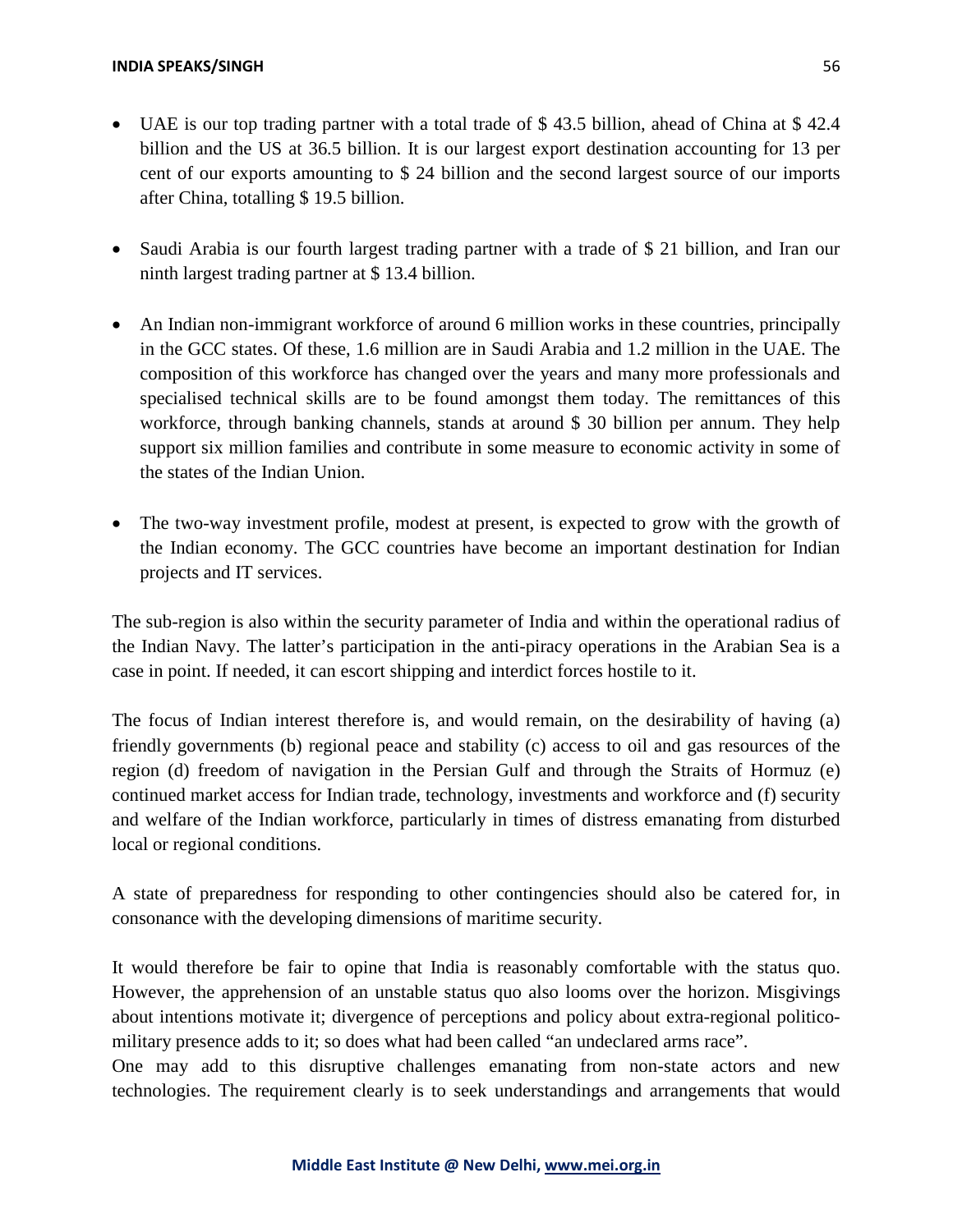- UAE is our top trading partner with a total trade of $ 43.5 billion, ahead of China at $ 42.4 billion and the US at 36.5 billion. It is our largest export destination accounting for 13 per cent of our exports amounting to $ 24 billion and the second largest source of our imports after China, totalling $ 19.5 billion.

- Saudi Arabia is our fourth largest trading partner with a trade of $ 21 billion, and Iran our ninth largest trading partner at $ 13.4 billion.

- An Indian non-immigrant workforce of around 6 million works in these countries, principally in the GCC states. Of these, 1.6 million are in Saudi Arabia and 1.2 million in the UAE. The composition of this workforce has changed over the years and many more professionals and specialised technical skills are to be found amongst them today. The remittances of this workforce, through banking channels, stands at around $ 30 billion per annum. They help support six million families and contribute in some measure to economic activity in some of the states of the Indian Union.

- The two-way investment profile, modest at present, is expected to grow with the growth of the Indian economy. The GCC countries have become an important destination for Indian projects and IT services.

The sub-region is also within the security parameter of India and within the operational radius of the Indian Navy. The latter's participation in the anti-piracy operations in the Arabian Sea is a case in point. If needed, it can escort shipping and interdict forces hostile to it.

The focus of Indian interest therefore is, and would remain, on the desirability of having (a) friendly governments (b) regional peace and stability (c) access to oil and gas resources of the region (d) freedom of navigation in the Persian Gulf and through the Straits of Hormuz (e) continued market access for Indian trade, technology, investments and workforce and (f) security and welfare of the Indian workforce, particularly in times of distress emanating from disturbed local or regional conditions.

A state of preparedness for responding to other contingencies should also be catered for, in consonance with the developing dimensions of maritime security.

It would therefore be fair to opine that India is reasonably comfortable with the status quo. However, the apprehension of an unstable status quo also looms over the horizon. Misgivings about intentions motivate it; divergence of perceptions and policy about extra-regional politico-military presence adds to it; so does what had been called "an undeclared arms race".
One may add to this disruptive challenges emanating from non-state actors and new technologies. The requirement clearly is to seek understandings and arrangements that would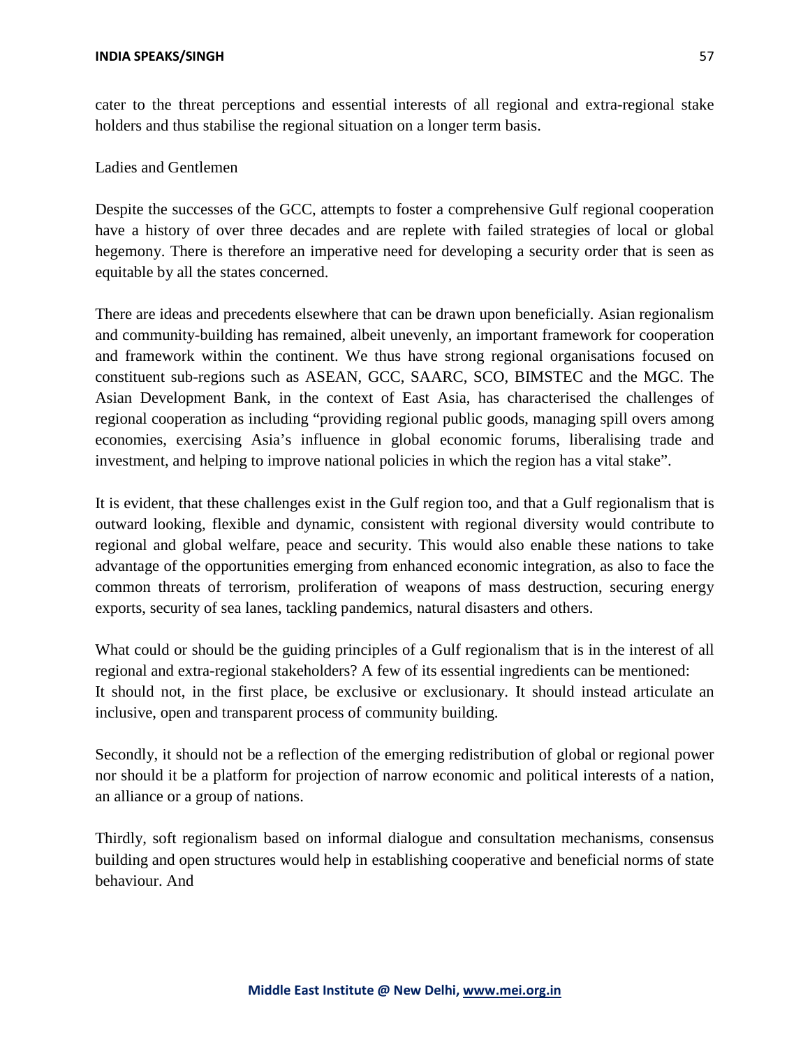cater to the threat perceptions and essential interests of all regional and extra-regional stake holders and thus stabilise the regional situation on a longer term basis.

Ladies and Gentlemen

Despite the successes of the GCC, attempts to foster a comprehensive Gulf regional cooperation have a history of over three decades and are replete with failed strategies of local or global hegemony. There is therefore an imperative need for developing a security order that is seen as equitable by all the states concerned.

There are ideas and precedents elsewhere that can be drawn upon beneficially. Asian regionalism and community-building has remained, albeit unevenly, an important framework for cooperation and framework within the continent. We thus have strong regional organisations focused on constituent sub-regions such as ASEAN, GCC, SAARC, SCO, BIMSTEC and the MGC. The Asian Development Bank, in the context of East Asia, has characterised the challenges of regional cooperation as including "providing regional public goods, managing spill overs among economies, exercising Asia's influence in global economic forums, liberalising trade and investment, and helping to improve national policies in which the region has a vital stake".

It is evident, that these challenges exist in the Gulf region too, and that a Gulf regionalism that is outward looking, flexible and dynamic, consistent with regional diversity would contribute to regional and global welfare, peace and security. This would also enable these nations to take advantage of the opportunities emerging from enhanced economic integration, as also to face the common threats of terrorism, proliferation of weapons of mass destruction, securing energy exports, security of sea lanes, tackling pandemics, natural disasters and others.

What could or should be the guiding principles of a Gulf regionalism that is in the interest of all regional and extra-regional stakeholders? A few of its essential ingredients can be mentioned:
It should not, in the first place, be exclusive or exclusionary. It should instead articulate an inclusive, open and transparent process of community building.

Secondly, it should not be a reflection of the emerging redistribution of global or regional power nor should it be a platform for projection of narrow economic and political interests of a nation, an alliance or a group of nations.

Thirdly, soft regionalism based on informal dialogue and consultation mechanisms, consensus building and open structures would help in establishing cooperative and beneficial norms of state behaviour. And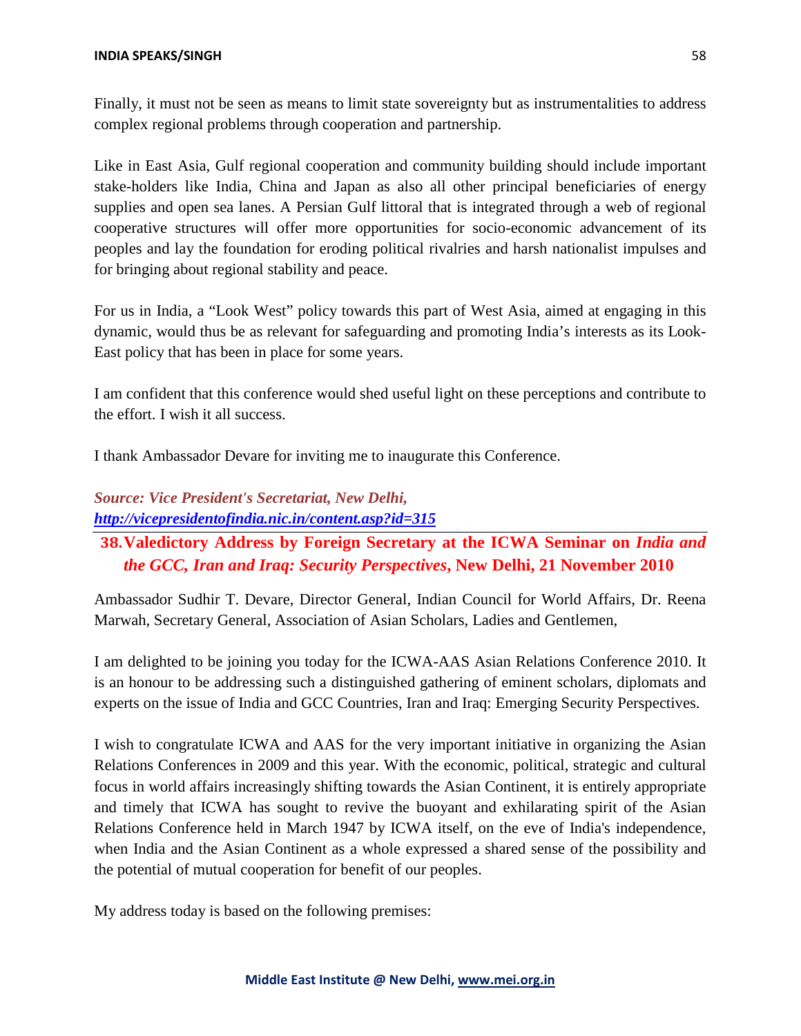Finally, it must not be seen as means to limit state sovereignty but as instrumentalities to address complex regional problems through cooperation and partnership.

Like in East Asia, Gulf regional cooperation and community building should include important stake-holders like India, China and Japan as also all other principal beneficiaries of energy supplies and open sea lanes. A Persian Gulf littoral that is integrated through a web of regional cooperative structures will offer more opportunities for socio-economic advancement of its peoples and lay the foundation for eroding political rivalries and harsh nationalist impulses and for bringing about regional stability and peace.

For us in India, a "Look West" policy towards this part of West Asia, aimed at engaging in this dynamic, would thus be as relevant for safeguarding and promoting India's interests as its Look-East policy that has been in place for some years.

I am confident that this conference would shed useful light on these perceptions and contribute to the effort. I wish it all success.

I thank Ambassador Devare for inviting me to inaugurate this Conference.

***Source: Vice President's Secretariat, New Delhi,***
***http://vicepresidentofindia.nic.in/content.asp?id=315***

## 38. Valedictory Address by Foreign Secretary at the ICWA Seminar on *India and the GCC, Iran and Iraq: Security Perspectives*, New Delhi, 21 November 2010

Ambassador Sudhir T. Devare, Director General, Indian Council for World Affairs, Dr. Reena Marwah, Secretary General, Association of Asian Scholars, Ladies and Gentlemen,

I am delighted to be joining you today for the ICWA-AAS Asian Relations Conference 2010. It is an honour to be addressing such a distinguished gathering of eminent scholars, diplomats and experts on the issue of India and GCC Countries, Iran and Iraq: Emerging Security Perspectives.

I wish to congratulate ICWA and AAS for the very important initiative in organizing the Asian Relations Conferences in 2009 and this year. With the economic, political, strategic and cultural focus in world affairs increasingly shifting towards the Asian Continent, it is entirely appropriate and timely that ICWA has sought to revive the buoyant and exhilarating spirit of the Asian Relations Conference held in March 1947 by ICWA itself, on the eve of India's independence, when India and the Asian Continent as a whole expressed a shared sense of the possibility and the potential of mutual cooperation for benefit of our peoples.

My address today is based on the following premises: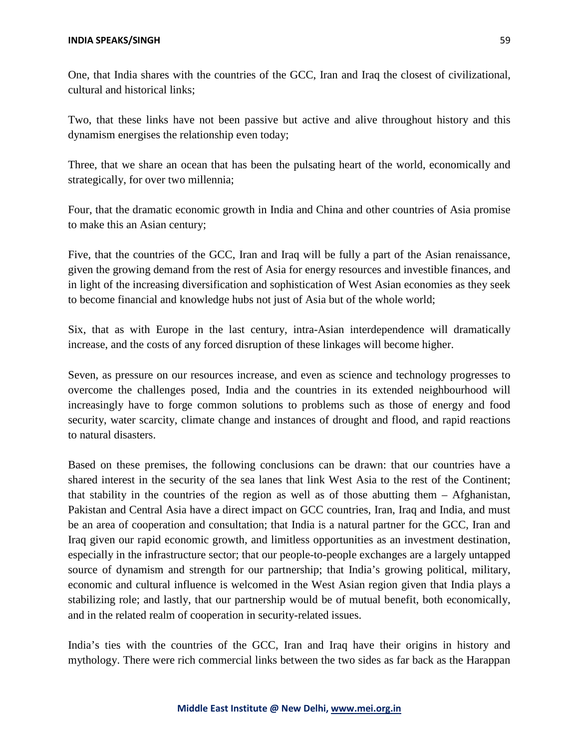One, that India shares with the countries of the GCC, Iran and Iraq the closest of civilizational, cultural and historical links;

Two, that these links have not been passive but active and alive throughout history and this dynamism energises the relationship even today;

Three, that we share an ocean that has been the pulsating heart of the world, economically and strategically, for over two millennia;

Four, that the dramatic economic growth in India and China and other countries of Asia promise to make this an Asian century;

Five, that the countries of the GCC, Iran and Iraq will be fully a part of the Asian renaissance, given the growing demand from the rest of Asia for energy resources and investible finances, and in light of the increasing diversification and sophistication of West Asian economies as they seek to become financial and knowledge hubs not just of Asia but of the whole world;

Six, that as with Europe in the last century, intra-Asian interdependence will dramatically increase, and the costs of any forced disruption of these linkages will become higher.

Seven, as pressure on our resources increase, and even as science and technology progresses to overcome the challenges posed, India and the countries in its extended neighbourhood will increasingly have to forge common solutions to problems such as those of energy and food security, water scarcity, climate change and instances of drought and flood, and rapid reactions to natural disasters.

Based on these premises, the following conclusions can be drawn: that our countries have a shared interest in the security of the sea lanes that link West Asia to the rest of the Continent; that stability in the countries of the region as well as of those abutting them – Afghanistan, Pakistan and Central Asia have a direct impact on GCC countries, Iran, Iraq and India, and must be an area of cooperation and consultation; that India is a natural partner for the GCC, Iran and Iraq given our rapid economic growth, and limitless opportunities as an investment destination, especially in the infrastructure sector; that our people-to-people exchanges are a largely untapped source of dynamism and strength for our partnership; that India's growing political, military, economic and cultural influence is welcomed in the West Asian region given that India plays a stabilizing role; and lastly, that our partnership would be of mutual benefit, both economically, and in the related realm of cooperation in security-related issues.

India's ties with the countries of the GCC, Iran and Iraq have their origins in history and mythology. There were rich commercial links between the two sides as far back as the Harappan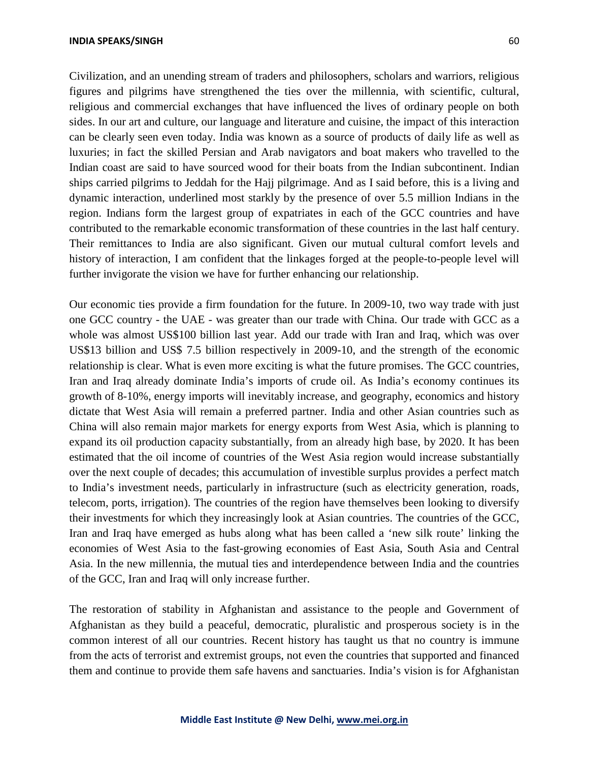Civilization, and an unending stream of traders and philosophers, scholars and warriors, religious figures and pilgrims have strengthened the ties over the millennia, with scientific, cultural, religious and commercial exchanges that have influenced the lives of ordinary people on both sides. In our art and culture, our language and literature and cuisine, the impact of this interaction can be clearly seen even today. India was known as a source of products of daily life as well as luxuries; in fact the skilled Persian and Arab navigators and boat makers who travelled to the Indian coast are said to have sourced wood for their boats from the Indian subcontinent. Indian ships carried pilgrims to Jeddah for the Hajj pilgrimage. And as I said before, this is a living and dynamic interaction, underlined most starkly by the presence of over 5.5 million Indians in the region. Indians form the largest group of expatriates in each of the GCC countries and have contributed to the remarkable economic transformation of these countries in the last half century. Their remittances to India are also significant. Given our mutual cultural comfort levels and history of interaction, I am confident that the linkages forged at the people-to-people level will further invigorate the vision we have for further enhancing our relationship.

Our economic ties provide a firm foundation for the future. In 2009-10, two way trade with just one GCC country - the UAE - was greater than our trade with China. Our trade with GCC as a whole was almost US$100 billion last year. Add our trade with Iran and Iraq, which was over US$13 billion and US$ 7.5 billion respectively in 2009-10, and the strength of the economic relationship is clear. What is even more exciting is what the future promises. The GCC countries, Iran and Iraq already dominate India's imports of crude oil. As India's economy continues its growth of 8-10%, energy imports will inevitably increase, and geography, economics and history dictate that West Asia will remain a preferred partner. India and other Asian countries such as China will also remain major markets for energy exports from West Asia, which is planning to expand its oil production capacity substantially, from an already high base, by 2020. It has been estimated that the oil income of countries of the West Asia region would increase substantially over the next couple of decades; this accumulation of investible surplus provides a perfect match to India's investment needs, particularly in infrastructure (such as electricity generation, roads, telecom, ports, irrigation). The countries of the region have themselves been looking to diversify their investments for which they increasingly look at Asian countries. The countries of the GCC, Iran and Iraq have emerged as hubs along what has been called a 'new silk route' linking the economies of West Asia to the fast-growing economies of East Asia, South Asia and Central Asia. In the new millennia, the mutual ties and interdependence between India and the countries of the GCC, Iran and Iraq will only increase further.

The restoration of stability in Afghanistan and assistance to the people and Government of Afghanistan as they build a peaceful, democratic, pluralistic and prosperous society is in the common interest of all our countries. Recent history has taught us that no country is immune from the acts of terrorist and extremist groups, not even the countries that supported and financed them and continue to provide them safe havens and sanctuaries. India's vision is for Afghanistan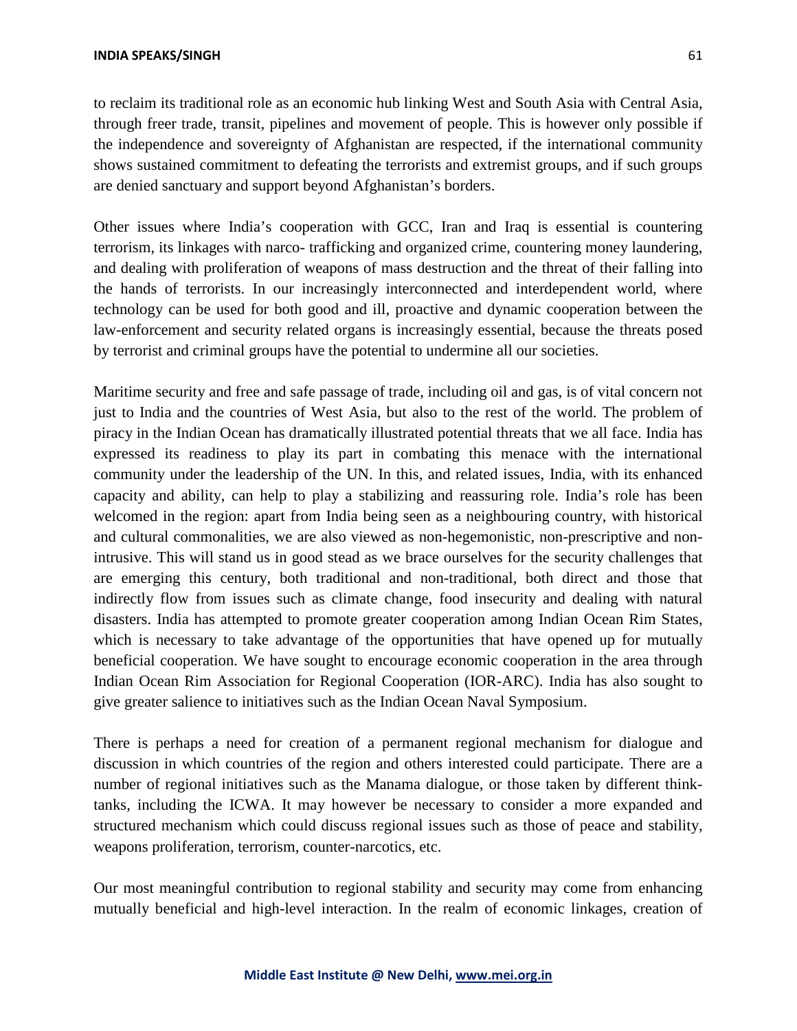to reclaim its traditional role as an economic hub linking West and South Asia with Central Asia, through freer trade, transit, pipelines and movement of people. This is however only possible if the independence and sovereignty of Afghanistan are respected, if the international community shows sustained commitment to defeating the terrorists and extremist groups, and if such groups are denied sanctuary and support beyond Afghanistan's borders.

Other issues where India's cooperation with GCC, Iran and Iraq is essential is countering terrorism, its linkages with narco- trafficking and organized crime, countering money laundering, and dealing with proliferation of weapons of mass destruction and the threat of their falling into the hands of terrorists. In our increasingly interconnected and interdependent world, where technology can be used for both good and ill, proactive and dynamic cooperation between the law-enforcement and security related organs is increasingly essential, because the threats posed by terrorist and criminal groups have the potential to undermine all our societies.

Maritime security and free and safe passage of trade, including oil and gas, is of vital concern not just to India and the countries of West Asia, but also to the rest of the world. The problem of piracy in the Indian Ocean has dramatically illustrated potential threats that we all face. India has expressed its readiness to play its part in combating this menace with the international community under the leadership of the UN. In this, and related issues, India, with its enhanced capacity and ability, can help to play a stabilizing and reassuring role. India's role has been welcomed in the region: apart from India being seen as a neighbouring country, with historical and cultural commonalities, we are also viewed as non-hegemonistic, non-prescriptive and non-intrusive. This will stand us in good stead as we brace ourselves for the security challenges that are emerging this century, both traditional and non-traditional, both direct and those that indirectly flow from issues such as climate change, food insecurity and dealing with natural disasters. India has attempted to promote greater cooperation among Indian Ocean Rim States, which is necessary to take advantage of the opportunities that have opened up for mutually beneficial cooperation. We have sought to encourage economic cooperation in the area through Indian Ocean Rim Association for Regional Cooperation (IOR-ARC). India has also sought to give greater salience to initiatives such as the Indian Ocean Naval Symposium.

There is perhaps a need for creation of a permanent regional mechanism for dialogue and discussion in which countries of the region and others interested could participate. There are a number of regional initiatives such as the Manama dialogue, or those taken by different think-tanks, including the ICWA. It may however be necessary to consider a more expanded and structured mechanism which could discuss regional issues such as those of peace and stability, weapons proliferation, terrorism, counter-narcotics, etc.

Our most meaningful contribution to regional stability and security may come from enhancing mutually beneficial and high-level interaction. In the realm of economic linkages, creation of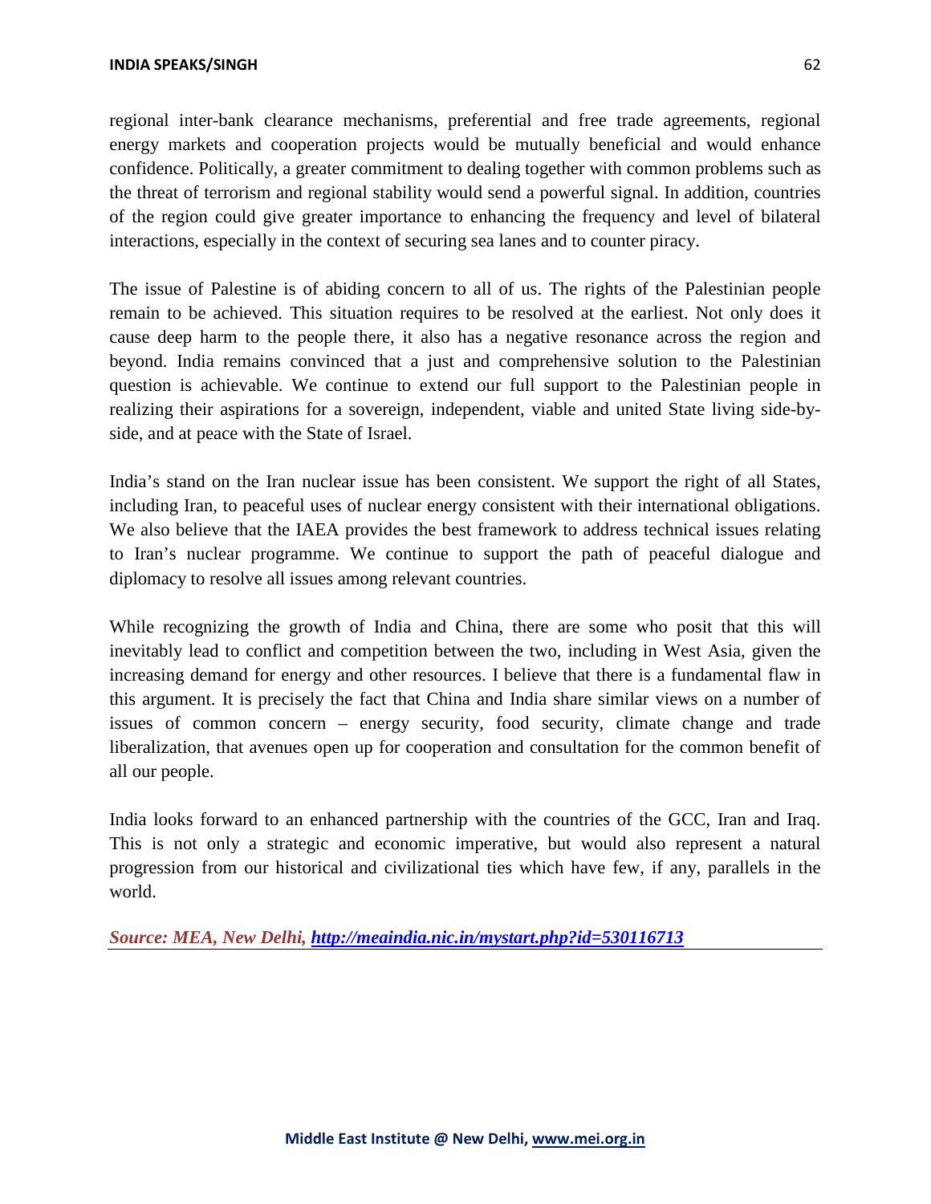regional inter-bank clearance mechanisms, preferential and free trade agreements, regional energy markets and cooperation projects would be mutually beneficial and would enhance confidence. Politically, a greater commitment to dealing together with common problems such as the threat of terrorism and regional stability would send a powerful signal. In addition, countries of the region could give greater importance to enhancing the frequency and level of bilateral interactions, especially in the context of securing sea lanes and to counter piracy.

The issue of Palestine is of abiding concern to all of us. The rights of the Palestinian people remain to be achieved. This situation requires to be resolved at the earliest. Not only does it cause deep harm to the people there, it also has a negative resonance across the region and beyond. India remains convinced that a just and comprehensive solution to the Palestinian question is achievable. We continue to extend our full support to the Palestinian people in realizing their aspirations for a sovereign, independent, viable and united State living side-by-side, and at peace with the State of Israel.

India's stand on the Iran nuclear issue has been consistent. We support the right of all States, including Iran, to peaceful uses of nuclear energy consistent with their international obligations. We also believe that the IAEA provides the best framework to address technical issues relating to Iran's nuclear programme. We continue to support the path of peaceful dialogue and diplomacy to resolve all issues among relevant countries.

While recognizing the growth of India and China, there are some who posit that this will inevitably lead to conflict and competition between the two, including in West Asia, given the increasing demand for energy and other resources. I believe that there is a fundamental flaw in this argument. It is precisely the fact that China and India share similar views on a number of issues of common concern – energy security, food security, climate change and trade liberalization, that avenues open up for cooperation and consultation for the common benefit of all our people.

India looks forward to an enhanced partnership with the countries of the GCC, Iran and Iraq. This is not only a strategic and economic imperative, but would also represent a natural progression from our historical and civilizational ties which have few, if any, parallels in the world.

***Source: MEA, New Delhi, http://meaindia.nic.in/mystart.php?id=530116713***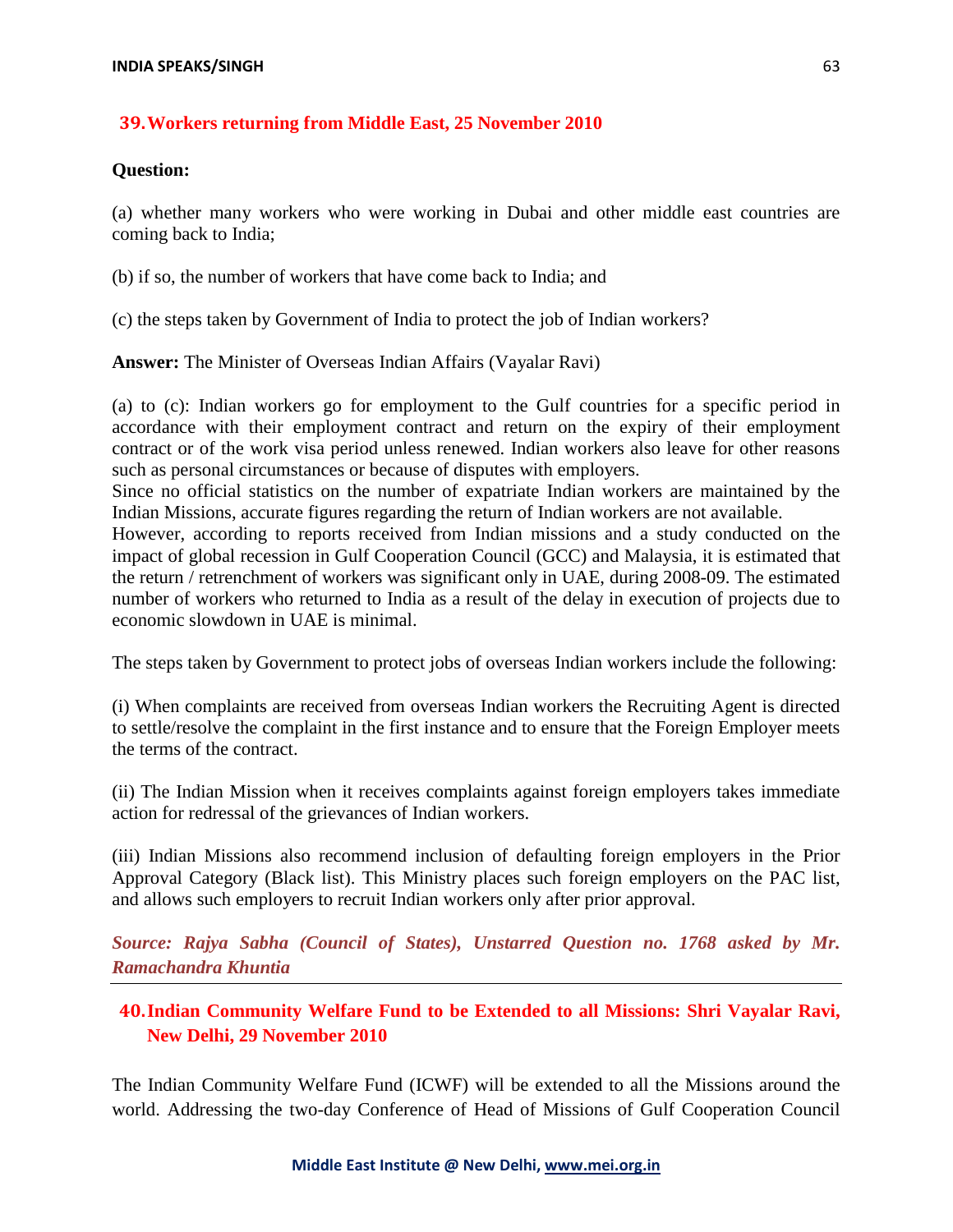## 39. Workers returning from Middle East, 25 November 2010

**Question:**

(a) whether many workers who were working in Dubai and other middle east countries are coming back to India;

(b) if so, the number of workers that have come back to India; and

(c) the steps taken by Government of India to protect the job of Indian workers?

**Answer:** The Minister of Overseas Indian Affairs (Vayalar Ravi)

(a) to (c): Indian workers go for employment to the Gulf countries for a specific period in accordance with their employment contract and return on the expiry of their employment contract or of the work visa period unless renewed. Indian workers also leave for other reasons such as personal circumstances or because of disputes with employers.
Since no official statistics on the number of expatriate Indian workers are maintained by the Indian Missions, accurate figures regarding the return of Indian workers are not available.
However, according to reports received from Indian missions and a study conducted on the impact of global recession in Gulf Cooperation Council (GCC) and Malaysia, it is estimated that the return / retrenchment of workers was significant only in UAE, during 2008-09. The estimated number of workers who returned to India as a result of the delay in execution of projects due to economic slowdown in UAE is minimal.

The steps taken by Government to protect jobs of overseas Indian workers include the following:

(i) When complaints are received from overseas Indian workers the Recruiting Agent is directed to settle/resolve the complaint in the first instance and to ensure that the Foreign Employer meets the terms of the contract.

(ii) The Indian Mission when it receives complaints against foreign employers takes immediate action for redressal of the grievances of Indian workers.

(iii) Indian Missions also recommend inclusion of defaulting foreign employers in the Prior Approval Category (Black list). This Ministry places such foreign employers on the PAC list, and allows such employers to recruit Indian workers only after prior approval.

***Source: Rajya Sabha (Council of States), Unstarred Question no. 1768 asked by Mr. Ramachandra Khuntia***

---

## 40. Indian Community Welfare Fund to be Extended to all Missions: Shri Vayalar Ravi, New Delhi, 29 November 2010

The Indian Community Welfare Fund (ICWF) will be extended to all the Missions around the world. Addressing the two-day Conference of Head of Missions of Gulf Cooperation Council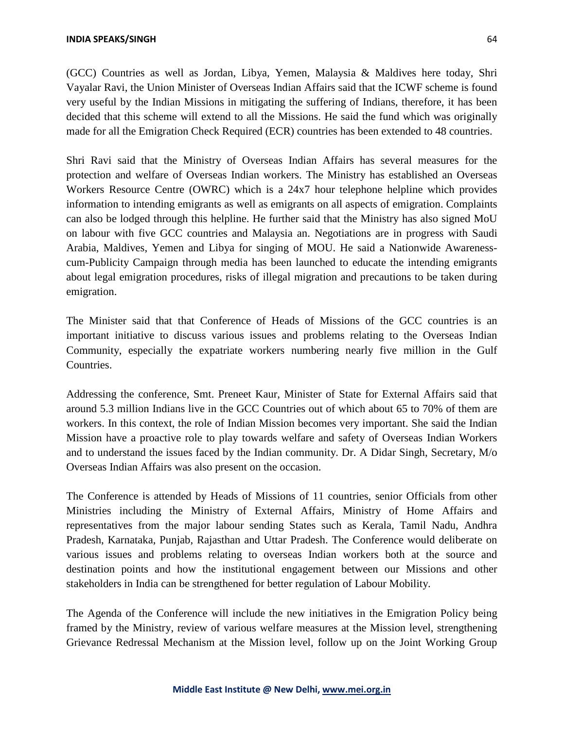(GCC) Countries as well as Jordan, Libya, Yemen, Malaysia & Maldives here today, Shri Vayalar Ravi, the Union Minister of Overseas Indian Affairs said that the ICWF scheme is found very useful by the Indian Missions in mitigating the suffering of Indians, therefore, it has been decided that this scheme will extend to all the Missions. He said the fund which was originally made for all the Emigration Check Required (ECR) countries has been extended to 48 countries.

Shri Ravi said that the Ministry of Overseas Indian Affairs has several measures for the protection and welfare of Overseas Indian workers. The Ministry has established an Overseas Workers Resource Centre (OWRC) which is a 24x7 hour telephone helpline which provides information to intending emigrants as well as emigrants on all aspects of emigration. Complaints can also be lodged through this helpline. He further said that the Ministry has also signed MoU on labour with five GCC countries and Malaysia an. Negotiations are in progress with Saudi Arabia, Maldives, Yemen and Libya for singing of MOU. He said a Nationwide Awareness-cum-Publicity Campaign through media has been launched to educate the intending emigrants about legal emigration procedures, risks of illegal migration and precautions to be taken during emigration.

The Minister said that that Conference of Heads of Missions of the GCC countries is an important initiative to discuss various issues and problems relating to the Overseas Indian Community, especially the expatriate workers numbering nearly five million in the Gulf Countries.

Addressing the conference, Smt. Preneet Kaur, Minister of State for External Affairs said that around 5.3 million Indians live in the GCC Countries out of which about 65 to 70% of them are workers. In this context, the role of Indian Mission becomes very important. She said the Indian Mission have a proactive role to play towards welfare and safety of Overseas Indian Workers and to understand the issues faced by the Indian community. Dr. A Didar Singh, Secretary, M/o Overseas Indian Affairs was also present on the occasion.

The Conference is attended by Heads of Missions of 11 countries, senior Officials from other Ministries including the Ministry of External Affairs, Ministry of Home Affairs and representatives from the major labour sending States such as Kerala, Tamil Nadu, Andhra Pradesh, Karnataka, Punjab, Rajasthan and Uttar Pradesh. The Conference would deliberate on various issues and problems relating to overseas Indian workers both at the source and destination points and how the institutional engagement between our Missions and other stakeholders in India can be strengthened for better regulation of Labour Mobility.

The Agenda of the Conference will include the new initiatives in the Emigration Policy being framed by the Ministry, review of various welfare measures at the Mission level, strengthening Grievance Redressal Mechanism at the Mission level, follow up on the Joint Working Group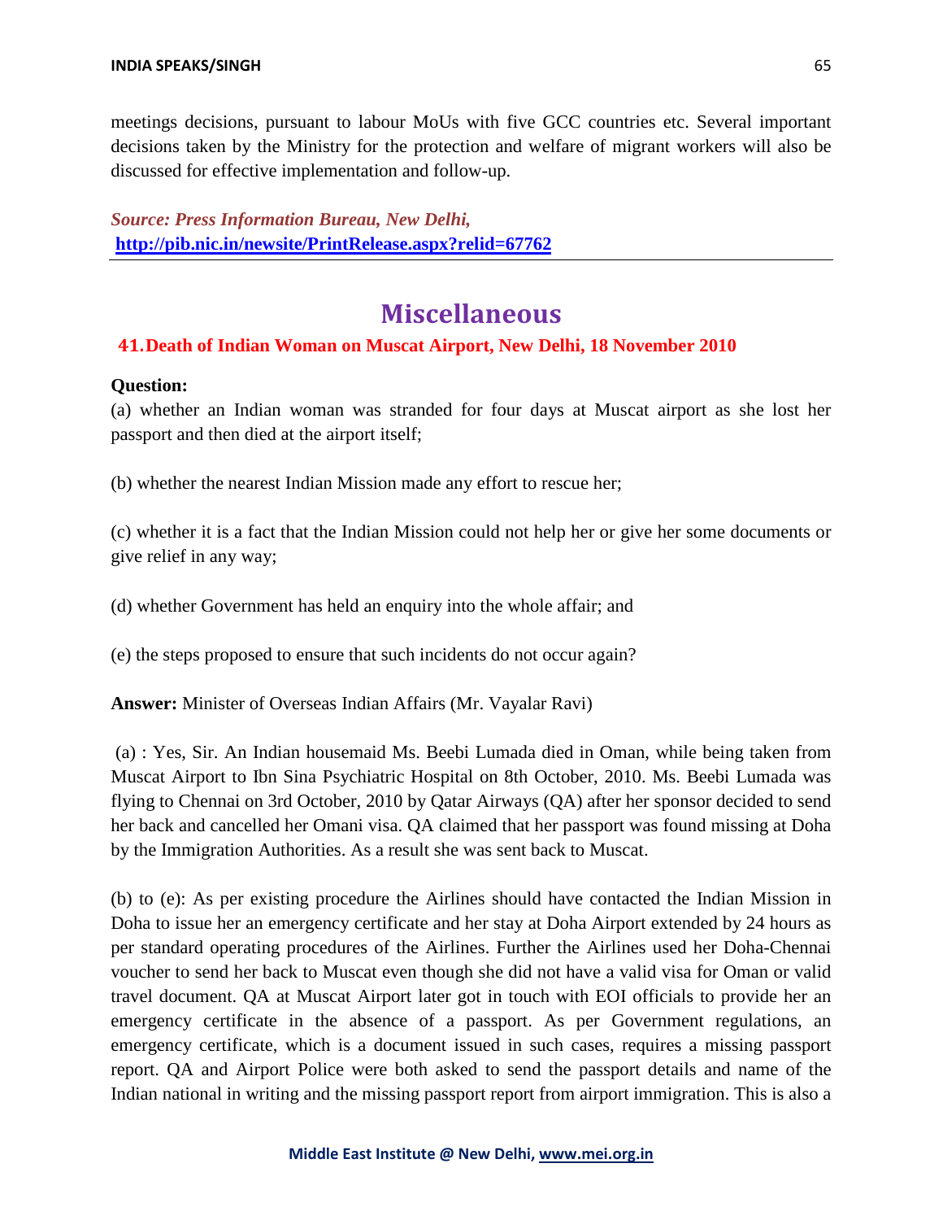meetings decisions, pursuant to labour MoUs with five GCC countries etc. Several important decisions taken by the Ministry for the protection and welfare of migrant workers will also be discussed for effective implementation and follow-up.

***Source: Press Information Bureau, New Delhi,***
**http://pib.nic.in/newsite/PrintRelease.aspx?relid=67762**

---

# Miscellaneous

## 41. Death of Indian Woman on Muscat Airport, New Delhi, 18 November 2010

**Question:**

(a) whether an Indian woman was stranded for four days at Muscat airport as she lost her passport and then died at the airport itself;

(b) whether the nearest Indian Mission made any effort to rescue her;

(c) whether it is a fact that the Indian Mission could not help her or give her some documents or give relief in any way;

(d) whether Government has held an enquiry into the whole affair; and

(e) the steps proposed to ensure that such incidents do not occur again?

**Answer:** Minister of Overseas Indian Affairs (Mr. Vayalar Ravi)

(a) : Yes, Sir. An Indian housemaid Ms. Beebi Lumada died in Oman, while being taken from Muscat Airport to Ibn Sina Psychiatric Hospital on 8th October, 2010. Ms. Beebi Lumada was flying to Chennai on 3rd October, 2010 by Qatar Airways (QA) after her sponsor decided to send her back and cancelled her Omani visa. QA claimed that her passport was found missing at Doha by the Immigration Authorities. As a result she was sent back to Muscat.

(b) to (e): As per existing procedure the Airlines should have contacted the Indian Mission in Doha to issue her an emergency certificate and her stay at Doha Airport extended by 24 hours as per standard operating procedures of the Airlines. Further the Airlines used her Doha-Chennai voucher to send her back to Muscat even though she did not have a valid visa for Oman or valid travel document. QA at Muscat Airport later got in touch with EOI officials to provide her an emergency certificate in the absence of a passport. As per Government regulations, an emergency certificate, which is a document issued in such cases, requires a missing passport report. QA and Airport Police were both asked to send the passport details and name of the Indian national in writing and the missing passport report from airport immigration. This is also a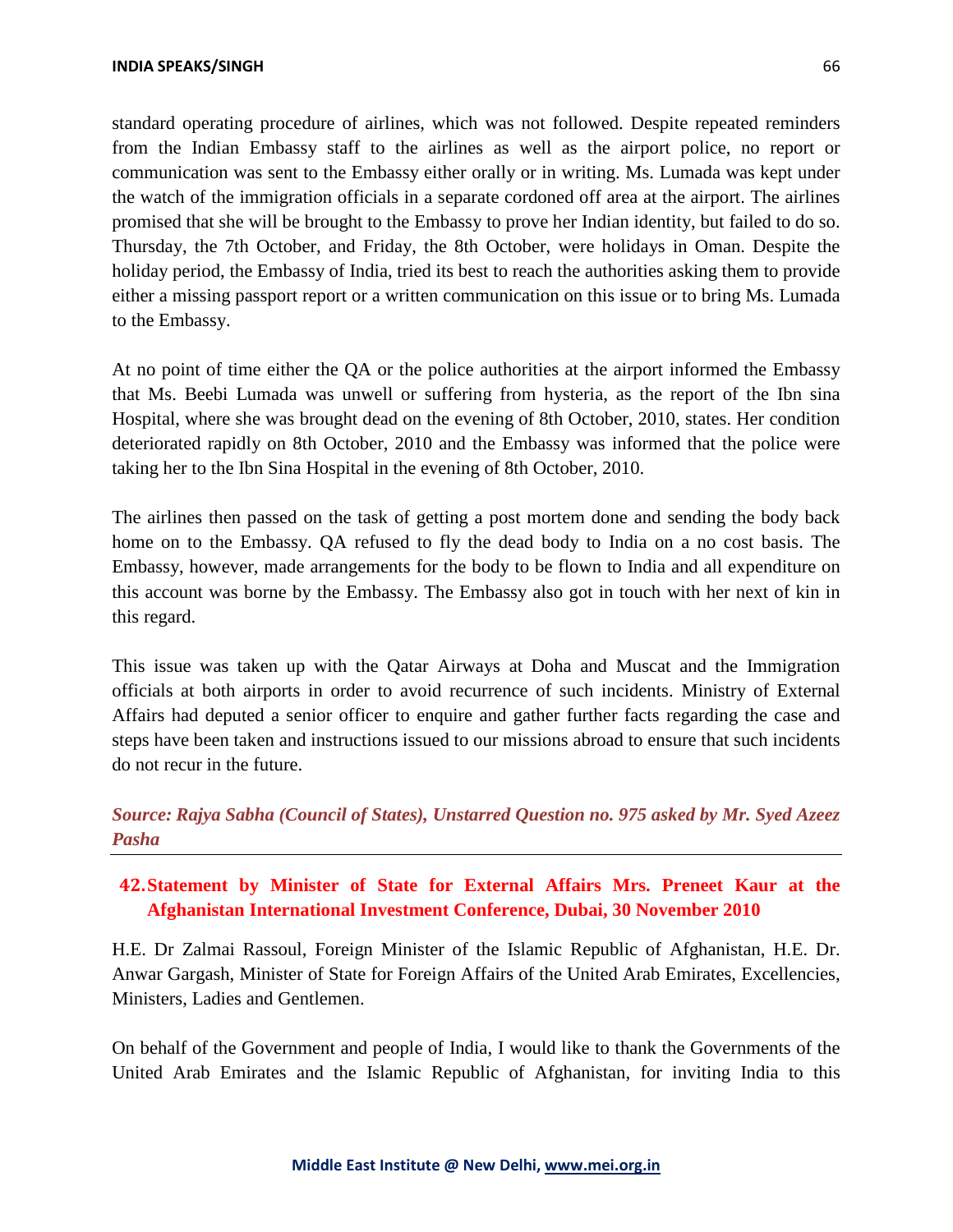standard operating procedure of airlines, which was not followed. Despite repeated reminders from the Indian Embassy staff to the airlines as well as the airport police, no report or communication was sent to the Embassy either orally or in writing. Ms. Lumada was kept under the watch of the immigration officials in a separate cordoned off area at the airport. The airlines promised that she will be brought to the Embassy to prove her Indian identity, but failed to do so. Thursday, the 7th October, and Friday, the 8th October, were holidays in Oman. Despite the holiday period, the Embassy of India, tried its best to reach the authorities asking them to provide either a missing passport report or a written communication on this issue or to bring Ms. Lumada to the Embassy.

At no point of time either the QA or the police authorities at the airport informed the Embassy that Ms. Beebi Lumada was unwell or suffering from hysteria, as the report of the Ibn sina Hospital, where she was brought dead on the evening of 8th October, 2010, states. Her condition deteriorated rapidly on 8th October, 2010 and the Embassy was informed that the police were taking her to the Ibn Sina Hospital in the evening of 8th October, 2010.

The airlines then passed on the task of getting a post mortem done and sending the body back home on to the Embassy. QA refused to fly the dead body to India on a no cost basis. The Embassy, however, made arrangements for the body to be flown to India and all expenditure on this account was borne by the Embassy. The Embassy also got in touch with her next of kin in this regard.

This issue was taken up with the Qatar Airways at Doha and Muscat and the Immigration officials at both airports in order to avoid recurrence of such incidents. Ministry of External Affairs had deputed a senior officer to enquire and gather further facts regarding the case and steps have been taken and instructions issued to our missions abroad to ensure that such incidents do not recur in the future.

***Source: Rajya Sabha (Council of States), Unstarred Question no. 975 asked by Mr. Syed Azeez Pasha***

---

## 42. Statement by Minister of State for External Affairs Mrs. Preneet Kaur at the Afghanistan International Investment Conference, Dubai, 30 November 2010

H.E. Dr Zalmai Rassoul, Foreign Minister of the Islamic Republic of Afghanistan, H.E. Dr. Anwar Gargash, Minister of State for Foreign Affairs of the United Arab Emirates, Excellencies, Ministers, Ladies and Gentlemen.

On behalf of the Government and people of India, I would like to thank the Governments of the United Arab Emirates and the Islamic Republic of Afghanistan, for inviting India to this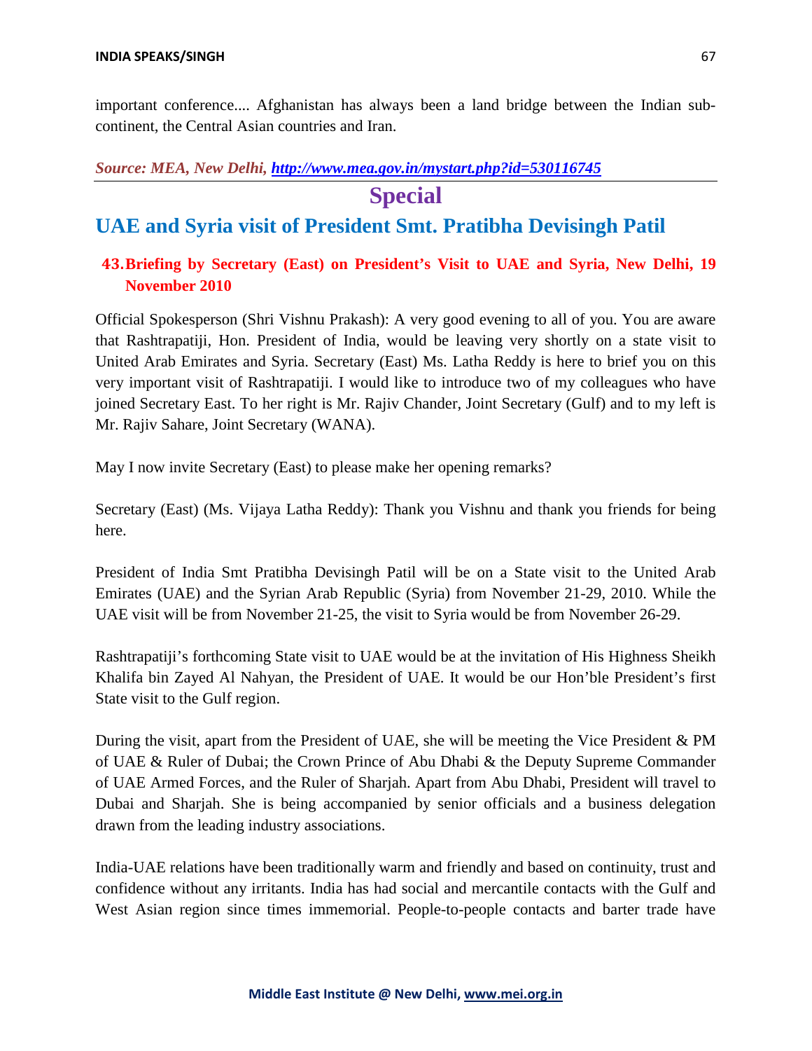important conference.... Afghanistan has always been a land bridge between the Indian sub-continent, the Central Asian countries and Iran.

*Source: MEA, New Delhi, http://www.mea.gov.in/mystart.php?id=530116745*

---

# Special

## UAE and Syria visit of President Smt. Pratibha Devisingh Patil

### 43. Briefing by Secretary (East) on President's Visit to UAE and Syria, New Delhi, 19 November 2010

Official Spokesperson (Shri Vishnu Prakash): A very good evening to all of you. You are aware that Rashtrapatiji, Hon. President of India, would be leaving very shortly on a state visit to United Arab Emirates and Syria. Secretary (East) Ms. Latha Reddy is here to brief you on this very important visit of Rashtrapatiji. I would like to introduce two of my colleagues who have joined Secretary East. To her right is Mr. Rajiv Chander, Joint Secretary (Gulf) and to my left is Mr. Rajiv Sahare, Joint Secretary (WANA).

May I now invite Secretary (East) to please make her opening remarks?

Secretary (East) (Ms. Vijaya Latha Reddy): Thank you Vishnu and thank you friends for being here.

President of India Smt Pratibha Devisingh Patil will be on a State visit to the United Arab Emirates (UAE) and the Syrian Arab Republic (Syria) from November 21-29, 2010. While the UAE visit will be from November 21-25, the visit to Syria would be from November 26-29.

Rashtrapatiji's forthcoming State visit to UAE would be at the invitation of His Highness Sheikh Khalifa bin Zayed Al Nahyan, the President of UAE. It would be our Hon'ble President's first State visit to the Gulf region.

During the visit, apart from the President of UAE, she will be meeting the Vice President & PM of UAE & Ruler of Dubai; the Crown Prince of Abu Dhabi & the Deputy Supreme Commander of UAE Armed Forces, and the Ruler of Sharjah. Apart from Abu Dhabi, President will travel to Dubai and Sharjah. She is being accompanied by senior officials and a business delegation drawn from the leading industry associations.

India-UAE relations have been traditionally warm and friendly and based on continuity, trust and confidence without any irritants. India has had social and mercantile contacts with the Gulf and West Asian region since times immemorial. People-to-people contacts and barter trade have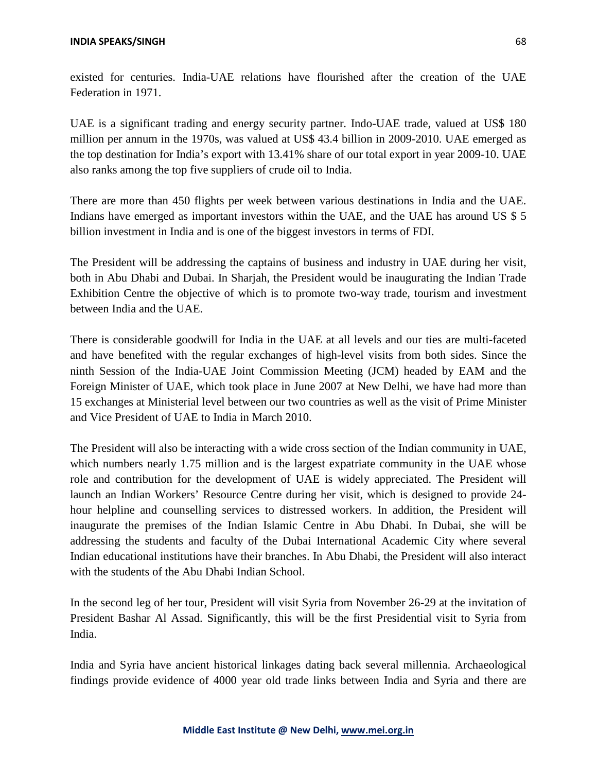existed for centuries. India-UAE relations have flourished after the creation of the UAE Federation in 1971.

UAE is a significant trading and energy security partner. Indo-UAE trade, valued at US$ 180 million per annum in the 1970s, was valued at US$ 43.4 billion in 2009-2010. UAE emerged as the top destination for India's export with 13.41% share of our total export in year 2009-10. UAE also ranks among the top five suppliers of crude oil to India.

There are more than 450 flights per week between various destinations in India and the UAE. Indians have emerged as important investors within the UAE, and the UAE has around US $ 5 billion investment in India and is one of the biggest investors in terms of FDI.

The President will be addressing the captains of business and industry in UAE during her visit, both in Abu Dhabi and Dubai. In Sharjah, the President would be inaugurating the Indian Trade Exhibition Centre the objective of which is to promote two-way trade, tourism and investment between India and the UAE.

There is considerable goodwill for India in the UAE at all levels and our ties are multi-faceted and have benefited with the regular exchanges of high-level visits from both sides. Since the ninth Session of the India-UAE Joint Commission Meeting (JCM) headed by EAM and the Foreign Minister of UAE, which took place in June 2007 at New Delhi, we have had more than 15 exchanges at Ministerial level between our two countries as well as the visit of Prime Minister and Vice President of UAE to India in March 2010.

The President will also be interacting with a wide cross section of the Indian community in UAE, which numbers nearly 1.75 million and is the largest expatriate community in the UAE whose role and contribution for the development of UAE is widely appreciated. The President will launch an Indian Workers' Resource Centre during her visit, which is designed to provide 24-hour helpline and counselling services to distressed workers. In addition, the President will inaugurate the premises of the Indian Islamic Centre in Abu Dhabi. In Dubai, she will be addressing the students and faculty of the Dubai International Academic City where several Indian educational institutions have their branches. In Abu Dhabi, the President will also interact with the students of the Abu Dhabi Indian School.

In the second leg of her tour, President will visit Syria from November 26-29 at the invitation of President Bashar Al Assad. Significantly, this will be the first Presidential visit to Syria from India.

India and Syria have ancient historical linkages dating back several millennia. Archaeological findings provide evidence of 4000 year old trade links between India and Syria and there are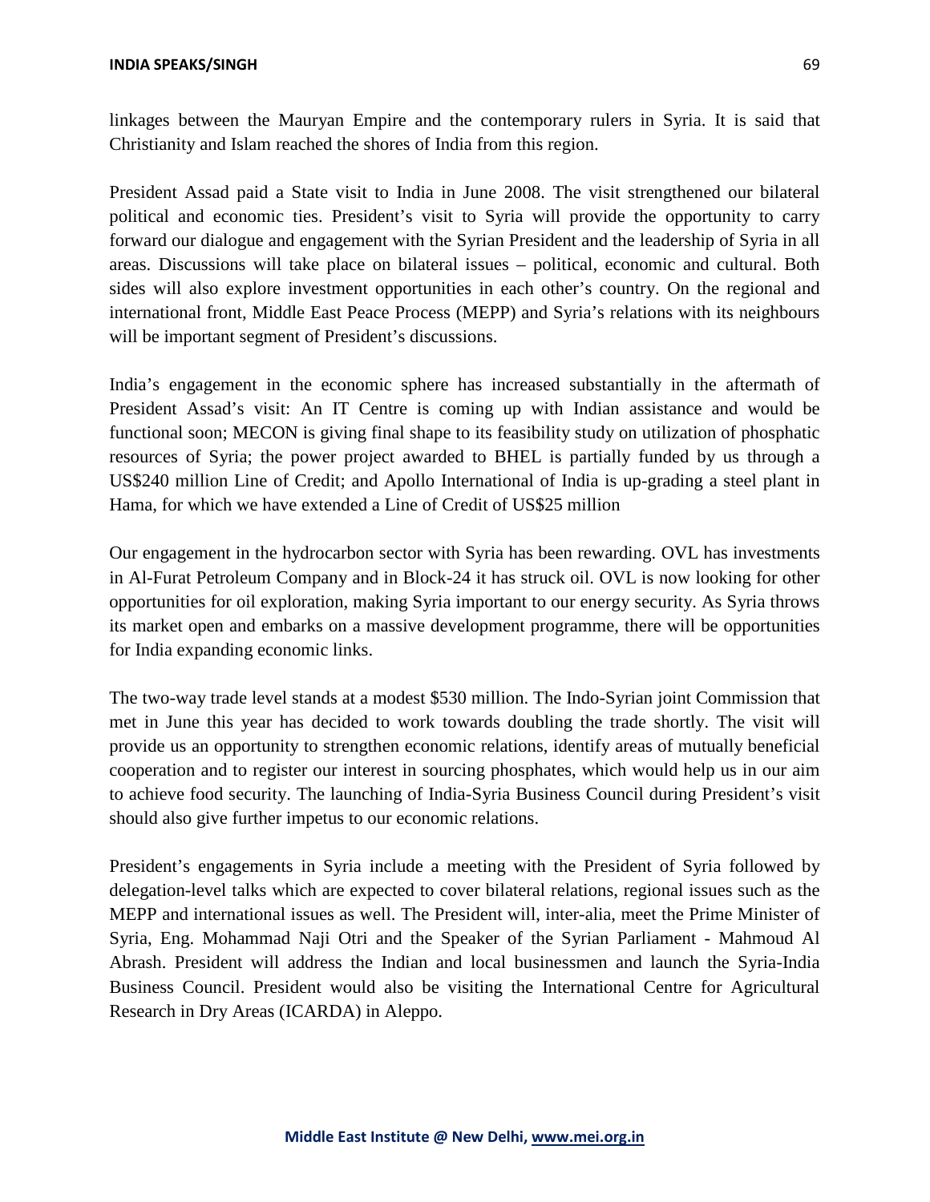linkages between the Mauryan Empire and the contemporary rulers in Syria. It is said that Christianity and Islam reached the shores of India from this region.

President Assad paid a State visit to India in June 2008. The visit strengthened our bilateral political and economic ties. President's visit to Syria will provide the opportunity to carry forward our dialogue and engagement with the Syrian President and the leadership of Syria in all areas. Discussions will take place on bilateral issues – political, economic and cultural. Both sides will also explore investment opportunities in each other's country. On the regional and international front, Middle East Peace Process (MEPP) and Syria's relations with its neighbours will be important segment of President's discussions.

India's engagement in the economic sphere has increased substantially in the aftermath of President Assad's visit: An IT Centre is coming up with Indian assistance and would be functional soon; MECON is giving final shape to its feasibility study on utilization of phosphatic resources of Syria; the power project awarded to BHEL is partially funded by us through a US$240 million Line of Credit; and Apollo International of India is up-grading a steel plant in Hama, for which we have extended a Line of Credit of US$25 million

Our engagement in the hydrocarbon sector with Syria has been rewarding. OVL has investments in Al-Furat Petroleum Company and in Block-24 it has struck oil. OVL is now looking for other opportunities for oil exploration, making Syria important to our energy security. As Syria throws its market open and embarks on a massive development programme, there will be opportunities for India expanding economic links.

The two-way trade level stands at a modest $530 million. The Indo-Syrian joint Commission that met in June this year has decided to work towards doubling the trade shortly. The visit will provide us an opportunity to strengthen economic relations, identify areas of mutually beneficial cooperation and to register our interest in sourcing phosphates, which would help us in our aim to achieve food security. The launching of India-Syria Business Council during President's visit should also give further impetus to our economic relations.

President's engagements in Syria include a meeting with the President of Syria followed by delegation-level talks which are expected to cover bilateral relations, regional issues such as the MEPP and international issues as well. The President will, inter-alia, meet the Prime Minister of Syria, Eng. Mohammad Naji Otri and the Speaker of the Syrian Parliament - Mahmoud Al Abrash. President will address the Indian and local businessmen and launch the Syria-India Business Council. President would also be visiting the International Centre for Agricultural Research in Dry Areas (ICARDA) in Aleppo.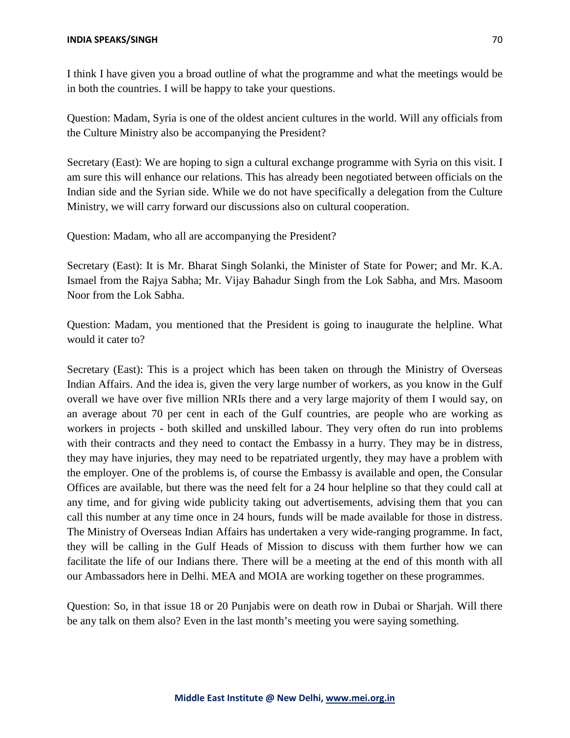I think I have given you a broad outline of what the programme and what the meetings would be in both the countries. I will be happy to take your questions.

Question: Madam, Syria is one of the oldest ancient cultures in the world. Will any officials from the Culture Ministry also be accompanying the President?

Secretary (East): We are hoping to sign a cultural exchange programme with Syria on this visit. I am sure this will enhance our relations. This has already been negotiated between officials on the Indian side and the Syrian side. While we do not have specifically a delegation from the Culture Ministry, we will carry forward our discussions also on cultural cooperation.

Question: Madam, who all are accompanying the President?

Secretary (East): It is Mr. Bharat Singh Solanki, the Minister of State for Power; and Mr. K.A. Ismael from the Rajya Sabha; Mr. Vijay Bahadur Singh from the Lok Sabha, and Mrs. Masoom Noor from the Lok Sabha.

Question: Madam, you mentioned that the President is going to inaugurate the helpline. What would it cater to?

Secretary (East): This is a project which has been taken on through the Ministry of Overseas Indian Affairs. And the idea is, given the very large number of workers, as you know in the Gulf overall we have over five million NRIs there and a very large majority of them I would say, on an average about 70 per cent in each of the Gulf countries, are people who are working as workers in projects - both skilled and unskilled labour. They very often do run into problems with their contracts and they need to contact the Embassy in a hurry. They may be in distress, they may have injuries, they may need to be repatriated urgently, they may have a problem with the employer. One of the problems is, of course the Embassy is available and open, the Consular Offices are available, but there was the need felt for a 24 hour helpline so that they could call at any time, and for giving wide publicity taking out advertisements, advising them that you can call this number at any time once in 24 hours, funds will be made available for those in distress. The Ministry of Overseas Indian Affairs has undertaken a very wide-ranging programme. In fact, they will be calling in the Gulf Heads of Mission to discuss with them further how we can facilitate the life of our Indians there. There will be a meeting at the end of this month with all our Ambassadors here in Delhi. MEA and MOIA are working together on these programmes.

Question: So, in that issue 18 or 20 Punjabis were on death row in Dubai or Sharjah. Will there be any talk on them also? Even in the last month's meeting you were saying something.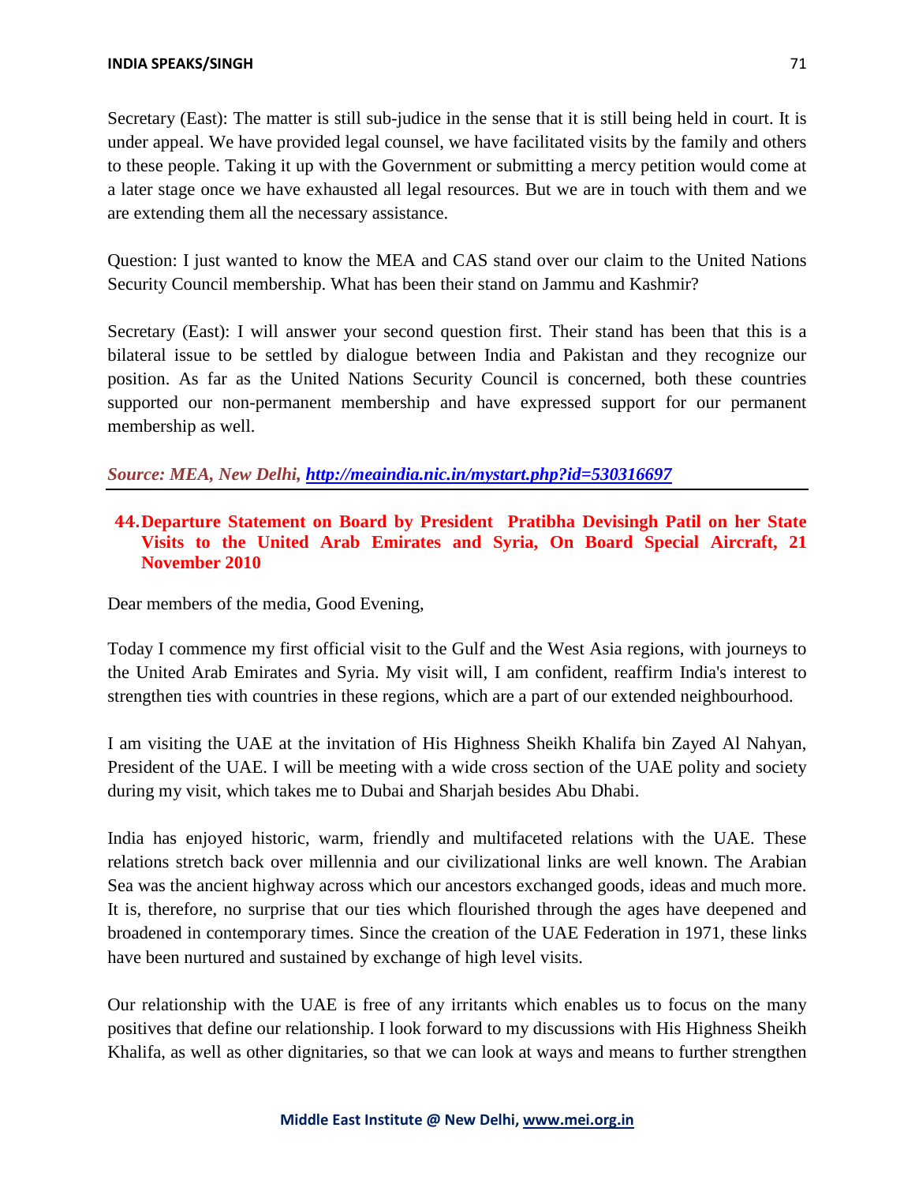Secretary (East): The matter is still sub-judice in the sense that it is still being held in court. It is under appeal. We have provided legal counsel, we have facilitated visits by the family and others to these people. Taking it up with the Government or submitting a mercy petition would come at a later stage once we have exhausted all legal resources. But we are in touch with them and we are extending them all the necessary assistance.

Question: I just wanted to know the MEA and CAS stand over our claim to the United Nations Security Council membership. What has been their stand on Jammu and Kashmir?

Secretary (East): I will answer your second question first. Their stand has been that this is a bilateral issue to be settled by dialogue between India and Pakistan and they recognize our position. As far as the United Nations Security Council is concerned, both these countries supported our non-permanent membership and have expressed support for our permanent membership as well.

***Source: MEA, New Delhi, [http://meaindia.nic.in/mystart.php?id=530316697](http://meaindia.nic.in/mystart.php?id=530316697)***

---

## 44. Departure Statement on Board by President Pratibha Devisingh Patil on her State Visits to the United Arab Emirates and Syria, On Board Special Aircraft, 21 November 2010

Dear members of the media, Good Evening,

Today I commence my first official visit to the Gulf and the West Asia regions, with journeys to the United Arab Emirates and Syria. My visit will, I am confident, reaffirm India's interest to strengthen ties with countries in these regions, which are a part of our extended neighbourhood.

I am visiting the UAE at the invitation of His Highness Sheikh Khalifa bin Zayed Al Nahyan, President of the UAE. I will be meeting with a wide cross section of the UAE polity and society during my visit, which takes me to Dubai and Sharjah besides Abu Dhabi.

India has enjoyed historic, warm, friendly and multifaceted relations with the UAE. These relations stretch back over millennia and our civilizational links are well known. The Arabian Sea was the ancient highway across which our ancestors exchanged goods, ideas and much more. It is, therefore, no surprise that our ties which flourished through the ages have deepened and broadened in contemporary times. Since the creation of the UAE Federation in 1971, these links have been nurtured and sustained by exchange of high level visits.

Our relationship with the UAE is free of any irritants which enables us to focus on the many positives that define our relationship. I look forward to my discussions with His Highness Sheikh Khalifa, as well as other dignitaries, so that we can look at ways and means to further strengthen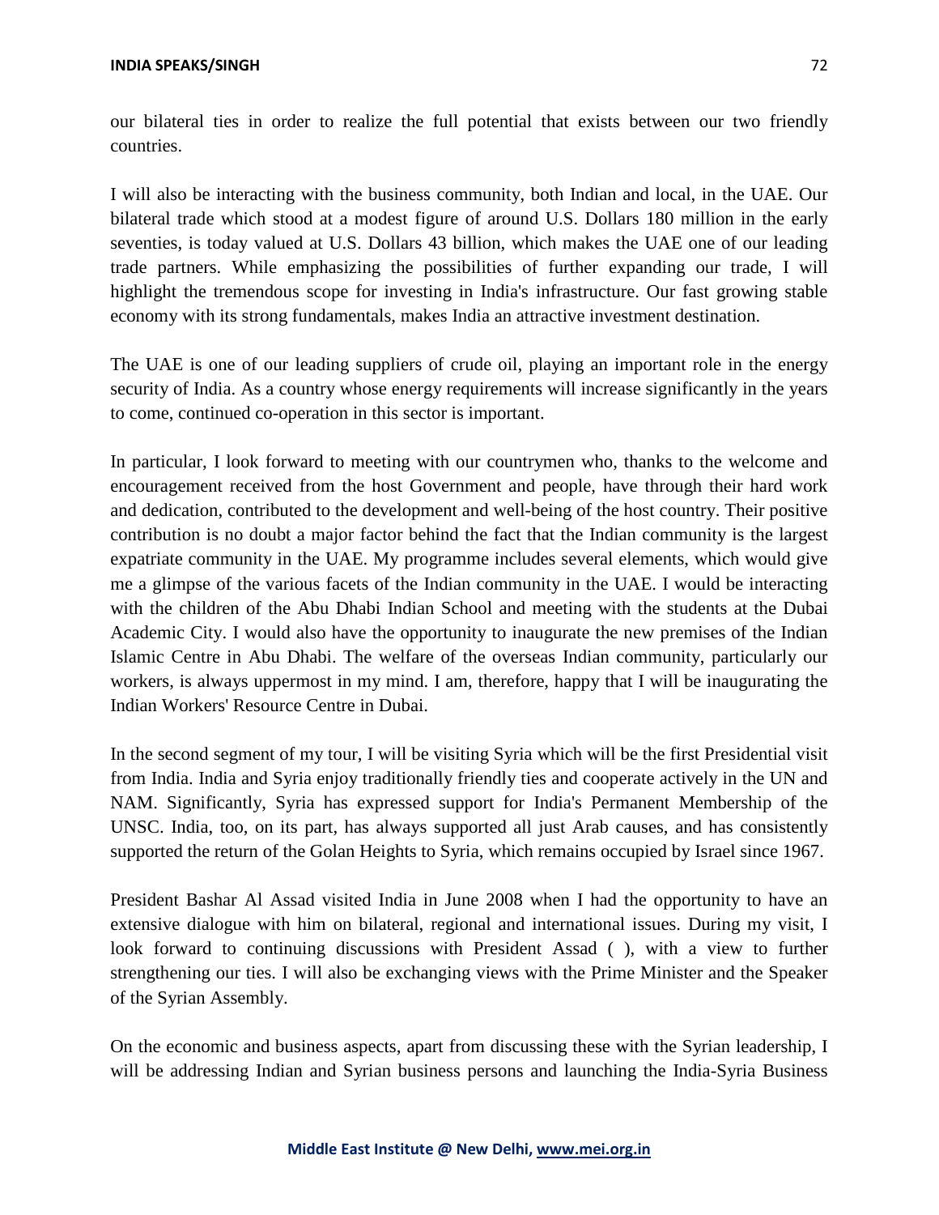our bilateral ties in order to realize the full potential that exists between our two friendly countries.

I will also be interacting with the business community, both Indian and local, in the UAE. Our bilateral trade which stood at a modest figure of around U.S. Dollars 180 million in the early seventies, is today valued at U.S. Dollars 43 billion, which makes the UAE one of our leading trade partners. While emphasizing the possibilities of further expanding our trade, I will highlight the tremendous scope for investing in India's infrastructure. Our fast growing stable economy with its strong fundamentals, makes India an attractive investment destination.

The UAE is one of our leading suppliers of crude oil, playing an important role in the energy security of India. As a country whose energy requirements will increase significantly in the years to come, continued co-operation in this sector is important.

In particular, I look forward to meeting with our countrymen who, thanks to the welcome and encouragement received from the host Government and people, have through their hard work and dedication, contributed to the development and well-being of the host country. Their positive contribution is no doubt a major factor behind the fact that the Indian community is the largest expatriate community in the UAE. My programme includes several elements, which would give me a glimpse of the various facets of the Indian community in the UAE. I would be interacting with the children of the Abu Dhabi Indian School and meeting with the students at the Dubai Academic City. I would also have the opportunity to inaugurate the new premises of the Indian Islamic Centre in Abu Dhabi. The welfare of the overseas Indian community, particularly our workers, is always uppermost in my mind. I am, therefore, happy that I will be inaugurating the Indian Workers' Resource Centre in Dubai.

In the second segment of my tour, I will be visiting Syria which will be the first Presidential visit from India. India and Syria enjoy traditionally friendly ties and cooperate actively in the UN and NAM. Significantly, Syria has expressed support for India's Permanent Membership of the UNSC. India, too, on its part, has always supported all just Arab causes, and has consistently supported the return of the Golan Heights to Syria, which remains occupied by Israel since 1967.

President Bashar Al Assad visited India in June 2008 when I had the opportunity to have an extensive dialogue with him on bilateral, regional and international issues. During my visit, I look forward to continuing discussions with President Assad ( ), with a view to further strengthening our ties. I will also be exchanging views with the Prime Minister and the Speaker of the Syrian Assembly.

On the economic and business aspects, apart from discussing these with the Syrian leadership, I will be addressing Indian and Syrian business persons and launching the India-Syria Business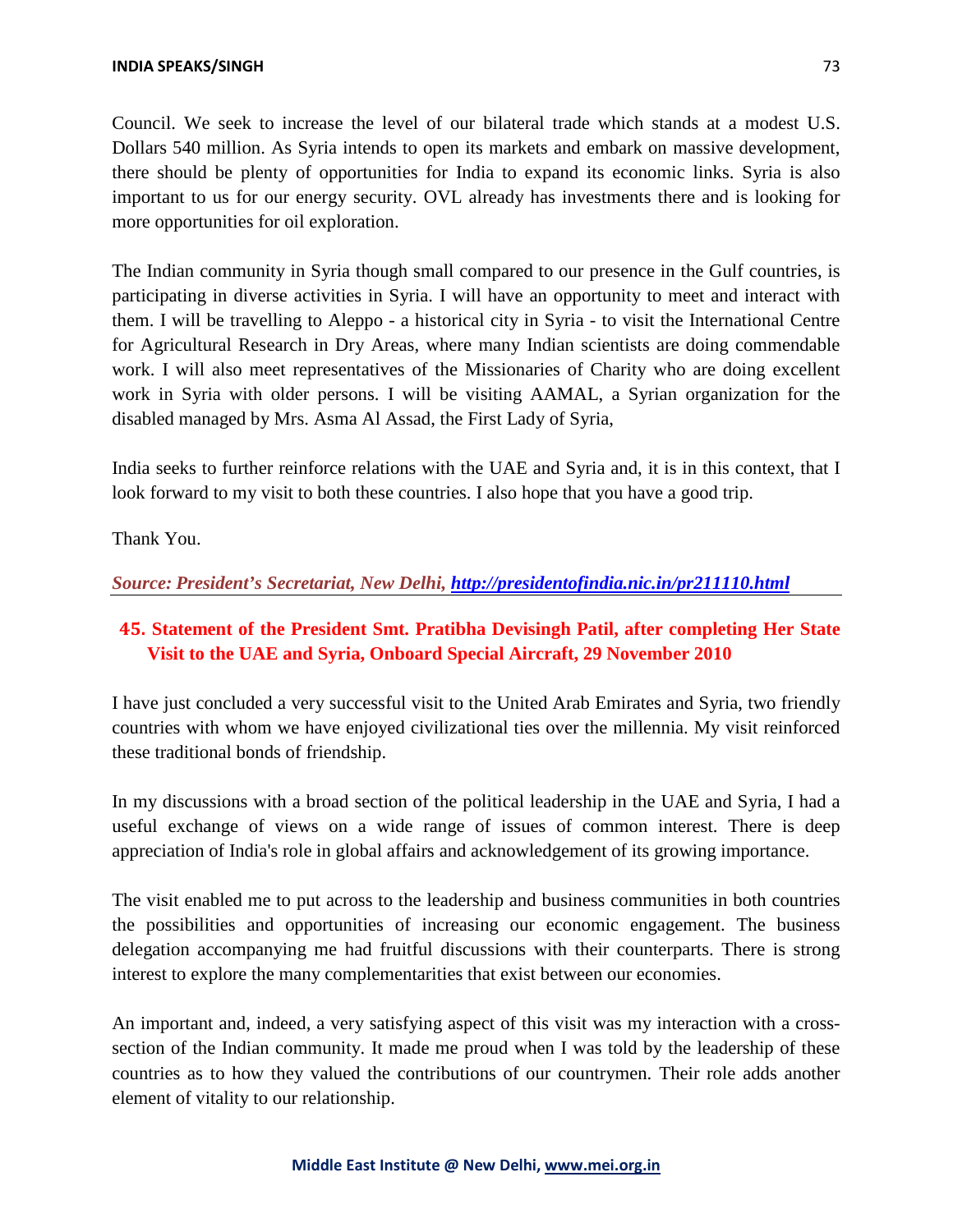Council. We seek to increase the level of our bilateral trade which stands at a modest U.S. Dollars 540 million. As Syria intends to open its markets and embark on massive development, there should be plenty of opportunities for India to expand its economic links. Syria is also important to us for our energy security. OVL already has investments there and is looking for more opportunities for oil exploration.

The Indian community in Syria though small compared to our presence in the Gulf countries, is participating in diverse activities in Syria. I will have an opportunity to meet and interact with them. I will be travelling to Aleppo - a historical city in Syria - to visit the International Centre for Agricultural Research in Dry Areas, where many Indian scientists are doing commendable work. I will also meet representatives of the Missionaries of Charity who are doing excellent work in Syria with older persons. I will be visiting AAMAL, a Syrian organization for the disabled managed by Mrs. Asma Al Assad, the First Lady of Syria,

India seeks to further reinforce relations with the UAE and Syria and, it is in this context, that I look forward to my visit to both these countries. I also hope that you have a good trip.

Thank You.

***Source: President's Secretariat, New Delhi, [http://presidentofindia.nic.in/pr211110.html](http://presidentofindia.nic.in/pr211110.html)***

## 45. Statement of the President Smt. Pratibha Devisingh Patil, after completing Her State Visit to the UAE and Syria, Onboard Special Aircraft, 29 November 2010

I have just concluded a very successful visit to the United Arab Emirates and Syria, two friendly countries with whom we have enjoyed civilizational ties over the millennia. My visit reinforced these traditional bonds of friendship.

In my discussions with a broad section of the political leadership in the UAE and Syria, I had a useful exchange of views on a wide range of issues of common interest. There is deep appreciation of India's role in global affairs and acknowledgement of its growing importance.

The visit enabled me to put across to the leadership and business communities in both countries the possibilities and opportunities of increasing our economic engagement. The business delegation accompanying me had fruitful discussions with their counterparts. There is strong interest to explore the many complementarities that exist between our economies.

An important and, indeed, a very satisfying aspect of this visit was my interaction with a cross-section of the Indian community. It made me proud when I was told by the leadership of these countries as to how they valued the contributions of our countrymen. Their role adds another element of vitality to our relationship.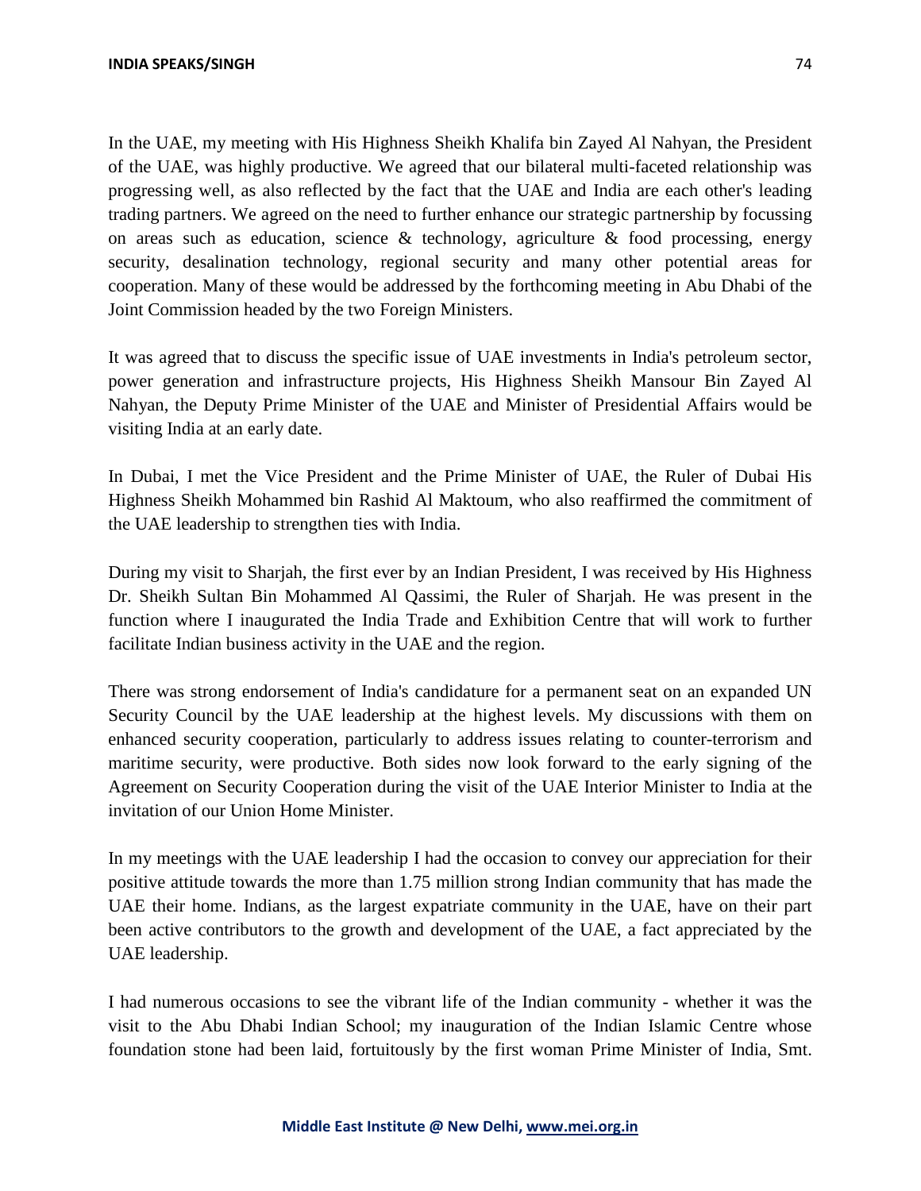In the UAE, my meeting with His Highness Sheikh Khalifa bin Zayed Al Nahyan, the President of the UAE, was highly productive. We agreed that our bilateral multi-faceted relationship was progressing well, as also reflected by the fact that the UAE and India are each other's leading trading partners. We agreed on the need to further enhance our strategic partnership by focussing on areas such as education, science & technology, agriculture & food processing, energy security, desalination technology, regional security and many other potential areas for cooperation. Many of these would be addressed by the forthcoming meeting in Abu Dhabi of the Joint Commission headed by the two Foreign Ministers.

It was agreed that to discuss the specific issue of UAE investments in India's petroleum sector, power generation and infrastructure projects, His Highness Sheikh Mansour Bin Zayed Al Nahyan, the Deputy Prime Minister of the UAE and Minister of Presidential Affairs would be visiting India at an early date.

In Dubai, I met the Vice President and the Prime Minister of UAE, the Ruler of Dubai His Highness Sheikh Mohammed bin Rashid Al Maktoum, who also reaffirmed the commitment of the UAE leadership to strengthen ties with India.

During my visit to Sharjah, the first ever by an Indian President, I was received by His Highness Dr. Sheikh Sultan Bin Mohammed Al Qassimi, the Ruler of Sharjah. He was present in the function where I inaugurated the India Trade and Exhibition Centre that will work to further facilitate Indian business activity in the UAE and the region.

There was strong endorsement of India's candidature for a permanent seat on an expanded UN Security Council by the UAE leadership at the highest levels. My discussions with them on enhanced security cooperation, particularly to address issues relating to counter-terrorism and maritime security, were productive. Both sides now look forward to the early signing of the Agreement on Security Cooperation during the visit of the UAE Interior Minister to India at the invitation of our Union Home Minister.

In my meetings with the UAE leadership I had the occasion to convey our appreciation for their positive attitude towards the more than 1.75 million strong Indian community that has made the UAE their home. Indians, as the largest expatriate community in the UAE, have on their part been active contributors to the growth and development of the UAE, a fact appreciated by the UAE leadership.

I had numerous occasions to see the vibrant life of the Indian community - whether it was the visit to the Abu Dhabi Indian School; my inauguration of the Indian Islamic Centre whose foundation stone had been laid, fortuitously by the first woman Prime Minister of India, Smt.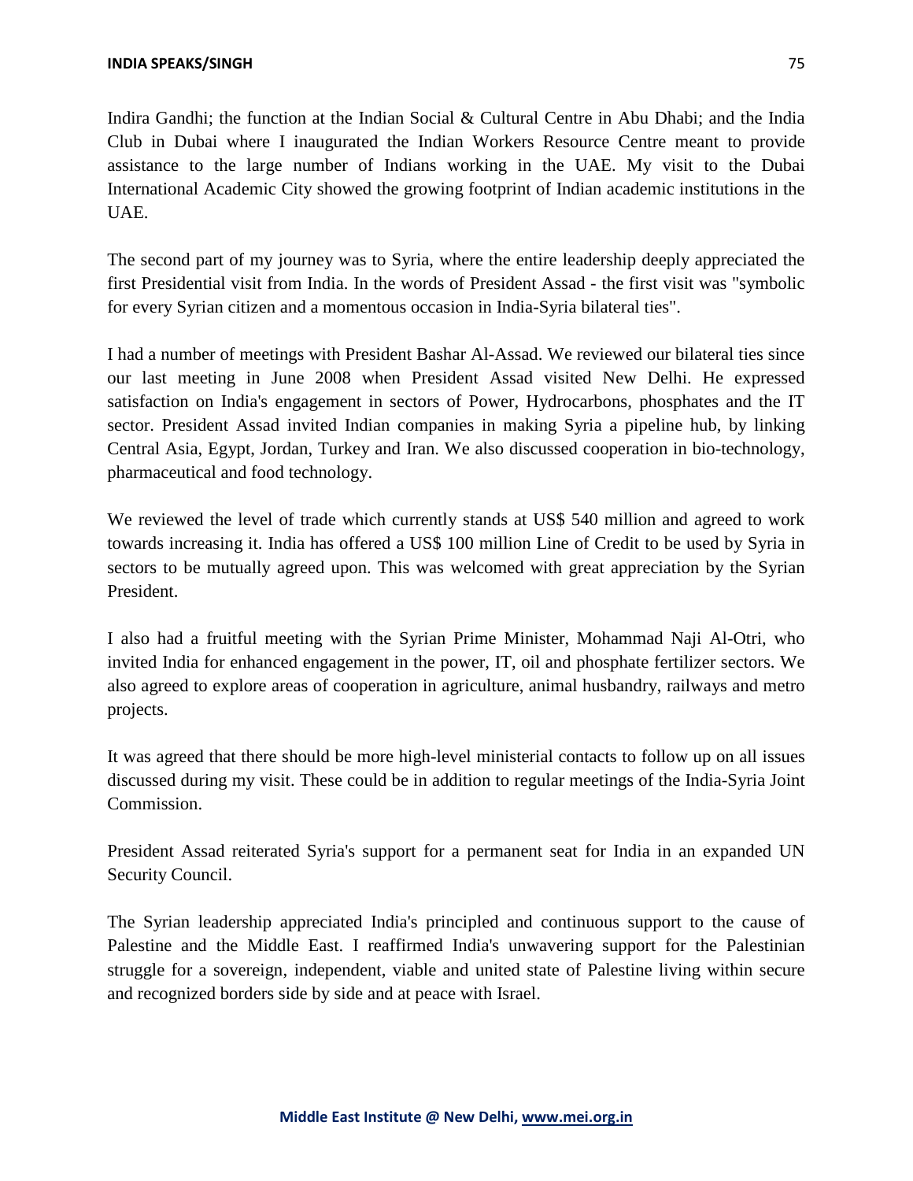Indira Gandhi; the function at the Indian Social & Cultural Centre in Abu Dhabi; and the India Club in Dubai where I inaugurated the Indian Workers Resource Centre meant to provide assistance to the large number of Indians working in the UAE. My visit to the Dubai International Academic City showed the growing footprint of Indian academic institutions in the UAE.

The second part of my journey was to Syria, where the entire leadership deeply appreciated the first Presidential visit from India. In the words of President Assad - the first visit was "symbolic for every Syrian citizen and a momentous occasion in India-Syria bilateral ties".

I had a number of meetings with President Bashar Al-Assad. We reviewed our bilateral ties since our last meeting in June 2008 when President Assad visited New Delhi. He expressed satisfaction on India's engagement in sectors of Power, Hydrocarbons, phosphates and the IT sector. President Assad invited Indian companies in making Syria a pipeline hub, by linking Central Asia, Egypt, Jordan, Turkey and Iran. We also discussed cooperation in bio-technology, pharmaceutical and food technology.

We reviewed the level of trade which currently stands at US$ 540 million and agreed to work towards increasing it. India has offered a US$ 100 million Line of Credit to be used by Syria in sectors to be mutually agreed upon. This was welcomed with great appreciation by the Syrian President.

I also had a fruitful meeting with the Syrian Prime Minister, Mohammad Naji Al-Otri, who invited India for enhanced engagement in the power, IT, oil and phosphate fertilizer sectors. We also agreed to explore areas of cooperation in agriculture, animal husbandry, railways and metro projects.

It was agreed that there should be more high-level ministerial contacts to follow up on all issues discussed during my visit. These could be in addition to regular meetings of the India-Syria Joint Commission.

President Assad reiterated Syria's support for a permanent seat for India in an expanded UN Security Council.

The Syrian leadership appreciated India's principled and continuous support to the cause of Palestine and the Middle East. I reaffirmed India's unwavering support for the Palestinian struggle for a sovereign, independent, viable and united state of Palestine living within secure and recognized borders side by side and at peace with Israel.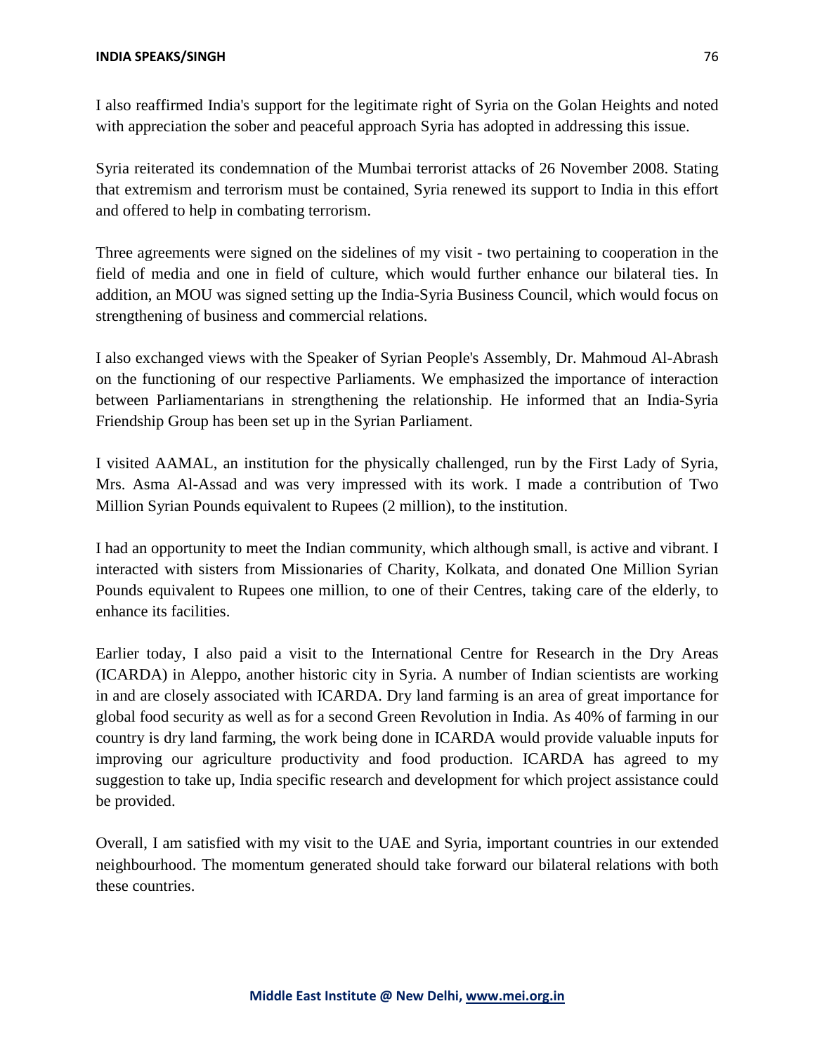I also reaffirmed India's support for the legitimate right of Syria on the Golan Heights and noted with appreciation the sober and peaceful approach Syria has adopted in addressing this issue.

Syria reiterated its condemnation of the Mumbai terrorist attacks of 26 November 2008. Stating that extremism and terrorism must be contained, Syria renewed its support to India in this effort and offered to help in combating terrorism.

Three agreements were signed on the sidelines of my visit - two pertaining to cooperation in the field of media and one in field of culture, which would further enhance our bilateral ties. In addition, an MOU was signed setting up the India-Syria Business Council, which would focus on strengthening of business and commercial relations.

I also exchanged views with the Speaker of Syrian People's Assembly, Dr. Mahmoud Al-Abrash on the functioning of our respective Parliaments. We emphasized the importance of interaction between Parliamentarians in strengthening the relationship. He informed that an India-Syria Friendship Group has been set up in the Syrian Parliament.

I visited AAMAL, an institution for the physically challenged, run by the First Lady of Syria, Mrs. Asma Al-Assad and was very impressed with its work. I made a contribution of Two Million Syrian Pounds equivalent to Rupees (2 million), to the institution.

I had an opportunity to meet the Indian community, which although small, is active and vibrant. I interacted with sisters from Missionaries of Charity, Kolkata, and donated One Million Syrian Pounds equivalent to Rupees one million, to one of their Centres, taking care of the elderly, to enhance its facilities.

Earlier today, I also paid a visit to the International Centre for Research in the Dry Areas (ICARDA) in Aleppo, another historic city in Syria. A number of Indian scientists are working in and are closely associated with ICARDA. Dry land farming is an area of great importance for global food security as well as for a second Green Revolution in India. As 40% of farming in our country is dry land farming, the work being done in ICARDA would provide valuable inputs for improving our agriculture productivity and food production. ICARDA has agreed to my suggestion to take up, India specific research and development for which project assistance could be provided.

Overall, I am satisfied with my visit to the UAE and Syria, important countries in our extended neighbourhood. The momentum generated should take forward our bilateral relations with both these countries.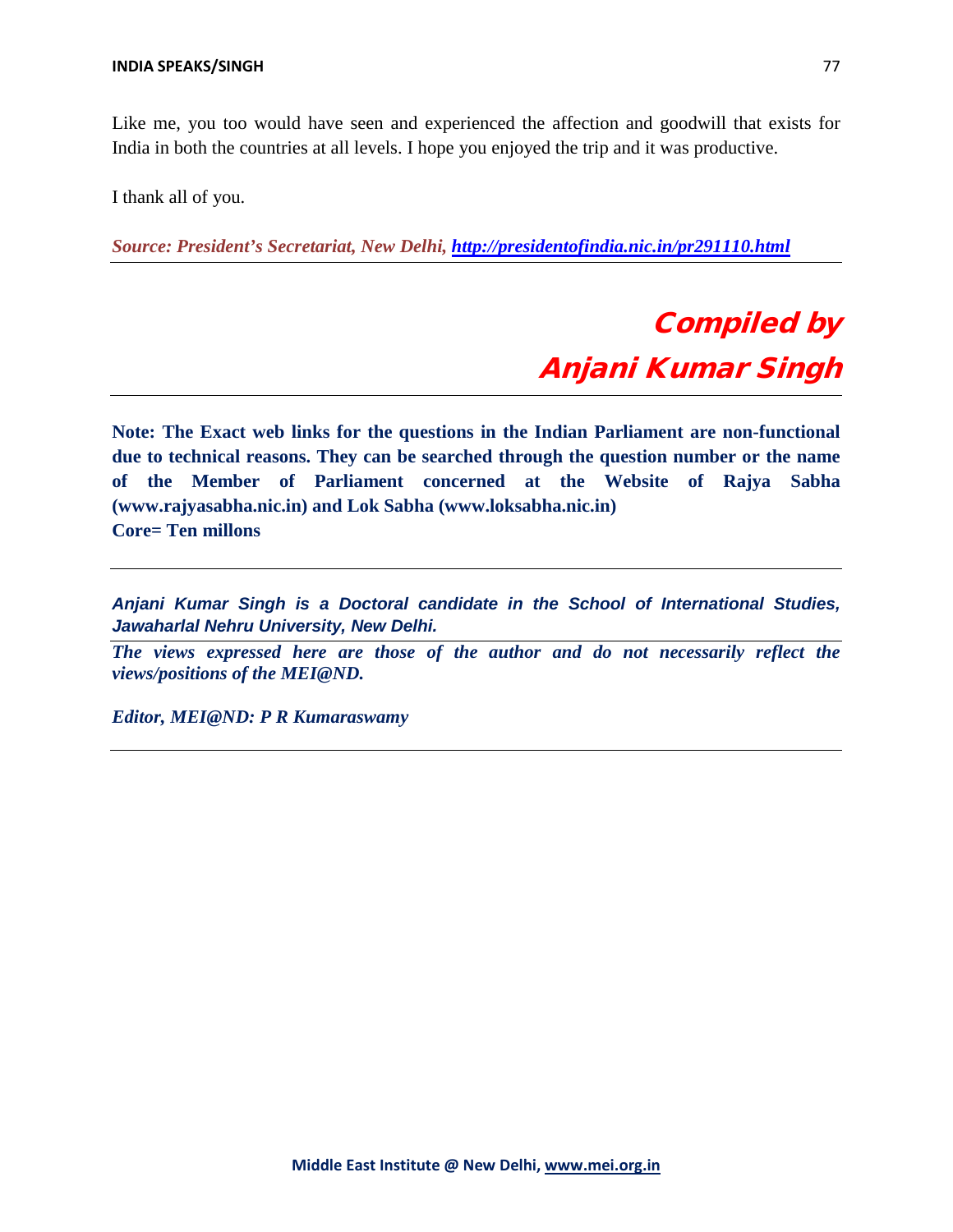Like me, you too would have seen and experienced the affection and goodwill that exists for India in both the countries at all levels. I hope you enjoyed the trip and it was productive.

I thank all of you.

***Source: President's Secretariat, New Delhi, http://presidentofindia.nic.in/pr291110.html***

---

## *Compiled by*
## *Anjani Kumar Singh*

---

**Note: The Exact web links for the questions in the Indian Parliament are non-functional due to technical reasons. They can be searched through the question number or the name of the Member of Parliament concerned at the Website of Rajya Sabha (www.rajyasabha.nic.in) and Lok Sabha (www.loksabha.nic.in)**
**Core= Ten millons**

---

***Anjani Kumar Singh is a Doctoral candidate in the School of International Studies, Jawaharlal Nehru University, New Delhi.***

***The views expressed here are those of the author and do not necessarily reflect the views/positions of the MEI@ND.***

***Editor, MEI@ND: P R Kumaraswamy***